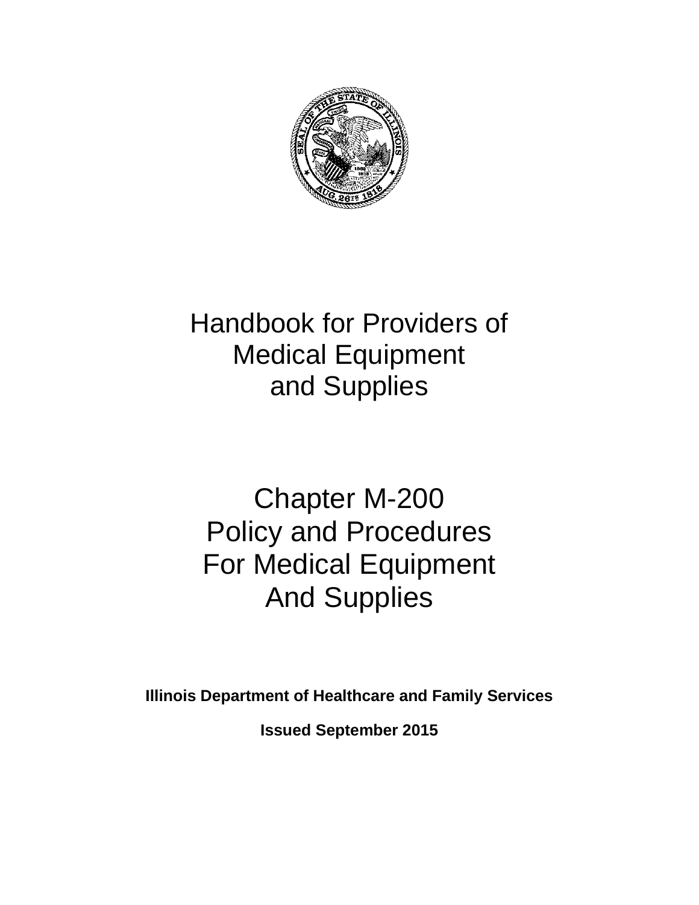# Handbook for Providers of Medical Equipment and Supplies

# Chapter M-200 Policy and Procedures For Medical Equipment And Supplies

**Illinois Department of Healthcare and Family Services**

**Issued September 2015**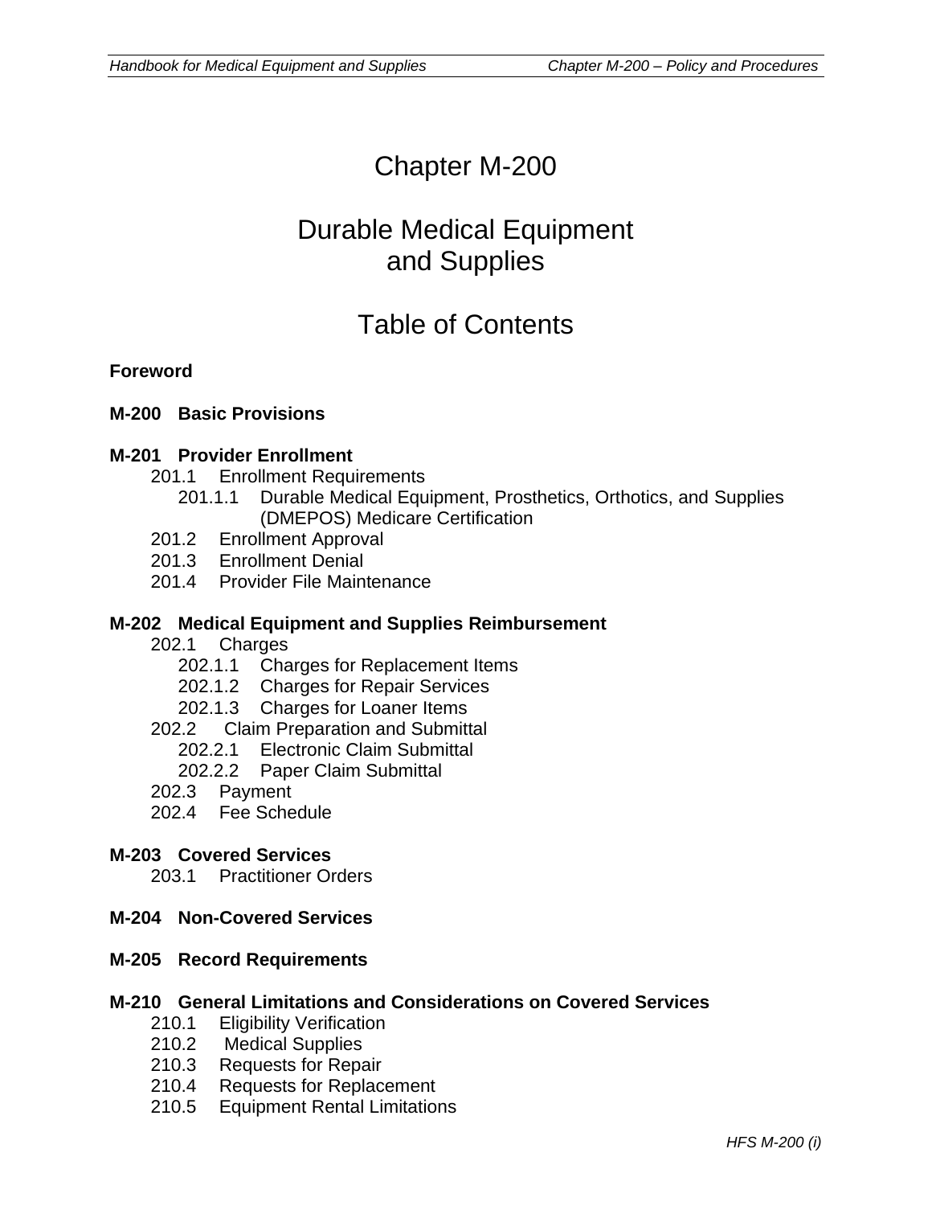# Chapter M-200

# Durable Medical Equipment and Supplies

# Table of Contents

**Foreword**

**M-200 Basic Provisions**

**M-201 Provider Enrollment**

- 201.1 Enrollment Requirements
  - 201.1.1 Durable Medical Equipment, Prosthetics, Orthotics, and Supplies (DMEPOS) Medicare Certification
- 201.2 Enrollment Approval
- 201.3 Enrollment Denial
- 201.4 Provider File Maintenance

**M-202 Medical Equipment and Supplies Reimbursement**

- 202.1 Charges
  - 202.1.1 Charges for Replacement Items
  - 202.1.2 Charges for Repair Services
  - 202.1.3 Charges for Loaner Items
- 202.2 Claim Preparation and Submittal
  - 202.2.1 Electronic Claim Submittal
  - 202.2.2 Paper Claim Submittal
- 202.3 Payment
- 202.4 Fee Schedule

**M-203 Covered Services**

- 203.1 Practitioner Orders

**M-204 Non-Covered Services**

**M-205 Record Requirements**

**M-210 General Limitations and Considerations on Covered Services**

- 210.1 Eligibility Verification
- 210.2 Medical Supplies
- 210.3 Requests for Repair
- 210.4 Requests for Replacement
- 210.5 Equipment Rental Limitations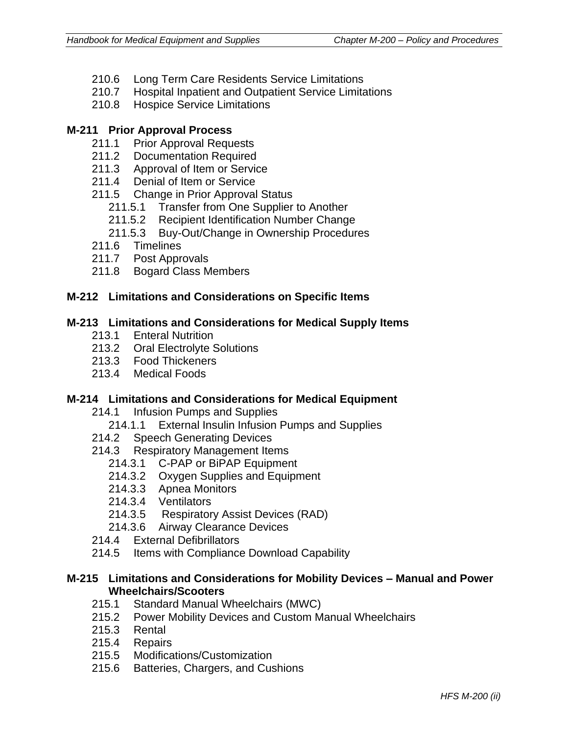- 210.6 Long Term Care Residents Service Limitations
- 210.7 Hospital Inpatient and Outpatient Service Limitations
- 210.8 Hospice Service Limitations

**M-211 Prior Approval Process**

- 211.1 Prior Approval Requests
- 211.2 Documentation Required
- 211.3 Approval of Item or Service
- 211.4 Denial of Item or Service
- 211.5 Change in Prior Approval Status
  - 211.5.1 Transfer from One Supplier to Another
  - 211.5.2 Recipient Identification Number Change
  - 211.5.3 Buy-Out/Change in Ownership Procedures
- 211.6 Timelines
- 211.7 Post Approvals
- 211.8 Bogard Class Members

**M-212 Limitations and Considerations on Specific Items**

**M-213 Limitations and Considerations for Medical Supply Items**

- 213.1 Enteral Nutrition
- 213.2 Oral Electrolyte Solutions
- 213.3 Food Thickeners
- 213.4 Medical Foods

**M-214 Limitations and Considerations for Medical Equipment**

- 214.1 Infusion Pumps and Supplies
  - 214.1.1 External Insulin Infusion Pumps and Supplies
- 214.2 Speech Generating Devices
- 214.3 Respiratory Management Items
  - 214.3.1 C-PAP or BiPAP Equipment
  - 214.3.2 Oxygen Supplies and Equipment
  - 214.3.3 Apnea Monitors
  - 214.3.4 Ventilators
  - 214.3.5 Respiratory Assist Devices (RAD)
  - 214.3.6 Airway Clearance Devices
- 214.4 External Defibrillators
- 214.5 Items with Compliance Download Capability

**M-215 Limitations and Considerations for Mobility Devices – Manual and Power Wheelchairs/Scooters**

- 215.1 Standard Manual Wheelchairs (MWC)
- 215.2 Power Mobility Devices and Custom Manual Wheelchairs
- 215.3 Rental
- 215.4 Repairs
- 215.5 Modifications/Customization
- 215.6 Batteries, Chargers, and Cushions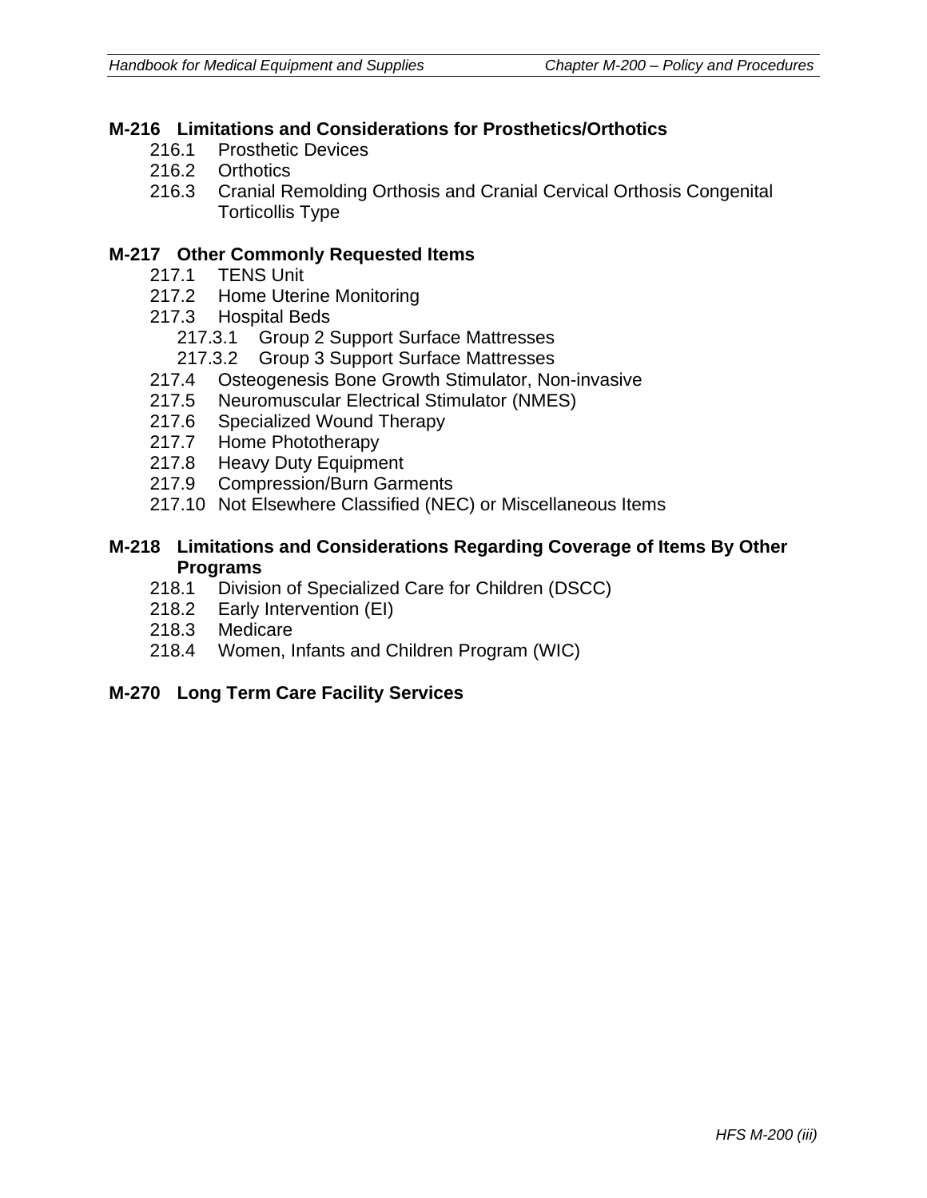**M-216 Limitations and Considerations for Prosthetics/Orthotics**

- 216.1 Prosthetic Devices
- 216.2 Orthotics
- 216.3 Cranial Remolding Orthosis and Cranial Cervical Orthosis Congenital Torticollis Type

**M-217 Other Commonly Requested Items**

- 217.1 TENS Unit
- 217.2 Home Uterine Monitoring
- 217.3 Hospital Beds
  - 217.3.1 Group 2 Support Surface Mattresses
  - 217.3.2 Group 3 Support Surface Mattresses
- 217.4 Osteogenesis Bone Growth Stimulator, Non-invasive
- 217.5 Neuromuscular Electrical Stimulator (NMES)
- 217.6 Specialized Wound Therapy
- 217.7 Home Phototherapy
- 217.8 Heavy Duty Equipment
- 217.9 Compression/Burn Garments
- 217.10 Not Elsewhere Classified (NEC) or Miscellaneous Items

**M-218 Limitations and Considerations Regarding Coverage of Items By Other Programs**

- 218.1 Division of Specialized Care for Children (DSCC)
- 218.2 Early Intervention (EI)
- 218.3 Medicare
- 218.4 Women, Infants and Children Program (WIC)

**M-270 Long Term Care Facility Services**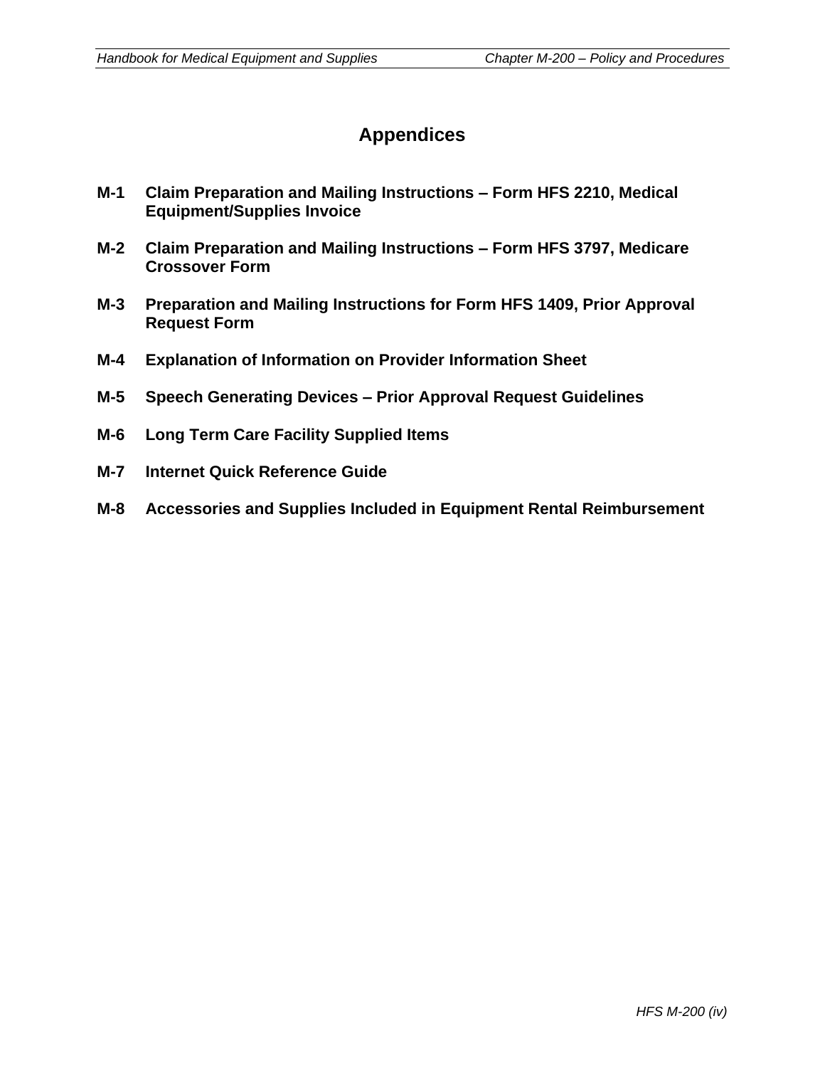# Appendices

**M-1 Claim Preparation and Mailing Instructions – Form HFS 2210, Medical Equipment/Supplies Invoice**

**M-2 Claim Preparation and Mailing Instructions – Form HFS 3797, Medicare Crossover Form**

**M-3 Preparation and Mailing Instructions for Form HFS 1409, Prior Approval Request Form**

**M-4 Explanation of Information on Provider Information Sheet**

**M-5 Speech Generating Devices – Prior Approval Request Guidelines**

**M-6 Long Term Care Facility Supplied Items**

**M-7 Internet Quick Reference Guide**

**M-8 Accessories and Supplies Included in Equipment Rental Reimbursement**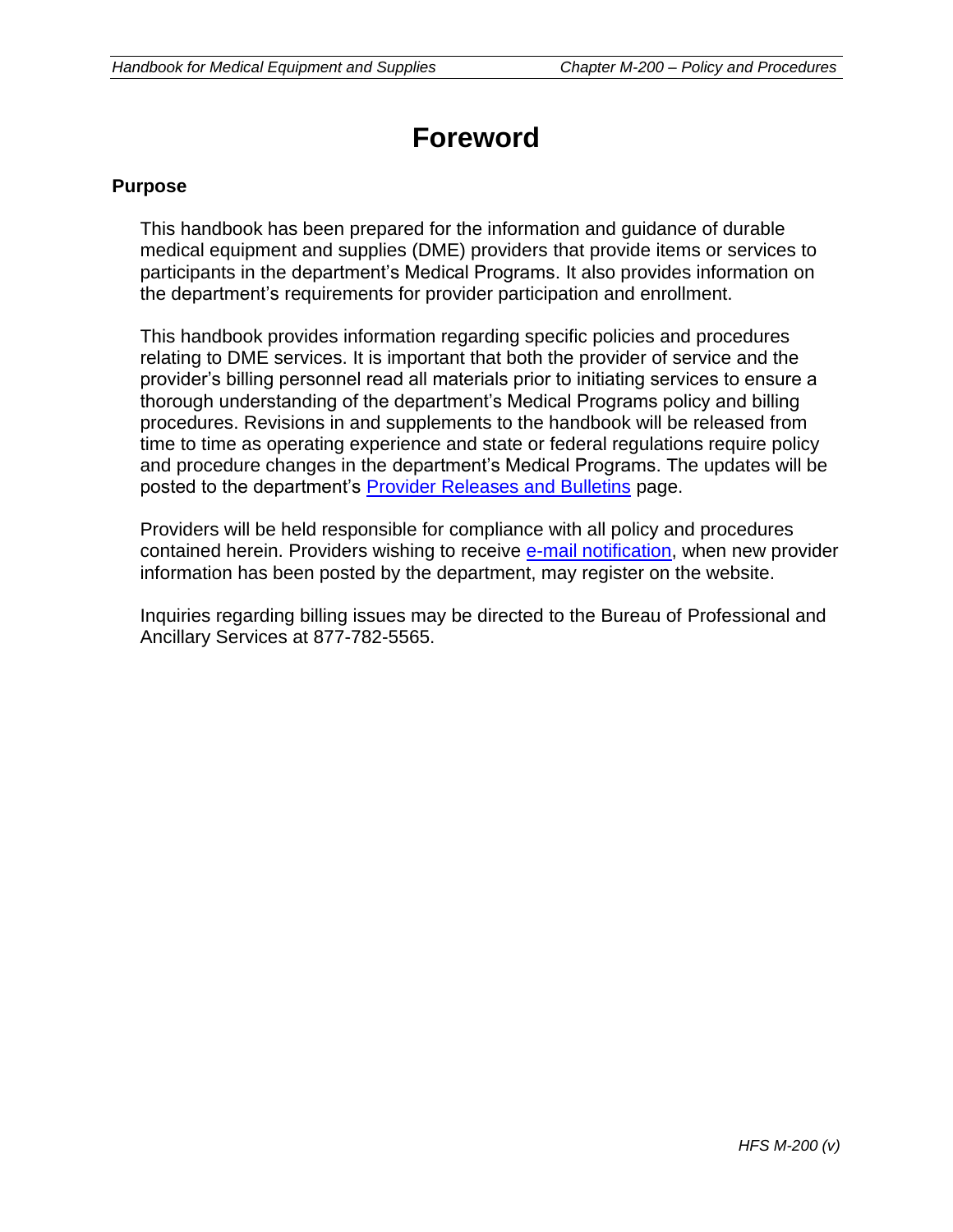# Foreword

## Purpose

This handbook has been prepared for the information and guidance of durable medical equipment and supplies (DME) providers that provide items or services to participants in the department's Medical Programs. It also provides information on the department's requirements for provider participation and enrollment.

This handbook provides information regarding specific policies and procedures relating to DME services. It is important that both the provider of service and the provider's billing personnel read all materials prior to initiating services to ensure a thorough understanding of the department's Medical Programs policy and billing procedures. Revisions in and supplements to the handbook will be released from time to time as operating experience and state or federal regulations require policy and procedure changes in the department's Medical Programs. The updates will be posted to the department's Provider Releases and Bulletins page.

Providers will be held responsible for compliance with all policy and procedures contained herein. Providers wishing to receive e-mail notification, when new provider information has been posted by the department, may register on the website.

Inquiries regarding billing issues may be directed to the Bureau of Professional and Ancillary Services at 877-782-5565.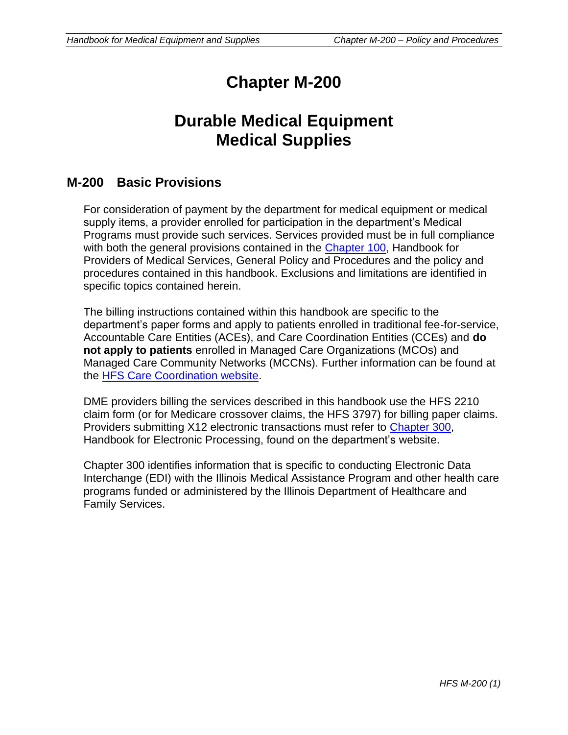# Chapter M-200

# Durable Medical Equipment Medical Supplies

## M-200 Basic Provisions

For consideration of payment by the department for medical equipment or medical supply items, a provider enrolled for participation in the department's Medical Programs must provide such services. Services provided must be in full compliance with both the general provisions contained in the Chapter 100, Handbook for Providers of Medical Services, General Policy and Procedures and the policy and procedures contained in this handbook. Exclusions and limitations are identified in specific topics contained herein.

The billing instructions contained within this handbook are specific to the department's paper forms and apply to patients enrolled in traditional fee-for-service, Accountable Care Entities (ACEs), and Care Coordination Entities (CCEs) and **do not apply to patients** enrolled in Managed Care Organizations (MCOs) and Managed Care Community Networks (MCCNs). Further information can be found at the HFS Care Coordination website.

DME providers billing the services described in this handbook use the HFS 2210 claim form (or for Medicare crossover claims, the HFS 3797) for billing paper claims. Providers submitting X12 electronic transactions must refer to Chapter 300, Handbook for Electronic Processing, found on the department's website.

Chapter 300 identifies information that is specific to conducting Electronic Data Interchange (EDI) with the Illinois Medical Assistance Program and other health care programs funded or administered by the Illinois Department of Healthcare and Family Services.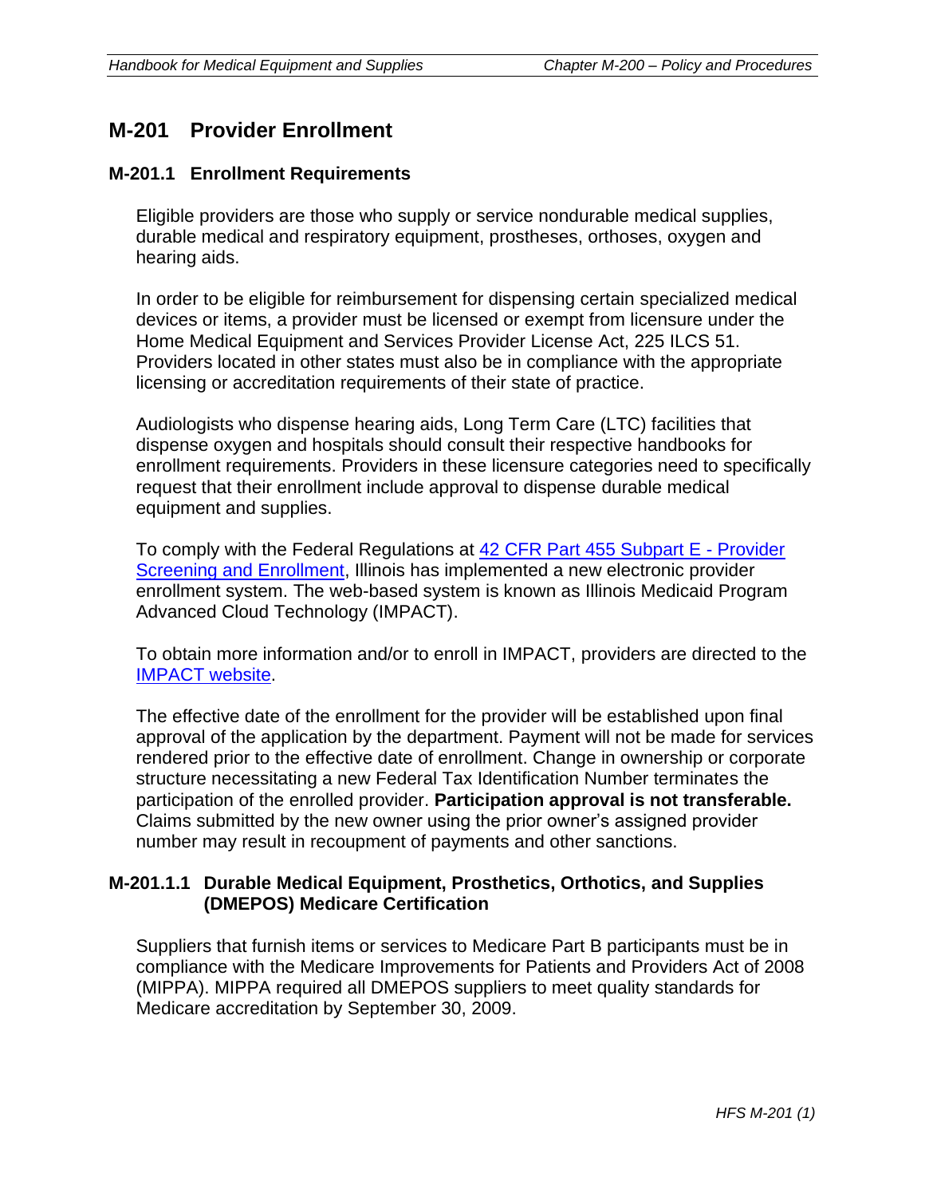# M-201 Provider Enrollment

## M-201.1 Enrollment Requirements

Eligible providers are those who supply or service nondurable medical supplies, durable medical and respiratory equipment, prostheses, orthoses, oxygen and hearing aids.

In order to be eligible for reimbursement for dispensing certain specialized medical devices or items, a provider must be licensed or exempt from licensure under the Home Medical Equipment and Services Provider License Act, 225 ILCS 51. Providers located in other states must also be in compliance with the appropriate licensing or accreditation requirements of their state of practice.

Audiologists who dispense hearing aids, Long Term Care (LTC) facilities that dispense oxygen and hospitals should consult their respective handbooks for enrollment requirements. Providers in these licensure categories need to specifically request that their enrollment include approval to dispense durable medical equipment and supplies.

To comply with the Federal Regulations at [42 CFR Part 455 Subpart E - Provider Screening and Enrollment](), Illinois has implemented a new electronic provider enrollment system. The web-based system is known as Illinois Medicaid Program Advanced Cloud Technology (IMPACT).

To obtain more information and/or to enroll in IMPACT, providers are directed to the [IMPACT website]().

The effective date of the enrollment for the provider will be established upon final approval of the application by the department. Payment will not be made for services rendered prior to the effective date of enrollment. Change in ownership or corporate structure necessitating a new Federal Tax Identification Number terminates the participation of the enrolled provider. **Participation approval is not transferable.** Claims submitted by the new owner using the prior owner's assigned provider number may result in recoupment of payments and other sanctions.

### M-201.1.1 Durable Medical Equipment, Prosthetics, Orthotics, and Supplies (DMEPOS) Medicare Certification

Suppliers that furnish items or services to Medicare Part B participants must be in compliance with the Medicare Improvements for Patients and Providers Act of 2008 (MIPPA). MIPPA required all DMEPOS suppliers to meet quality standards for Medicare accreditation by September 30, 2009.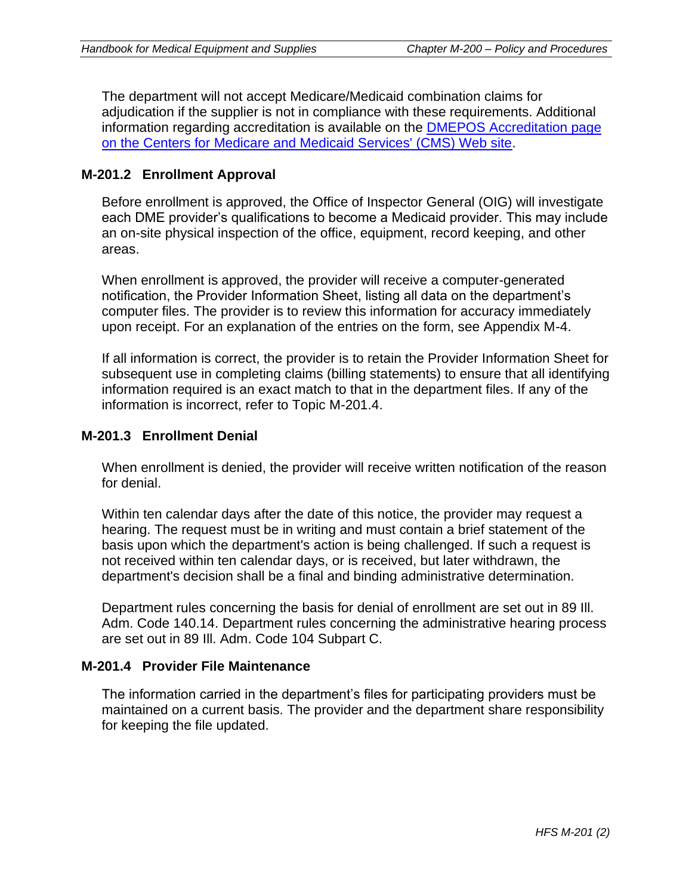The department will not accept Medicare/Medicaid combination claims for adjudication if the supplier is not in compliance with these requirements. Additional information regarding accreditation is available on the [DMEPOS Accreditation page on the Centers for Medicare and Medicaid Services' (CMS) Web site](#).

## M-201.2 Enrollment Approval

Before enrollment is approved, the Office of Inspector General (OIG) will investigate each DME provider's qualifications to become a Medicaid provider. This may include an on-site physical inspection of the office, equipment, record keeping, and other areas.

When enrollment is approved, the provider will receive a computer-generated notification, the Provider Information Sheet, listing all data on the department's computer files. The provider is to review this information for accuracy immediately upon receipt. For an explanation of the entries on the form, see Appendix M-4.

If all information is correct, the provider is to retain the Provider Information Sheet for subsequent use in completing claims (billing statements) to ensure that all identifying information required is an exact match to that in the department files. If any of the information is incorrect, refer to Topic M-201.4.

## M-201.3 Enrollment Denial

When enrollment is denied, the provider will receive written notification of the reason for denial.

Within ten calendar days after the date of this notice, the provider may request a hearing. The request must be in writing and must contain a brief statement of the basis upon which the department's action is being challenged. If such a request is not received within ten calendar days, or is received, but later withdrawn, the department's decision shall be a final and binding administrative determination.

Department rules concerning the basis for denial of enrollment are set out in 89 Ill. Adm. Code 140.14. Department rules concerning the administrative hearing process are set out in 89 Ill. Adm. Code 104 Subpart C.

## M-201.4 Provider File Maintenance

The information carried in the department's files for participating providers must be maintained on a current basis. The provider and the department share responsibility for keeping the file updated.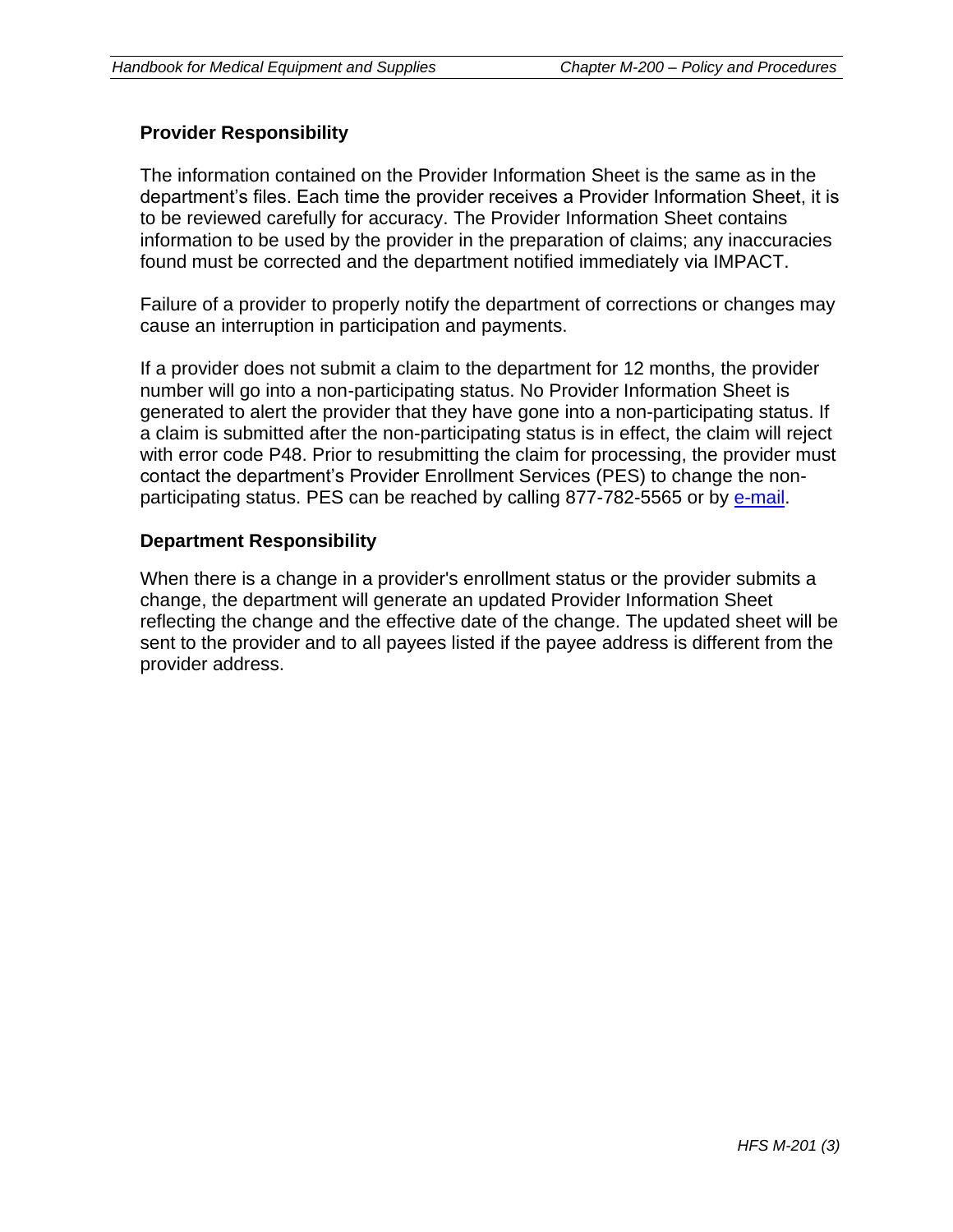### Provider Responsibility

The information contained on the Provider Information Sheet is the same as in the department's files. Each time the provider receives a Provider Information Sheet, it is to be reviewed carefully for accuracy. The Provider Information Sheet contains information to be used by the provider in the preparation of claims; any inaccuracies found must be corrected and the department notified immediately via IMPACT.

Failure of a provider to properly notify the department of corrections or changes may cause an interruption in participation and payments.

If a provider does not submit a claim to the department for 12 months, the provider number will go into a non-participating status. No Provider Information Sheet is generated to alert the provider that they have gone into a non-participating status. If a claim is submitted after the non-participating status is in effect, the claim will reject with error code P48. Prior to resubmitting the claim for processing, the provider must contact the department's Provider Enrollment Services (PES) to change the non-participating status. PES can be reached by calling 877-782-5565 or by e-mail.

### Department Responsibility

When there is a change in a provider's enrollment status or the provider submits a change, the department will generate an updated Provider Information Sheet reflecting the change and the effective date of the change. The updated sheet will be sent to the provider and to all payees listed if the payee address is different from the provider address.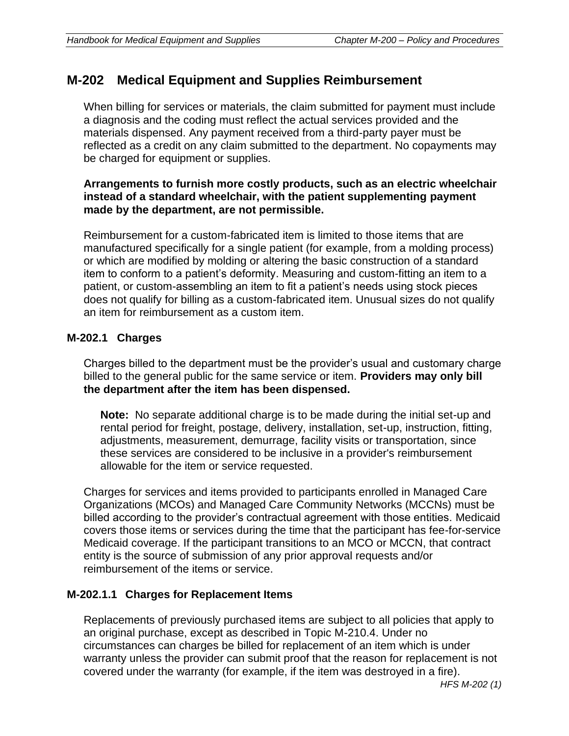## M-202 Medical Equipment and Supplies Reimbursement

When billing for services or materials, the claim submitted for payment must include a diagnosis and the coding must reflect the actual services provided and the materials dispensed. Any payment received from a third-party payer must be reflected as a credit on any claim submitted to the department. No copayments may be charged for equipment or supplies.

**Arrangements to furnish more costly products, such as an electric wheelchair instead of a standard wheelchair, with the patient supplementing payment made by the department, are not permissible.**

Reimbursement for a custom-fabricated item is limited to those items that are manufactured specifically for a single patient (for example, from a molding process) or which are modified by molding or altering the basic construction of a standard item to conform to a patient's deformity. Measuring and custom-fitting an item to a patient, or custom-assembling an item to fit a patient's needs using stock pieces does not qualify for billing as a custom-fabricated item. Unusual sizes do not qualify an item for reimbursement as a custom item.

### M-202.1 Charges

Charges billed to the department must be the provider's usual and customary charge billed to the general public for the same service or item. **Providers may only bill the department after the item has been dispensed.**

> **Note:** No separate additional charge is to be made during the initial set-up and rental period for freight, postage, delivery, installation, set-up, instruction, fitting, adjustments, measurement, demurrage, facility visits or transportation, since these services are considered to be inclusive in a provider's reimbursement allowable for the item or service requested.

Charges for services and items provided to participants enrolled in Managed Care Organizations (MCOs) and Managed Care Community Networks (MCCNs) must be billed according to the provider's contractual agreement with those entities. Medicaid covers those items or services during the time that the participant has fee-for-service Medicaid coverage. If the participant transitions to an MCO or MCCN, that contract entity is the source of submission of any prior approval requests and/or reimbursement of the items or service.

#### M-202.1.1 Charges for Replacement Items

Replacements of previously purchased items are subject to all policies that apply to an original purchase, except as described in Topic M-210.4. Under no circumstances can charges be billed for replacement of an item which is under warranty unless the provider can submit proof that the reason for replacement is not covered under the warranty (for example, if the item was destroyed in a fire).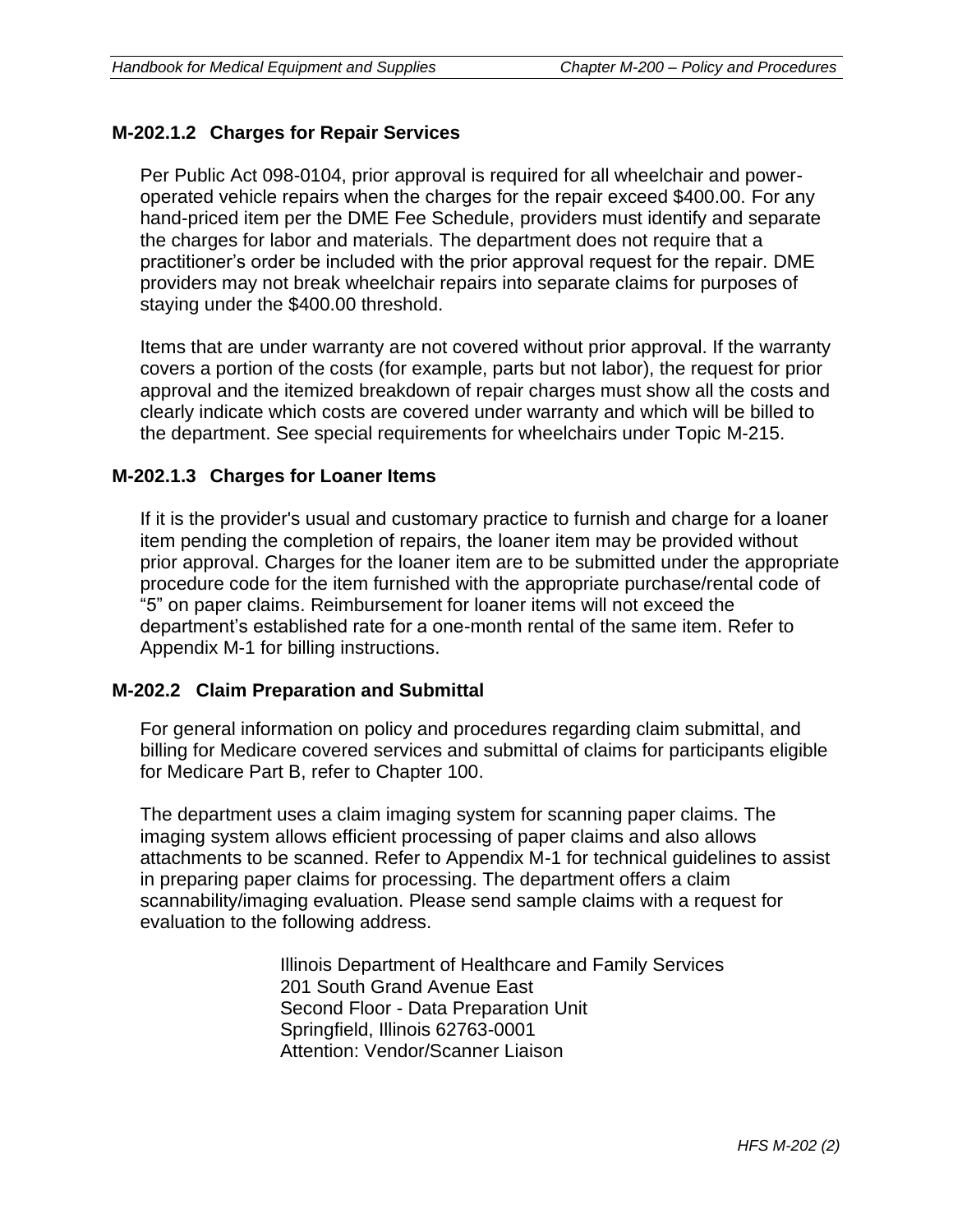### M-202.1.2 Charges for Repair Services

Per Public Act 098-0104, prior approval is required for all wheelchair and power-operated vehicle repairs when the charges for the repair exceed $400.00. For any hand-priced item per the DME Fee Schedule, providers must identify and separate the charges for labor and materials. The department does not require that a practitioner's order be included with the prior approval request for the repair. DME providers may not break wheelchair repairs into separate claims for purposes of staying under the $400.00 threshold.

Items that are under warranty are not covered without prior approval. If the warranty covers a portion of the costs (for example, parts but not labor), the request for prior approval and the itemized breakdown of repair charges must show all the costs and clearly indicate which costs are covered under warranty and which will be billed to the department. See special requirements for wheelchairs under Topic M-215.

### M-202.1.3 Charges for Loaner Items

If it is the provider's usual and customary practice to furnish and charge for a loaner item pending the completion of repairs, the loaner item may be provided without prior approval. Charges for the loaner item are to be submitted under the appropriate procedure code for the item furnished with the appropriate purchase/rental code of "5" on paper claims. Reimbursement for loaner items will not exceed the department's established rate for a one-month rental of the same item. Refer to Appendix M-1 for billing instructions.

### M-202.2 Claim Preparation and Submittal

For general information on policy and procedures regarding claim submittal, and billing for Medicare covered services and submittal of claims for participants eligible for Medicare Part B, refer to Chapter 100.

The department uses a claim imaging system for scanning paper claims. The imaging system allows efficient processing of paper claims and also allows attachments to be scanned. Refer to Appendix M-1 for technical guidelines to assist in preparing paper claims for processing. The department offers a claim scannability/imaging evaluation. Please send sample claims with a request for evaluation to the following address.

Illinois Department of Healthcare and Family Services
201 South Grand Avenue East
Second Floor - Data Preparation Unit
Springfield, Illinois 62763-0001
Attention: Vendor/Scanner Liaison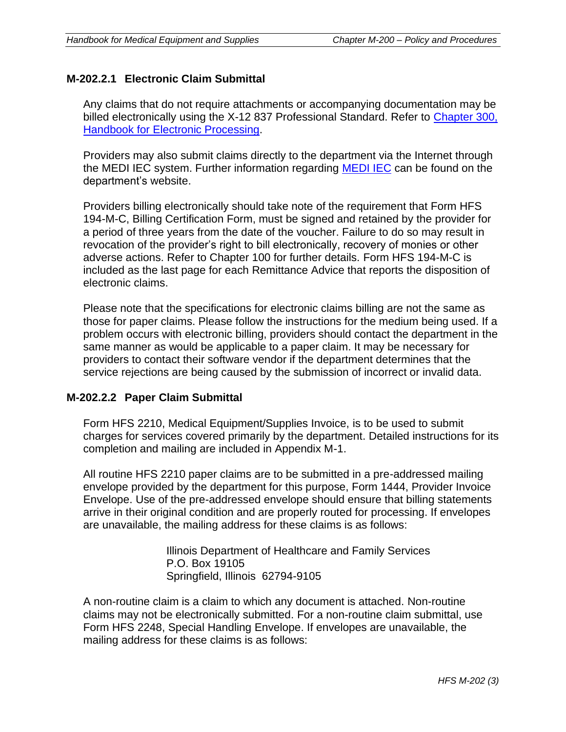### M-202.2.1 Electronic Claim Submittal

Any claims that do not require attachments or accompanying documentation may be billed electronically using the X-12 837 Professional Standard. Refer to [Chapter 300, Handbook for Electronic Processing](#).

Providers may also submit claims directly to the department via the Internet through the MEDI IEC system. Further information regarding [MEDI IEC](#) can be found on the department's website.

Providers billing electronically should take note of the requirement that Form HFS 194-M-C, Billing Certification Form, must be signed and retained by the provider for a period of three years from the date of the voucher. Failure to do so may result in revocation of the provider's right to bill electronically, recovery of monies or other adverse actions. Refer to Chapter 100 for further details. Form HFS 194-M-C is included as the last page for each Remittance Advice that reports the disposition of electronic claims.

Please note that the specifications for electronic claims billing are not the same as those for paper claims. Please follow the instructions for the medium being used. If a problem occurs with electronic billing, providers should contact the department in the same manner as would be applicable to a paper claim. It may be necessary for providers to contact their software vendor if the department determines that the service rejections are being caused by the submission of incorrect or invalid data.

### M-202.2.2 Paper Claim Submittal

Form HFS 2210, Medical Equipment/Supplies Invoice, is to be used to submit charges for services covered primarily by the department. Detailed instructions for its completion and mailing are included in Appendix M-1.

All routine HFS 2210 paper claims are to be submitted in a pre-addressed mailing envelope provided by the department for this purpose, Form 1444, Provider Invoice Envelope. Use of the pre-addressed envelope should ensure that billing statements arrive in their original condition and are properly routed for processing. If envelopes are unavailable, the mailing address for these claims is as follows:

Illinois Department of Healthcare and Family Services
P.O. Box 19105
Springfield, Illinois 62794-9105

A non-routine claim is a claim to which any document is attached. Non-routine claims may not be electronically submitted. For a non-routine claim submittal, use Form HFS 2248, Special Handling Envelope. If envelopes are unavailable, the mailing address for these claims is as follows: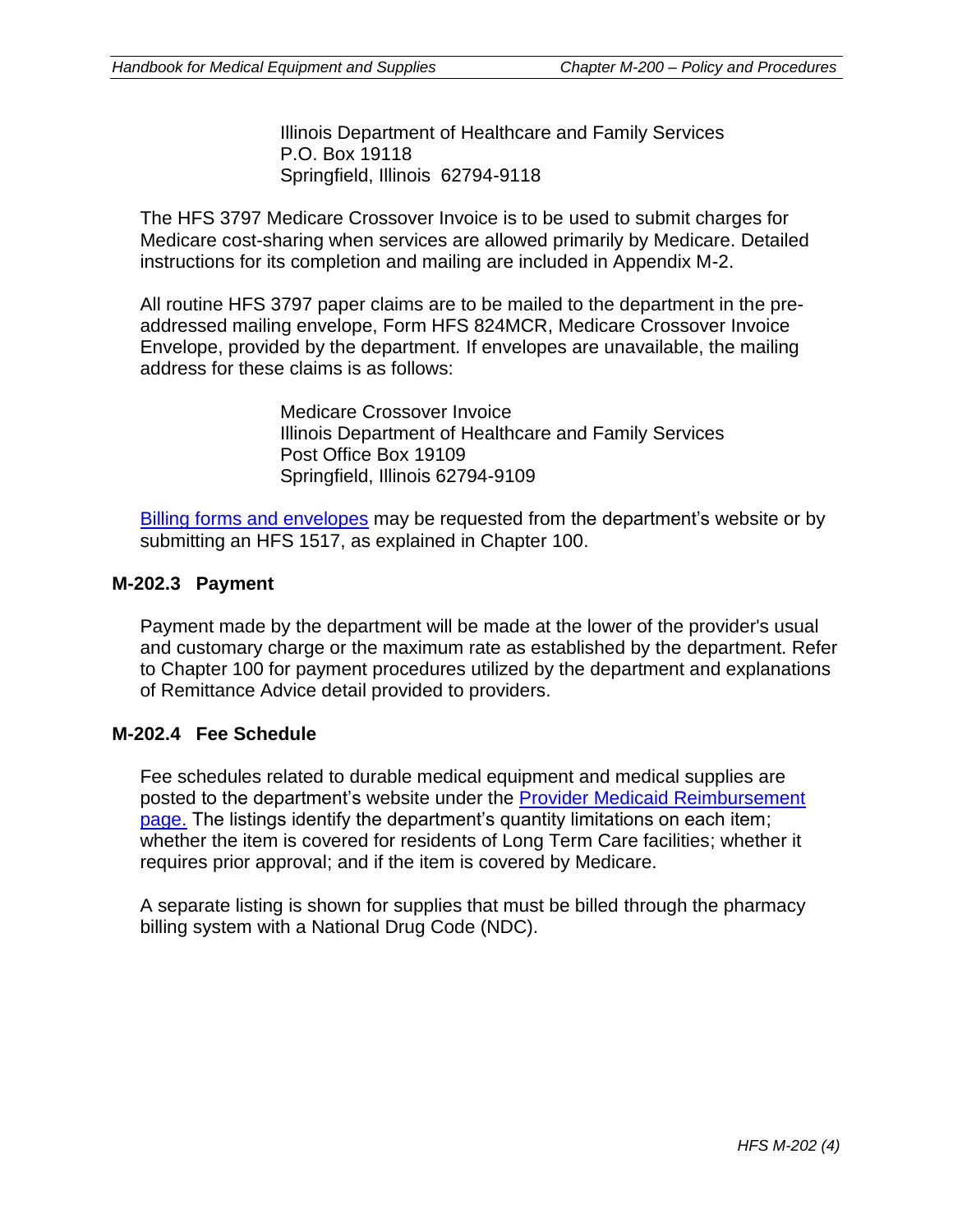Illinois Department of Healthcare and Family Services
P.O. Box 19118
Springfield, Illinois 62794-9118

The HFS 3797 Medicare Crossover Invoice is to be used to submit charges for Medicare cost-sharing when services are allowed primarily by Medicare. Detailed instructions for its completion and mailing are included in Appendix M-2.

All routine HFS 3797 paper claims are to be mailed to the department in the pre-addressed mailing envelope, Form HFS 824MCR, Medicare Crossover Invoice Envelope, provided by the department. If envelopes are unavailable, the mailing address for these claims is as follows:

Medicare Crossover Invoice
Illinois Department of Healthcare and Family Services
Post Office Box 19109
Springfield, Illinois 62794-9109

Billing forms and envelopes may be requested from the department's website or by submitting an HFS 1517, as explained in Chapter 100.

### M-202.3 Payment

Payment made by the department will be made at the lower of the provider's usual and customary charge or the maximum rate as established by the department. Refer to Chapter 100 for payment procedures utilized by the department and explanations of Remittance Advice detail provided to providers.

### M-202.4 Fee Schedule

Fee schedules related to durable medical equipment and medical supplies are posted to the department's website under the Provider Medicaid Reimbursement page. The listings identify the department's quantity limitations on each item; whether the item is covered for residents of Long Term Care facilities; whether it requires prior approval; and if the item is covered by Medicare.

A separate listing is shown for supplies that must be billed through the pharmacy billing system with a National Drug Code (NDC).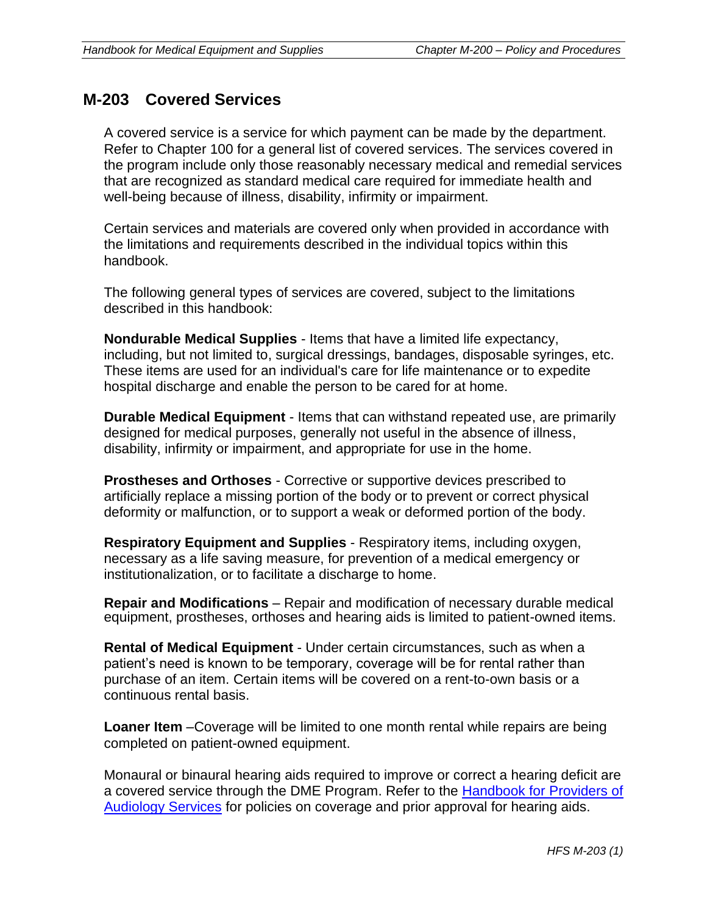## M-203 Covered Services

A covered service is a service for which payment can be made by the department. Refer to Chapter 100 for a general list of covered services. The services covered in the program include only those reasonably necessary medical and remedial services that are recognized as standard medical care required for immediate health and well-being because of illness, disability, infirmity or impairment.

Certain services and materials are covered only when provided in accordance with the limitations and requirements described in the individual topics within this handbook.

The following general types of services are covered, subject to the limitations described in this handbook:

**Nondurable Medical Supplies** - Items that have a limited life expectancy, including, but not limited to, surgical dressings, bandages, disposable syringes, etc. These items are used for an individual's care for life maintenance or to expedite hospital discharge and enable the person to be cared for at home.

**Durable Medical Equipment** - Items that can withstand repeated use, are primarily designed for medical purposes, generally not useful in the absence of illness, disability, infirmity or impairment, and appropriate for use in the home.

**Prostheses and Orthoses** - Corrective or supportive devices prescribed to artificially replace a missing portion of the body or to prevent or correct physical deformity or malfunction, or to support a weak or deformed portion of the body.

**Respiratory Equipment and Supplies** - Respiratory items, including oxygen, necessary as a life saving measure, for prevention of a medical emergency or institutionalization, or to facilitate a discharge to home.

**Repair and Modifications** – Repair and modification of necessary durable medical equipment, prostheses, orthoses and hearing aids is limited to patient-owned items.

**Rental of Medical Equipment** - Under certain circumstances, such as when a patient's need is known to be temporary, coverage will be for rental rather than purchase of an item. Certain items will be covered on a rent-to-own basis or a continuous rental basis.

**Loaner Item** –Coverage will be limited to one month rental while repairs are being completed on patient-owned equipment.

Monaural or binaural hearing aids required to improve or correct a hearing deficit are a covered service through the DME Program. Refer to the Handbook for Providers of Audiology Services for policies on coverage and prior approval for hearing aids.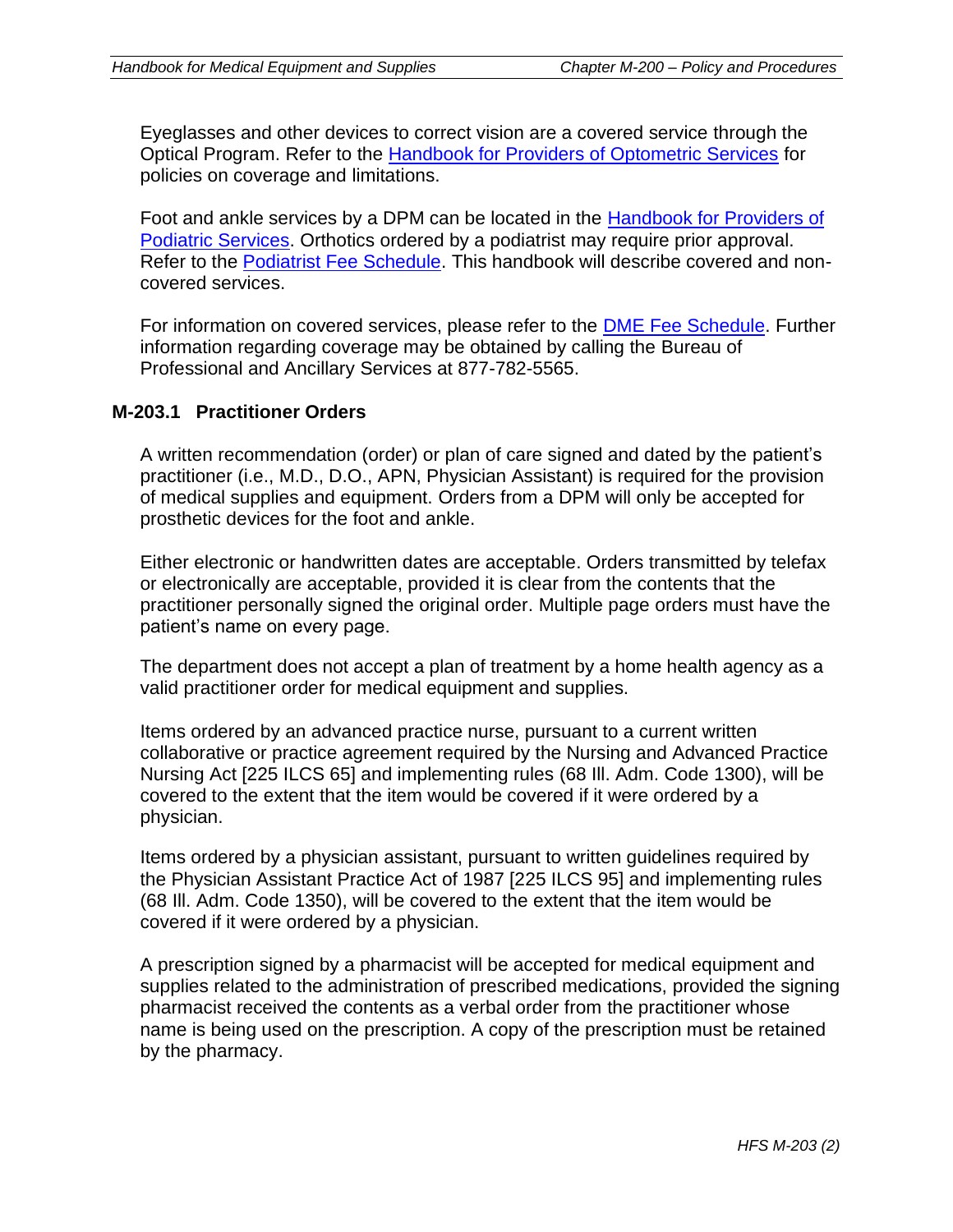Eyeglasses and other devices to correct vision are a covered service through the Optical Program. Refer to the Handbook for Providers of Optometric Services for policies on coverage and limitations.

Foot and ankle services by a DPM can be located in the Handbook for Providers of Podiatric Services. Orthotics ordered by a podiatrist may require prior approval. Refer to the Podiatrist Fee Schedule. This handbook will describe covered and non-covered services.

For information on covered services, please refer to the DME Fee Schedule. Further information regarding coverage may be obtained by calling the Bureau of Professional and Ancillary Services at 877-782-5565.

### M-203.1 Practitioner Orders

A written recommendation (order) or plan of care signed and dated by the patient's practitioner (i.e., M.D., D.O., APN, Physician Assistant) is required for the provision of medical supplies and equipment. Orders from a DPM will only be accepted for prosthetic devices for the foot and ankle.

Either electronic or handwritten dates are acceptable. Orders transmitted by telefax or electronically are acceptable, provided it is clear from the contents that the practitioner personally signed the original order. Multiple page orders must have the patient's name on every page.

The department does not accept a plan of treatment by a home health agency as a valid practitioner order for medical equipment and supplies.

Items ordered by an advanced practice nurse, pursuant to a current written collaborative or practice agreement required by the Nursing and Advanced Practice Nursing Act [225 ILCS 65] and implementing rules (68 Ill. Adm. Code 1300), will be covered to the extent that the item would be covered if it were ordered by a physician.

Items ordered by a physician assistant, pursuant to written guidelines required by the Physician Assistant Practice Act of 1987 [225 ILCS 95] and implementing rules (68 Ill. Adm. Code 1350), will be covered to the extent that the item would be covered if it were ordered by a physician.

A prescription signed by a pharmacist will be accepted for medical equipment and supplies related to the administration of prescribed medications, provided the signing pharmacist received the contents as a verbal order from the practitioner whose name is being used on the prescription. A copy of the prescription must be retained by the pharmacy.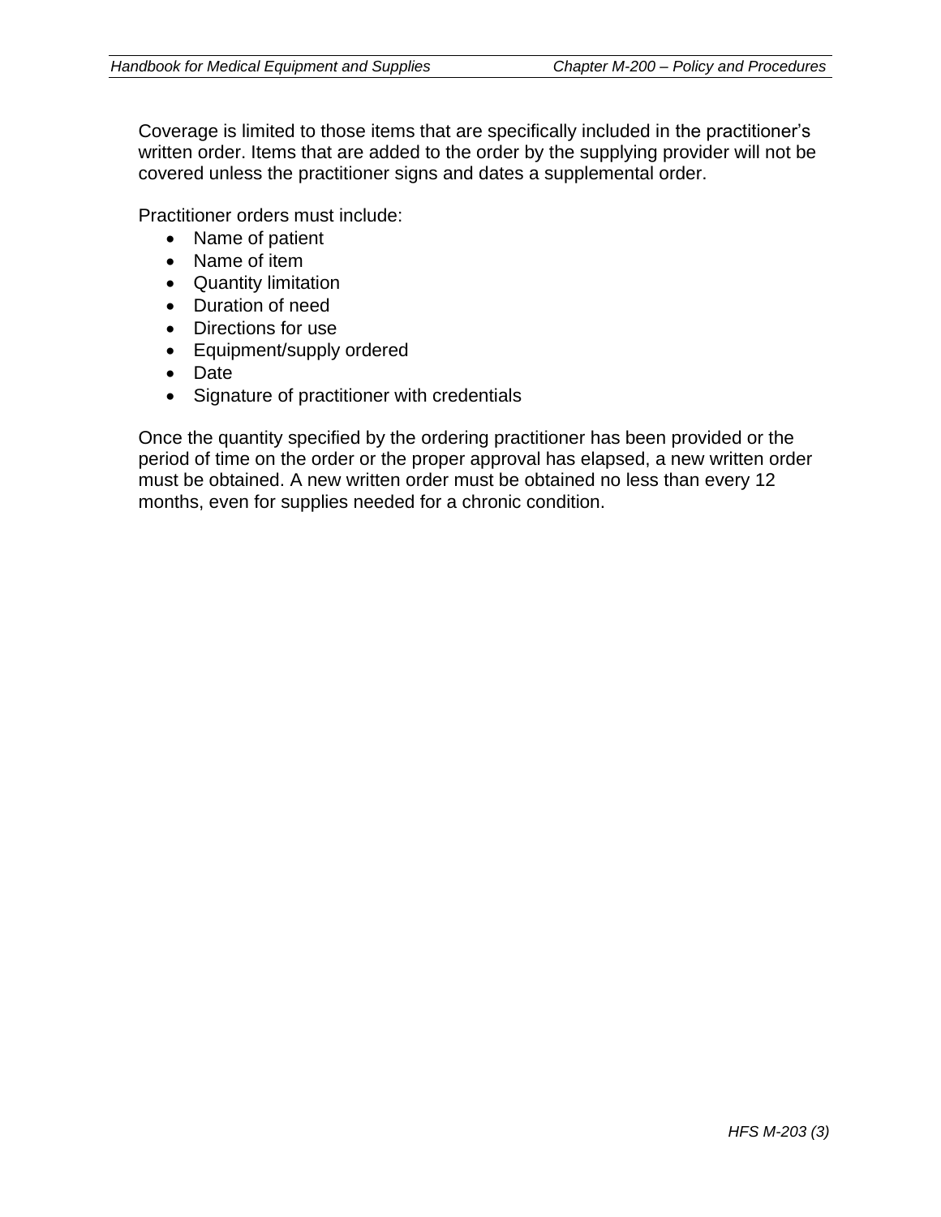Coverage is limited to those items that are specifically included in the practitioner's written order. Items that are added to the order by the supplying provider will not be covered unless the practitioner signs and dates a supplemental order.

Practitioner orders must include:

- Name of patient
- Name of item
- Quantity limitation
- Duration of need
- Directions for use
- Equipment/supply ordered
- Date
- Signature of practitioner with credentials

Once the quantity specified by the ordering practitioner has been provided or the period of time on the order or the proper approval has elapsed, a new written order must be obtained. A new written order must be obtained no less than every 12 months, even for supplies needed for a chronic condition.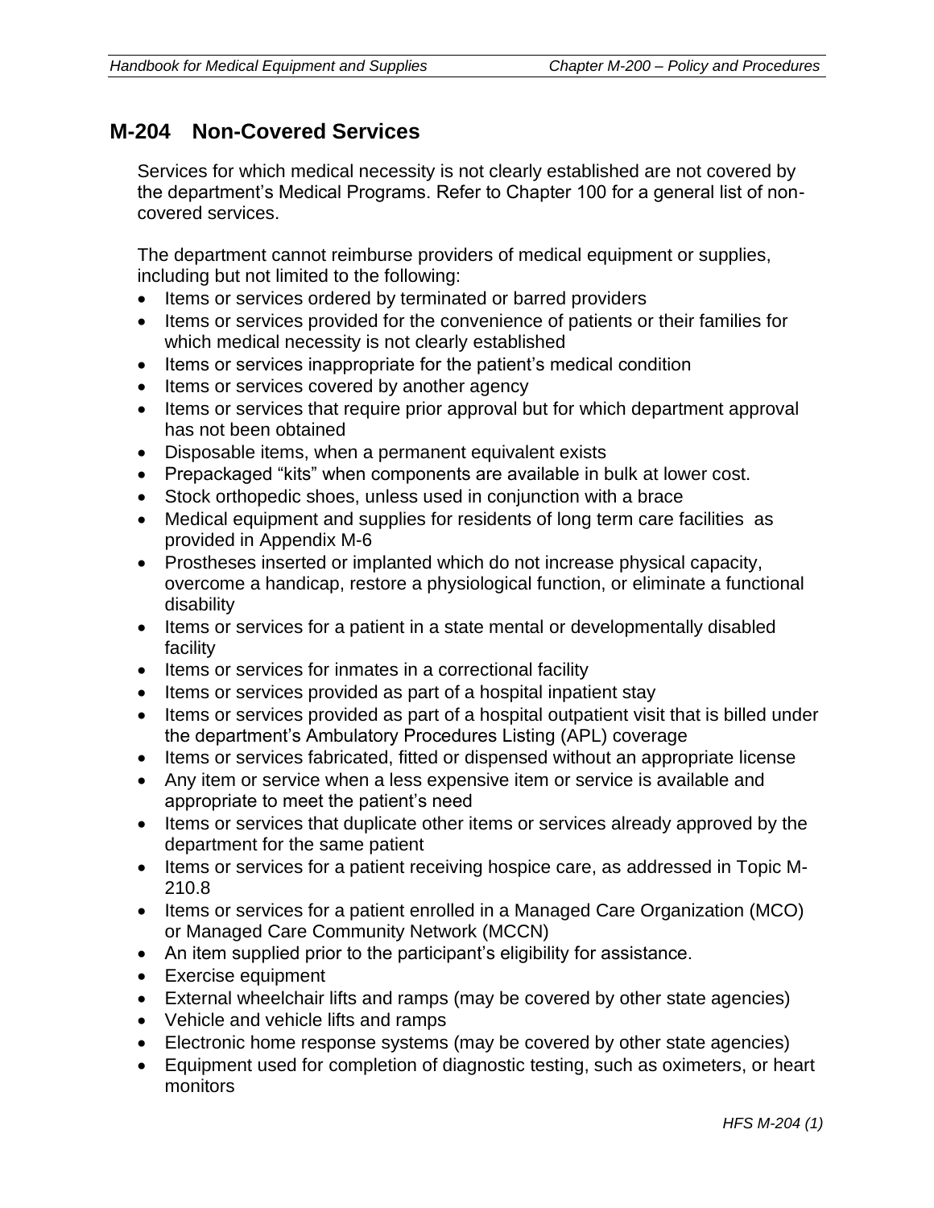## M-204 Non-Covered Services

Services for which medical necessity is not clearly established are not covered by the department's Medical Programs. Refer to Chapter 100 for a general list of non-covered services.

The department cannot reimburse providers of medical equipment or supplies, including but not limited to the following:

- Items or services ordered by terminated or barred providers
- Items or services provided for the convenience of patients or their families for which medical necessity is not clearly established
- Items or services inappropriate for the patient's medical condition
- Items or services covered by another agency
- Items or services that require prior approval but for which department approval has not been obtained
- Disposable items, when a permanent equivalent exists
- Prepackaged "kits" when components are available in bulk at lower cost.
- Stock orthopedic shoes, unless used in conjunction with a brace
- Medical equipment and supplies for residents of long term care facilities as provided in Appendix M-6
- Prostheses inserted or implanted which do not increase physical capacity, overcome a handicap, restore a physiological function, or eliminate a functional disability
- Items or services for a patient in a state mental or developmentally disabled facility
- Items or services for inmates in a correctional facility
- Items or services provided as part of a hospital inpatient stay
- Items or services provided as part of a hospital outpatient visit that is billed under the department's Ambulatory Procedures Listing (APL) coverage
- Items or services fabricated, fitted or dispensed without an appropriate license
- Any item or service when a less expensive item or service is available and appropriate to meet the patient's need
- Items or services that duplicate other items or services already approved by the department for the same patient
- Items or services for a patient receiving hospice care, as addressed in Topic M-210.8
- Items or services for a patient enrolled in a Managed Care Organization (MCO) or Managed Care Community Network (MCCN)
- An item supplied prior to the participant's eligibility for assistance.
- Exercise equipment
- External wheelchair lifts and ramps (may be covered by other state agencies)
- Vehicle and vehicle lifts and ramps
- Electronic home response systems (may be covered by other state agencies)
- Equipment used for completion of diagnostic testing, such as oximeters, or heart monitors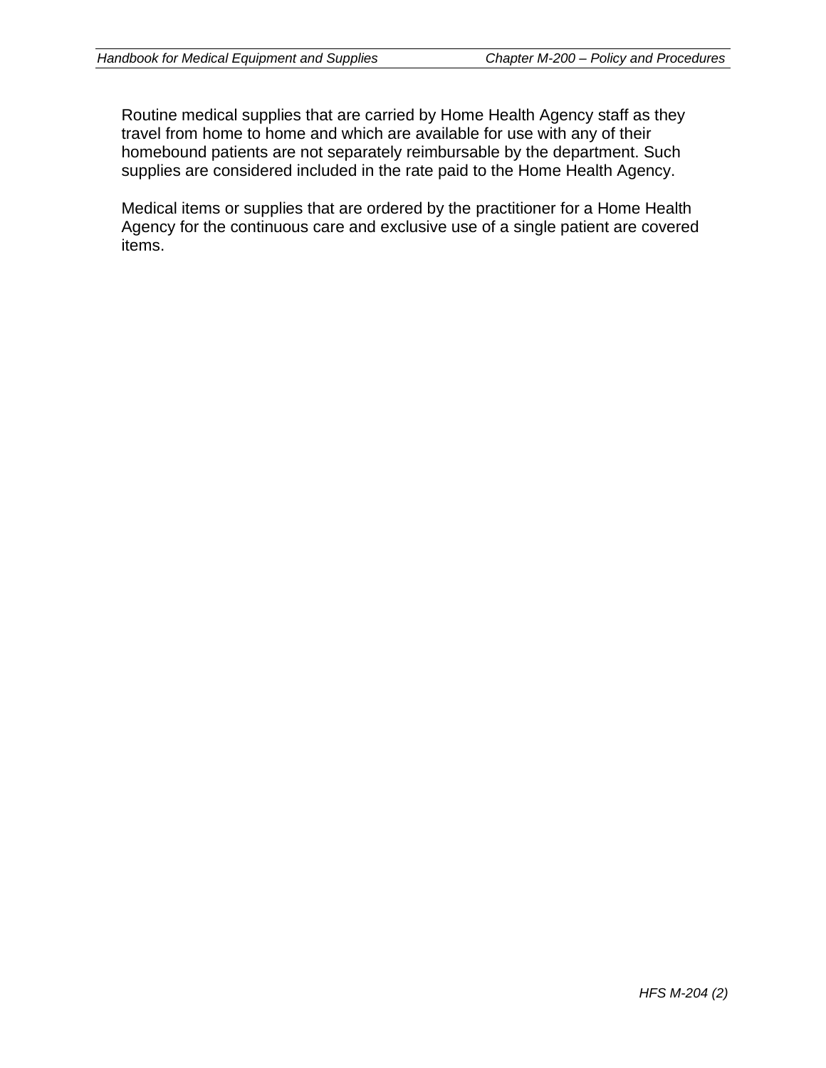Routine medical supplies that are carried by Home Health Agency staff as they travel from home to home and which are available for use with any of their homebound patients are not separately reimbursable by the department. Such supplies are considered included in the rate paid to the Home Health Agency.

Medical items or supplies that are ordered by the practitioner for a Home Health Agency for the continuous care and exclusive use of a single patient are covered items.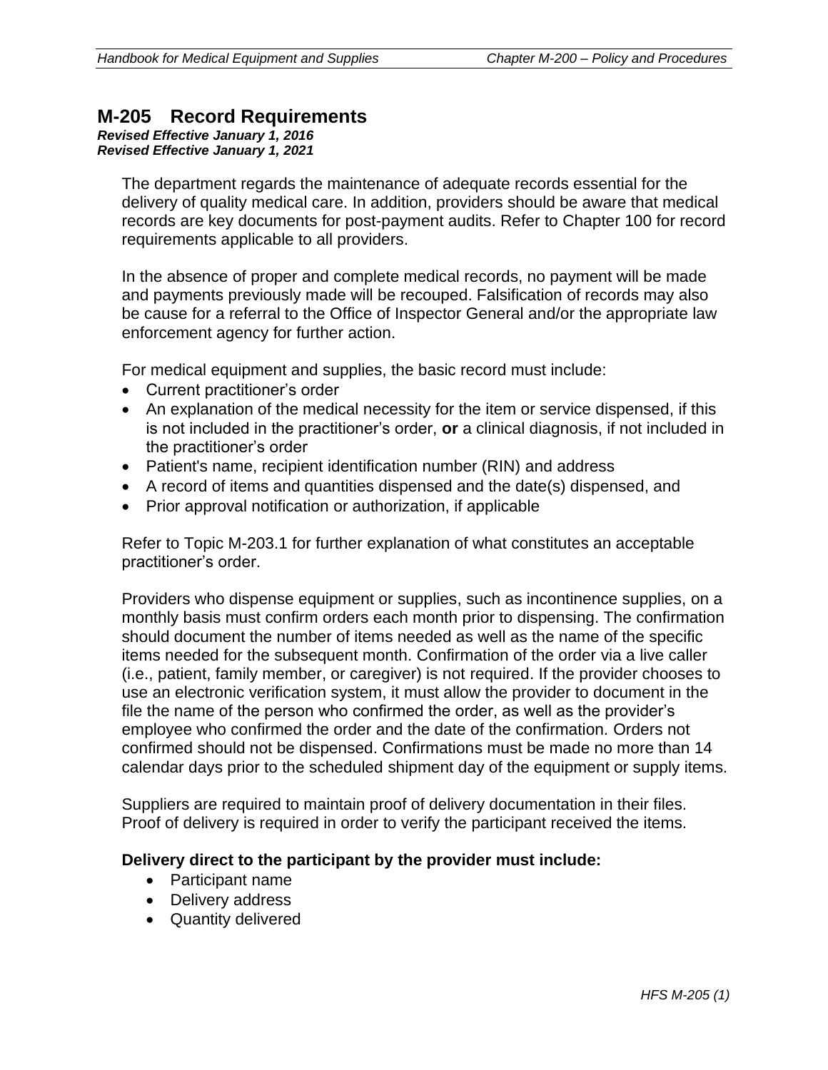# M-205 Record Requirements

***Revised Effective January 1, 2016***
***Revised Effective January 1, 2021***

The department regards the maintenance of adequate records essential for the delivery of quality medical care. In addition, providers should be aware that medical records are key documents for post-payment audits. Refer to Chapter 100 for record requirements applicable to all providers.

In the absence of proper and complete medical records, no payment will be made and payments previously made will be recouped. Falsification of records may also be cause for a referral to the Office of Inspector General and/or the appropriate law enforcement agency for further action.

For medical equipment and supplies, the basic record must include:

- Current practitioner's order
- An explanation of the medical necessity for the item or service dispensed, if this is not included in the practitioner's order, **or** a clinical diagnosis, if not included in the practitioner's order
- Patient's name, recipient identification number (RIN) and address
- A record of items and quantities dispensed and the date(s) dispensed, and
- Prior approval notification or authorization, if applicable

Refer to Topic M-203.1 for further explanation of what constitutes an acceptable practitioner's order.

Providers who dispense equipment or supplies, such as incontinence supplies, on a monthly basis must confirm orders each month prior to dispensing. The confirmation should document the number of items needed as well as the name of the specific items needed for the subsequent month. Confirmation of the order via a live caller (i.e., patient, family member, or caregiver) is not required. If the provider chooses to use an electronic verification system, it must allow the provider to document in the file the name of the person who confirmed the order, as well as the provider's employee who confirmed the order and the date of the confirmation. Orders not confirmed should not be dispensed. Confirmations must be made no more than 14 calendar days prior to the scheduled shipment day of the equipment or supply items.

Suppliers are required to maintain proof of delivery documentation in their files. Proof of delivery is required in order to verify the participant received the items.

**Delivery direct to the participant by the provider must include:**

- Participant name
- Delivery address
- Quantity delivered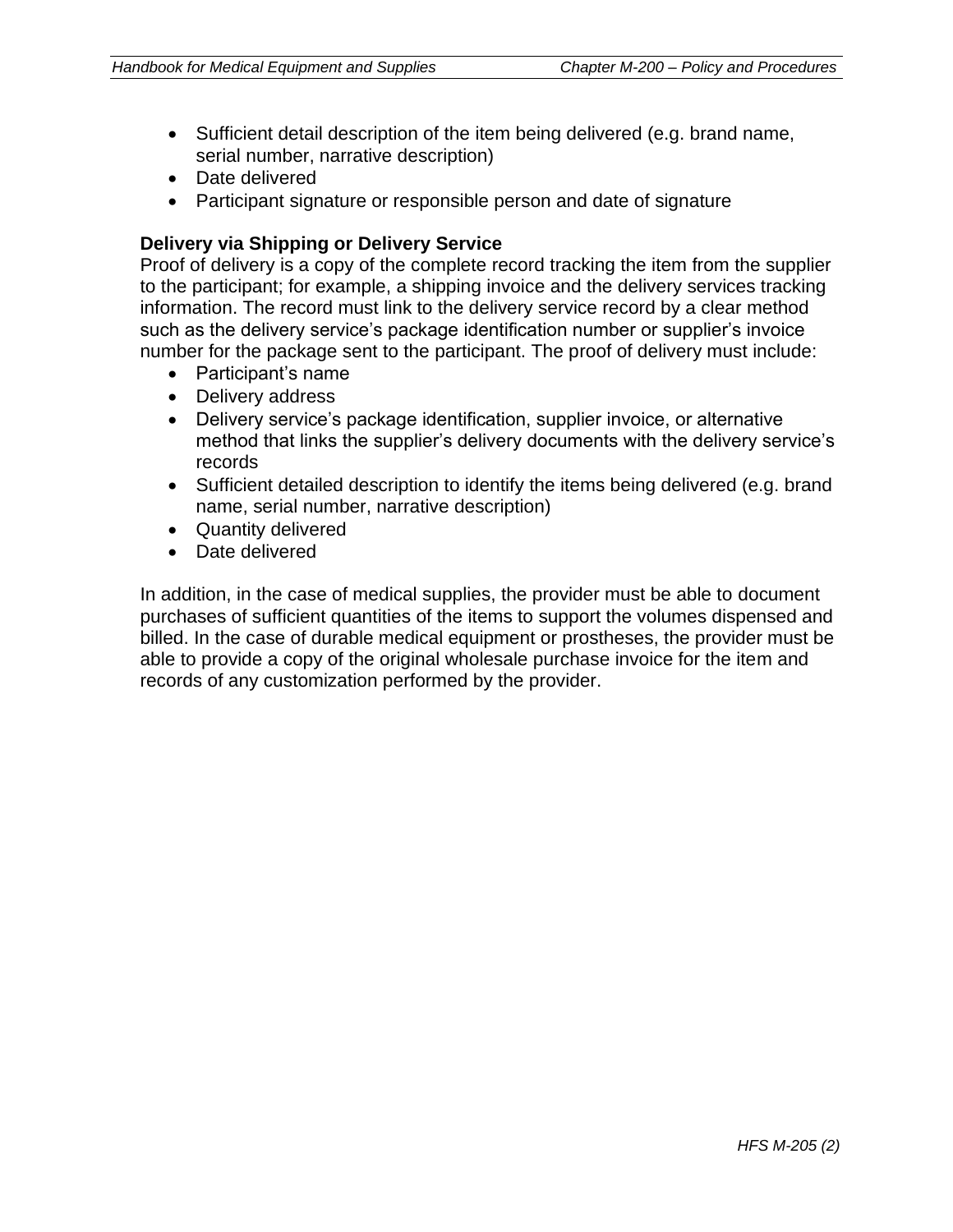- Sufficient detail description of the item being delivered (e.g. brand name, serial number, narrative description)
- Date delivered
- Participant signature or responsible person and date of signature

**Delivery via Shipping or Delivery Service**

Proof of delivery is a copy of the complete record tracking the item from the supplier to the participant; for example, a shipping invoice and the delivery services tracking information. The record must link to the delivery service record by a clear method such as the delivery service's package identification number or supplier's invoice number for the package sent to the participant. The proof of delivery must include:

- Participant's name
- Delivery address
- Delivery service's package identification, supplier invoice, or alternative method that links the supplier's delivery documents with the delivery service's records
- Sufficient detailed description to identify the items being delivered (e.g. brand name, serial number, narrative description)
- Quantity delivered
- Date delivered

In addition, in the case of medical supplies, the provider must be able to document purchases of sufficient quantities of the items to support the volumes dispensed and billed. In the case of durable medical equipment or prostheses, the provider must be able to provide a copy of the original wholesale purchase invoice for the item and records of any customization performed by the provider.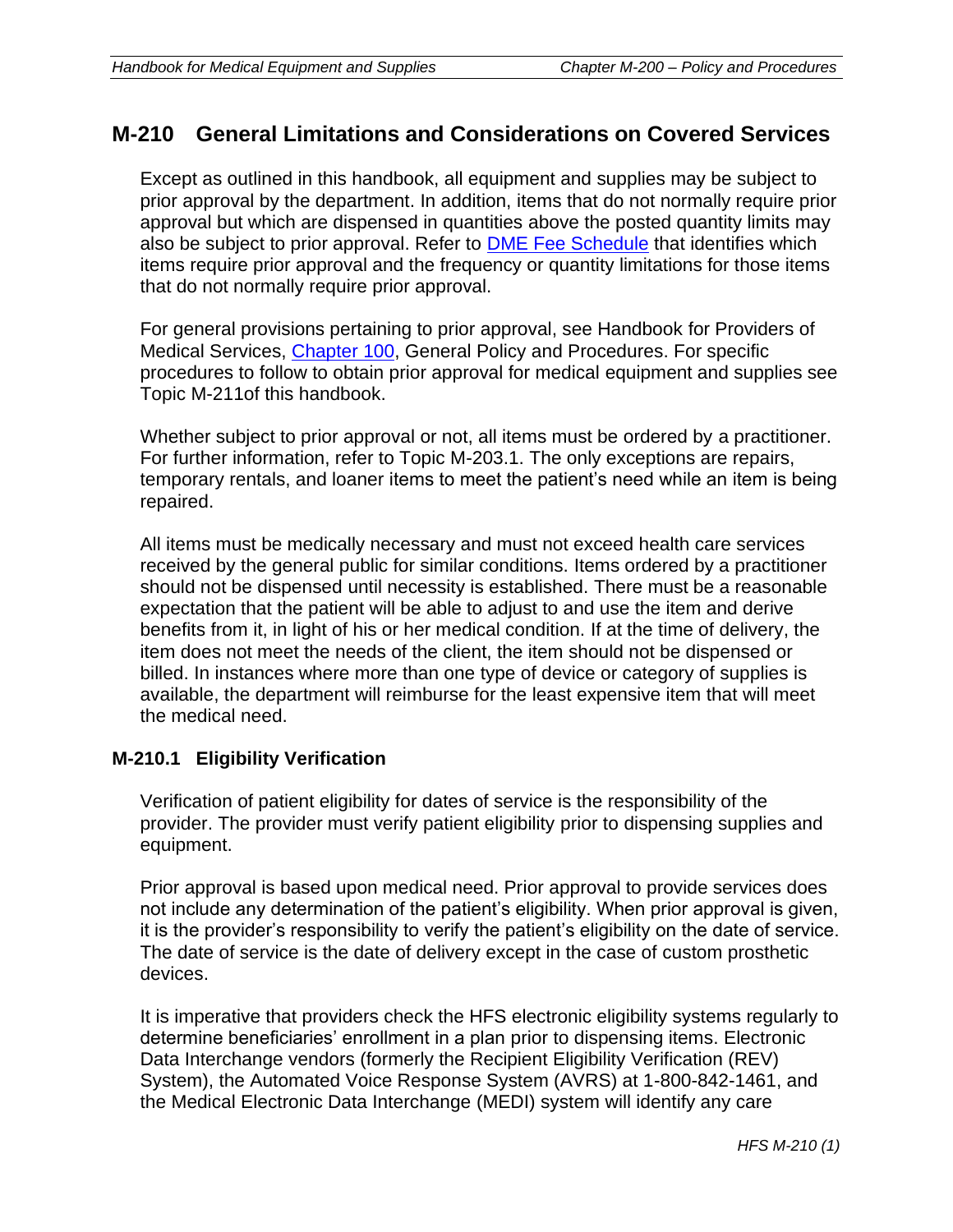## M-210 General Limitations and Considerations on Covered Services

Except as outlined in this handbook, all equipment and supplies may be subject to prior approval by the department. In addition, items that do not normally require prior approval but which are dispensed in quantities above the posted quantity limits may also be subject to prior approval. Refer to DME Fee Schedule that identifies which items require prior approval and the frequency or quantity limitations for those items that do not normally require prior approval.

For general provisions pertaining to prior approval, see Handbook for Providers of Medical Services, Chapter 100, General Policy and Procedures. For specific procedures to follow to obtain prior approval for medical equipment and supplies see Topic M-211of this handbook.

Whether subject to prior approval or not, all items must be ordered by a practitioner. For further information, refer to Topic M-203.1. The only exceptions are repairs, temporary rentals, and loaner items to meet the patient's need while an item is being repaired.

All items must be medically necessary and must not exceed health care services received by the general public for similar conditions. Items ordered by a practitioner should not be dispensed until necessity is established. There must be a reasonable expectation that the patient will be able to adjust to and use the item and derive benefits from it, in light of his or her medical condition. If at the time of delivery, the item does not meet the needs of the client, the item should not be dispensed or billed. In instances where more than one type of device or category of supplies is available, the department will reimburse for the least expensive item that will meet the medical need.

### M-210.1 Eligibility Verification

Verification of patient eligibility for dates of service is the responsibility of the provider. The provider must verify patient eligibility prior to dispensing supplies and equipment.

Prior approval is based upon medical need. Prior approval to provide services does not include any determination of the patient's eligibility. When prior approval is given, it is the provider's responsibility to verify the patient's eligibility on the date of service. The date of service is the date of delivery except in the case of custom prosthetic devices.

It is imperative that providers check the HFS electronic eligibility systems regularly to determine beneficiaries' enrollment in a plan prior to dispensing items. Electronic Data Interchange vendors (formerly the Recipient Eligibility Verification (REV) System), the Automated Voice Response System (AVRS) at 1-800-842-1461, and the Medical Electronic Data Interchange (MEDI) system will identify any care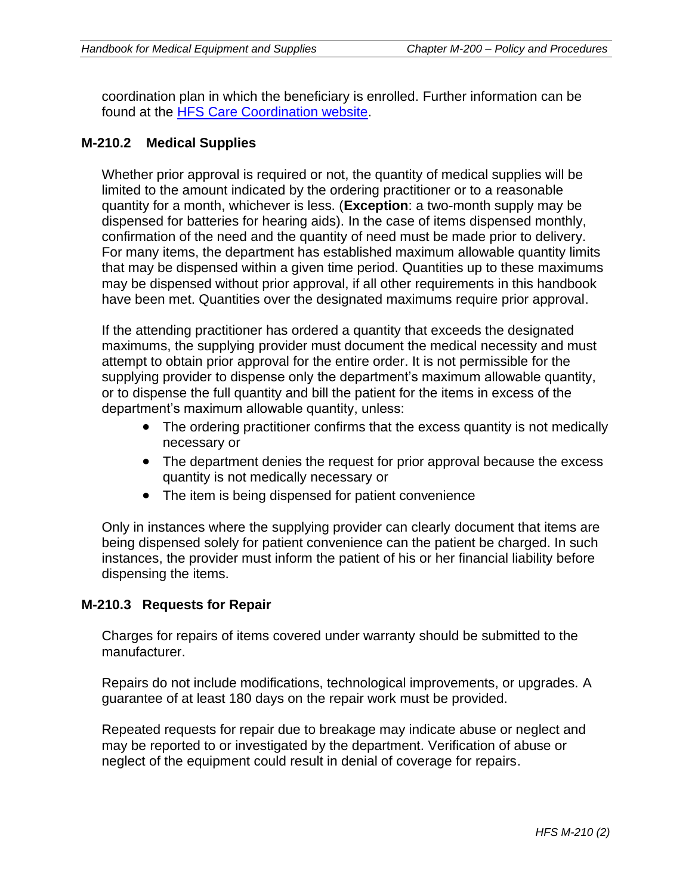coordination plan in which the beneficiary is enrolled. Further information can be found at the [HFS Care Coordination website](HFS Care Coordination website).

### M-210.2 Medical Supplies

Whether prior approval is required or not, the quantity of medical supplies will be limited to the amount indicated by the ordering practitioner or to a reasonable quantity for a month, whichever is less. (**Exception**: a two-month supply may be dispensed for batteries for hearing aids). In the case of items dispensed monthly, confirmation of the need and the quantity of need must be made prior to delivery. For many items, the department has established maximum allowable quantity limits that may be dispensed within a given time period. Quantities up to these maximums may be dispensed without prior approval, if all other requirements in this handbook have been met. Quantities over the designated maximums require prior approval.

If the attending practitioner has ordered a quantity that exceeds the designated maximums, the supplying provider must document the medical necessity and must attempt to obtain prior approval for the entire order. It is not permissible for the supplying provider to dispense only the department's maximum allowable quantity, or to dispense the full quantity and bill the patient for the items in excess of the department's maximum allowable quantity, unless:

- The ordering practitioner confirms that the excess quantity is not medically necessary or
- The department denies the request for prior approval because the excess quantity is not medically necessary or
- The item is being dispensed for patient convenience

Only in instances where the supplying provider can clearly document that items are being dispensed solely for patient convenience can the patient be charged. In such instances, the provider must inform the patient of his or her financial liability before dispensing the items.

### M-210.3 Requests for Repair

Charges for repairs of items covered under warranty should be submitted to the manufacturer.

Repairs do not include modifications, technological improvements, or upgrades. A guarantee of at least 180 days on the repair work must be provided.

Repeated requests for repair due to breakage may indicate abuse or neglect and may be reported to or investigated by the department. Verification of abuse or neglect of the equipment could result in denial of coverage for repairs.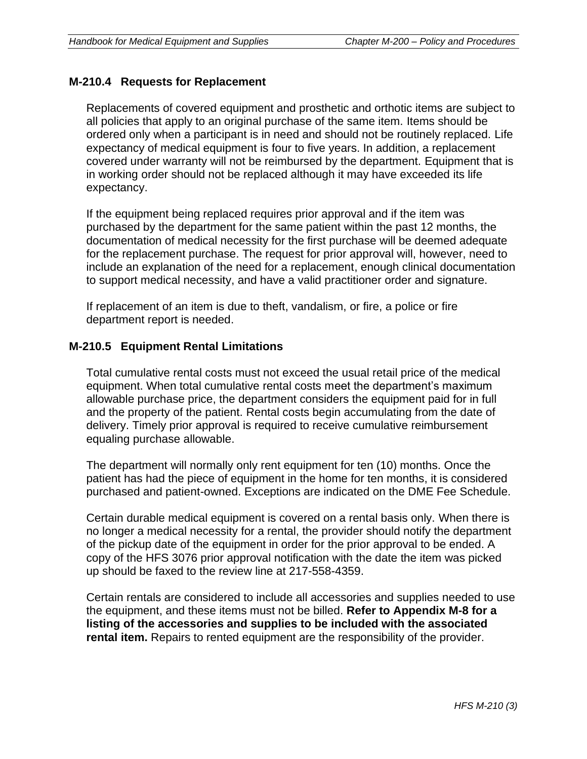## M-210.4 Requests for Replacement

Replacements of covered equipment and prosthetic and orthotic items are subject to all policies that apply to an original purchase of the same item. Items should be ordered only when a participant is in need and should not be routinely replaced. Life expectancy of medical equipment is four to five years. In addition, a replacement covered under warranty will not be reimbursed by the department. Equipment that is in working order should not be replaced although it may have exceeded its life expectancy.

If the equipment being replaced requires prior approval and if the item was purchased by the department for the same patient within the past 12 months, the documentation of medical necessity for the first purchase will be deemed adequate for the replacement purchase. The request for prior approval will, however, need to include an explanation of the need for a replacement, enough clinical documentation to support medical necessity, and have a valid practitioner order and signature.

If replacement of an item is due to theft, vandalism, or fire, a police or fire department report is needed.

## M-210.5 Equipment Rental Limitations

Total cumulative rental costs must not exceed the usual retail price of the medical equipment. When total cumulative rental costs meet the department's maximum allowable purchase price, the department considers the equipment paid for in full and the property of the patient. Rental costs begin accumulating from the date of delivery. Timely prior approval is required to receive cumulative reimbursement equaling purchase allowable.

The department will normally only rent equipment for ten (10) months. Once the patient has had the piece of equipment in the home for ten months, it is considered purchased and patient-owned. Exceptions are indicated on the DME Fee Schedule.

Certain durable medical equipment is covered on a rental basis only. When there is no longer a medical necessity for a rental, the provider should notify the department of the pickup date of the equipment in order for the prior approval to be ended. A copy of the HFS 3076 prior approval notification with the date the item was picked up should be faxed to the review line at 217-558-4359.

Certain rentals are considered to include all accessories and supplies needed to use the equipment, and these items must not be billed. **Refer to Appendix M-8 for a listing of the accessories and supplies to be included with the associated rental item.** Repairs to rented equipment are the responsibility of the provider.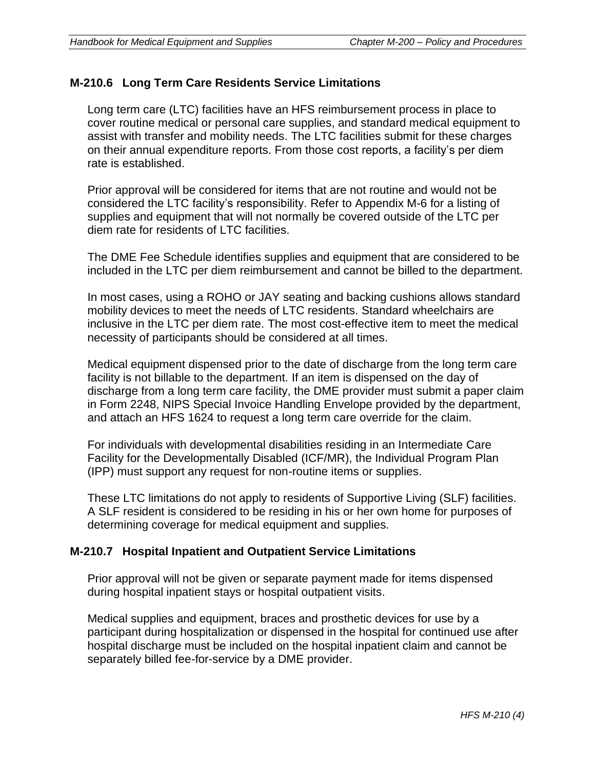## M-210.6 Long Term Care Residents Service Limitations

Long term care (LTC) facilities have an HFS reimbursement process in place to cover routine medical or personal care supplies, and standard medical equipment to assist with transfer and mobility needs. The LTC facilities submit for these charges on their annual expenditure reports. From those cost reports, a facility's per diem rate is established.

Prior approval will be considered for items that are not routine and would not be considered the LTC facility's responsibility. Refer to Appendix M-6 for a listing of supplies and equipment that will not normally be covered outside of the LTC per diem rate for residents of LTC facilities.

The DME Fee Schedule identifies supplies and equipment that are considered to be included in the LTC per diem reimbursement and cannot be billed to the department.

In most cases, using a ROHO or JAY seating and backing cushions allows standard mobility devices to meet the needs of LTC residents. Standard wheelchairs are inclusive in the LTC per diem rate. The most cost-effective item to meet the medical necessity of participants should be considered at all times.

Medical equipment dispensed prior to the date of discharge from the long term care facility is not billable to the department. If an item is dispensed on the day of discharge from a long term care facility, the DME provider must submit a paper claim in Form 2248, NIPS Special Invoice Handling Envelope provided by the department, and attach an HFS 1624 to request a long term care override for the claim.

For individuals with developmental disabilities residing in an Intermediate Care Facility for the Developmentally Disabled (ICF/MR), the Individual Program Plan (IPP) must support any request for non-routine items or supplies.

These LTC limitations do not apply to residents of Supportive Living (SLF) facilities. A SLF resident is considered to be residing in his or her own home for purposes of determining coverage for medical equipment and supplies.

## M-210.7 Hospital Inpatient and Outpatient Service Limitations

Prior approval will not be given or separate payment made for items dispensed during hospital inpatient stays or hospital outpatient visits.

Medical supplies and equipment, braces and prosthetic devices for use by a participant during hospitalization or dispensed in the hospital for continued use after hospital discharge must be included on the hospital inpatient claim and cannot be separately billed fee-for-service by a DME provider.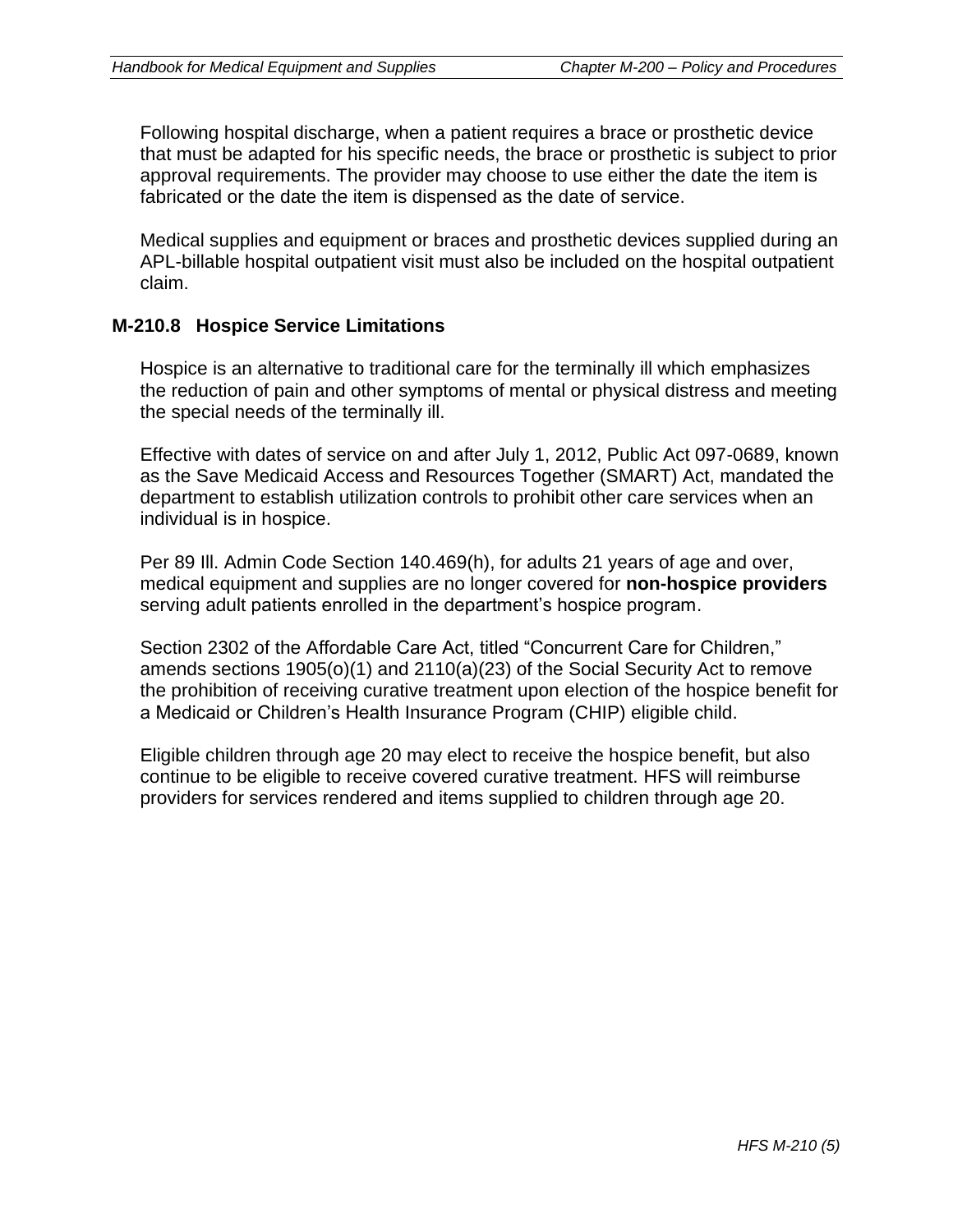Following hospital discharge, when a patient requires a brace or prosthetic device that must be adapted for his specific needs, the brace or prosthetic is subject to prior approval requirements. The provider may choose to use either the date the item is fabricated or the date the item is dispensed as the date of service.

Medical supplies and equipment or braces and prosthetic devices supplied during an APL-billable hospital outpatient visit must also be included on the hospital outpatient claim.

### M-210.8 Hospice Service Limitations

Hospice is an alternative to traditional care for the terminally ill which emphasizes the reduction of pain and other symptoms of mental or physical distress and meeting the special needs of the terminally ill.

Effective with dates of service on and after July 1, 2012, Public Act 097-0689, known as the Save Medicaid Access and Resources Together (SMART) Act, mandated the department to establish utilization controls to prohibit other care services when an individual is in hospice.

Per 89 Ill. Admin Code Section 140.469(h), for adults 21 years of age and over, medical equipment and supplies are no longer covered for **non-hospice providers** serving adult patients enrolled in the department's hospice program.

Section 2302 of the Affordable Care Act, titled "Concurrent Care for Children," amends sections 1905(o)(1) and 2110(a)(23) of the Social Security Act to remove the prohibition of receiving curative treatment upon election of the hospice benefit for a Medicaid or Children's Health Insurance Program (CHIP) eligible child.

Eligible children through age 20 may elect to receive the hospice benefit, but also continue to be eligible to receive covered curative treatment. HFS will reimburse providers for services rendered and items supplied to children through age 20.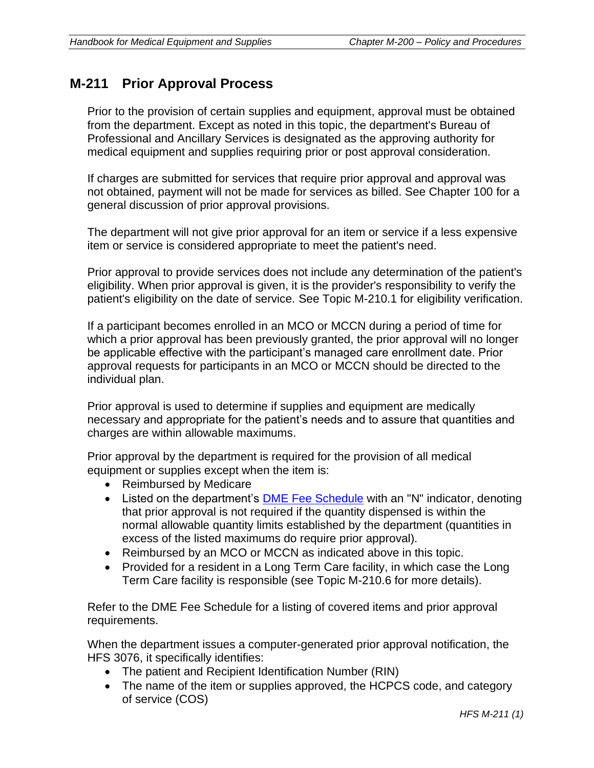## M-211 Prior Approval Process

Prior to the provision of certain supplies and equipment, approval must be obtained from the department. Except as noted in this topic, the department's Bureau of Professional and Ancillary Services is designated as the approving authority for medical equipment and supplies requiring prior or post approval consideration.

If charges are submitted for services that require prior approval and approval was not obtained, payment will not be made for services as billed. See Chapter 100 for a general discussion of prior approval provisions.

The department will not give prior approval for an item or service if a less expensive item or service is considered appropriate to meet the patient's need.

Prior approval to provide services does not include any determination of the patient's eligibility. When prior approval is given, it is the provider's responsibility to verify the patient's eligibility on the date of service. See Topic M-210.1 for eligibility verification.

If a participant becomes enrolled in an MCO or MCCN during a period of time for which a prior approval has been previously granted, the prior approval will no longer be applicable effective with the participant's managed care enrollment date. Prior approval requests for participants in an MCO or MCCN should be directed to the individual plan.

Prior approval is used to determine if supplies and equipment are medically necessary and appropriate for the patient's needs and to assure that quantities and charges are within allowable maximums.

Prior approval by the department is required for the provision of all medical equipment or supplies except when the item is:

- Reimbursed by Medicare
- Listed on the department's [DME Fee Schedule] with an "N" indicator, denoting that prior approval is not required if the quantity dispensed is within the normal allowable quantity limits established by the department (quantities in excess of the listed maximums do require prior approval).
- Reimbursed by an MCO or MCCN as indicated above in this topic.
- Provided for a resident in a Long Term Care facility, in which case the Long Term Care facility is responsible (see Topic M-210.6 for more details).

Refer to the DME Fee Schedule for a listing of covered items and prior approval requirements.

When the department issues a computer-generated prior approval notification, the HFS 3076, it specifically identifies:

- The patient and Recipient Identification Number (RIN)
- The name of the item or supplies approved, the HCPCS code, and category of service (COS)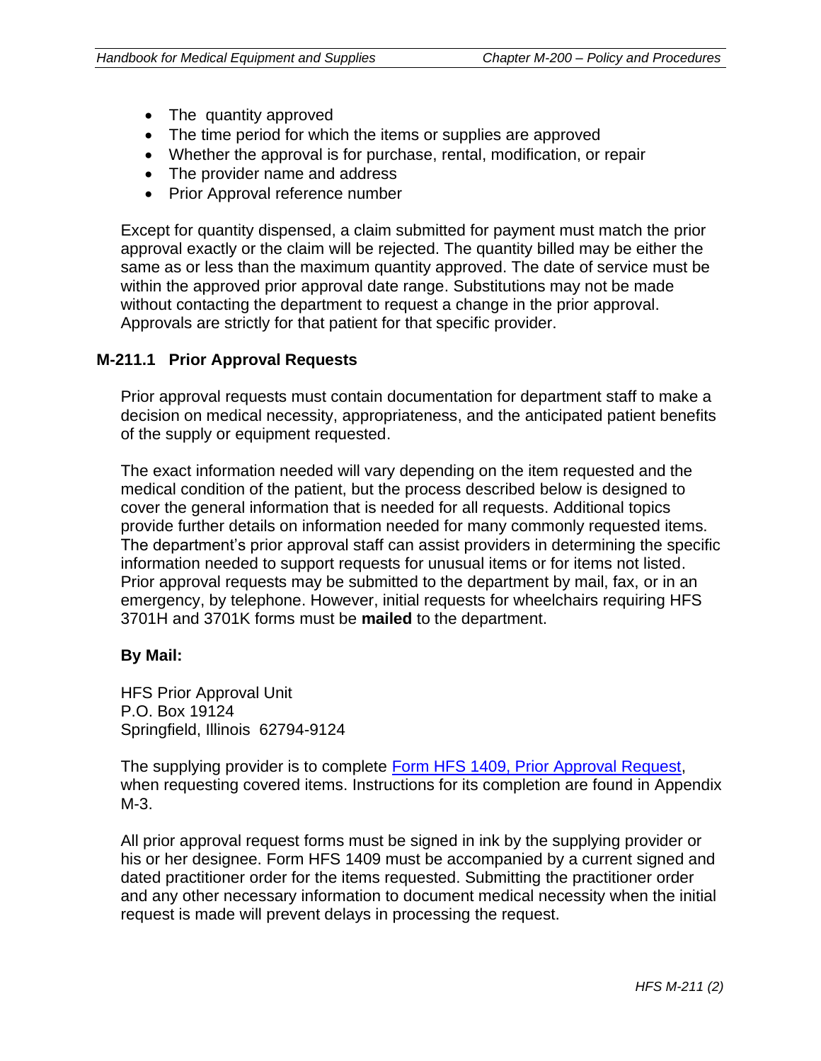- The quantity approved
- The time period for which the items or supplies are approved
- Whether the approval is for purchase, rental, modification, or repair
- The provider name and address
- Prior Approval reference number

Except for quantity dispensed, a claim submitted for payment must match the prior approval exactly or the claim will be rejected. The quantity billed may be either the same as or less than the maximum quantity approved. The date of service must be within the approved prior approval date range. Substitutions may not be made without contacting the department to request a change in the prior approval. Approvals are strictly for that patient for that specific provider.

### M-211.1 Prior Approval Requests

Prior approval requests must contain documentation for department staff to make a decision on medical necessity, appropriateness, and the anticipated patient benefits of the supply or equipment requested.

The exact information needed will vary depending on the item requested and the medical condition of the patient, but the process described below is designed to cover the general information that is needed for all requests. Additional topics provide further details on information needed for many commonly requested items. The department's prior approval staff can assist providers in determining the specific information needed to support requests for unusual items or for items not listed. Prior approval requests may be submitted to the department by mail, fax, or in an emergency, by telephone. However, initial requests for wheelchairs requiring HFS 3701H and 3701K forms must be **mailed** to the department.

**By Mail:**

HFS Prior Approval Unit
P.O. Box 19124
Springfield, Illinois 62794-9124

The supplying provider is to complete Form HFS 1409, Prior Approval Request, when requesting covered items. Instructions for its completion are found in Appendix M-3.

All prior approval request forms must be signed in ink by the supplying provider or his or her designee. Form HFS 1409 must be accompanied by a current signed and dated practitioner order for the items requested. Submitting the practitioner order and any other necessary information to document medical necessity when the initial request is made will prevent delays in processing the request.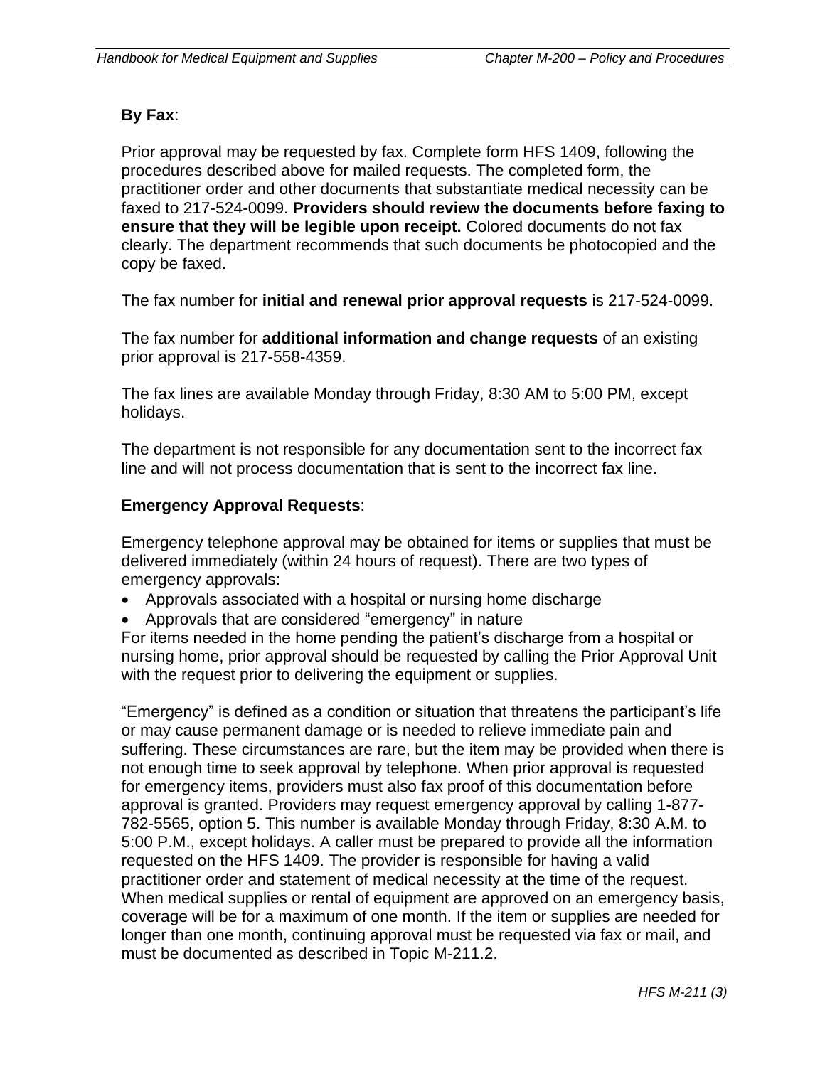**By Fax**:

Prior approval may be requested by fax. Complete form HFS 1409, following the procedures described above for mailed requests. The completed form, the practitioner order and other documents that substantiate medical necessity can be faxed to 217-524-0099. **Providers should review the documents before faxing to ensure that they will be legible upon receipt.** Colored documents do not fax clearly. The department recommends that such documents be photocopied and the copy be faxed.

The fax number for **initial and renewal prior approval requests** is 217-524-0099.

The fax number for **additional information and change requests** of an existing prior approval is 217-558-4359.

The fax lines are available Monday through Friday, 8:30 AM to 5:00 PM, except holidays.

The department is not responsible for any documentation sent to the incorrect fax line and will not process documentation that is sent to the incorrect fax line.

**Emergency Approval Requests**:

Emergency telephone approval may be obtained for items or supplies that must be delivered immediately (within 24 hours of request). There are two types of emergency approvals:

- Approvals associated with a hospital or nursing home discharge
- Approvals that are considered "emergency" in nature

For items needed in the home pending the patient's discharge from a hospital or nursing home, prior approval should be requested by calling the Prior Approval Unit with the request prior to delivering the equipment or supplies.

"Emergency" is defined as a condition or situation that threatens the participant's life or may cause permanent damage or is needed to relieve immediate pain and suffering. These circumstances are rare, but the item may be provided when there is not enough time to seek approval by telephone. When prior approval is requested for emergency items, providers must also fax proof of this documentation before approval is granted. Providers may request emergency approval by calling 1-877-782-5565, option 5. This number is available Monday through Friday, 8:30 A.M. to 5:00 P.M., except holidays. A caller must be prepared to provide all the information requested on the HFS 1409. The provider is responsible for having a valid practitioner order and statement of medical necessity at the time of the request. When medical supplies or rental of equipment are approved on an emergency basis, coverage will be for a maximum of one month. If the item or supplies are needed for longer than one month, continuing approval must be requested via fax or mail, and must be documented as described in Topic M-211.2.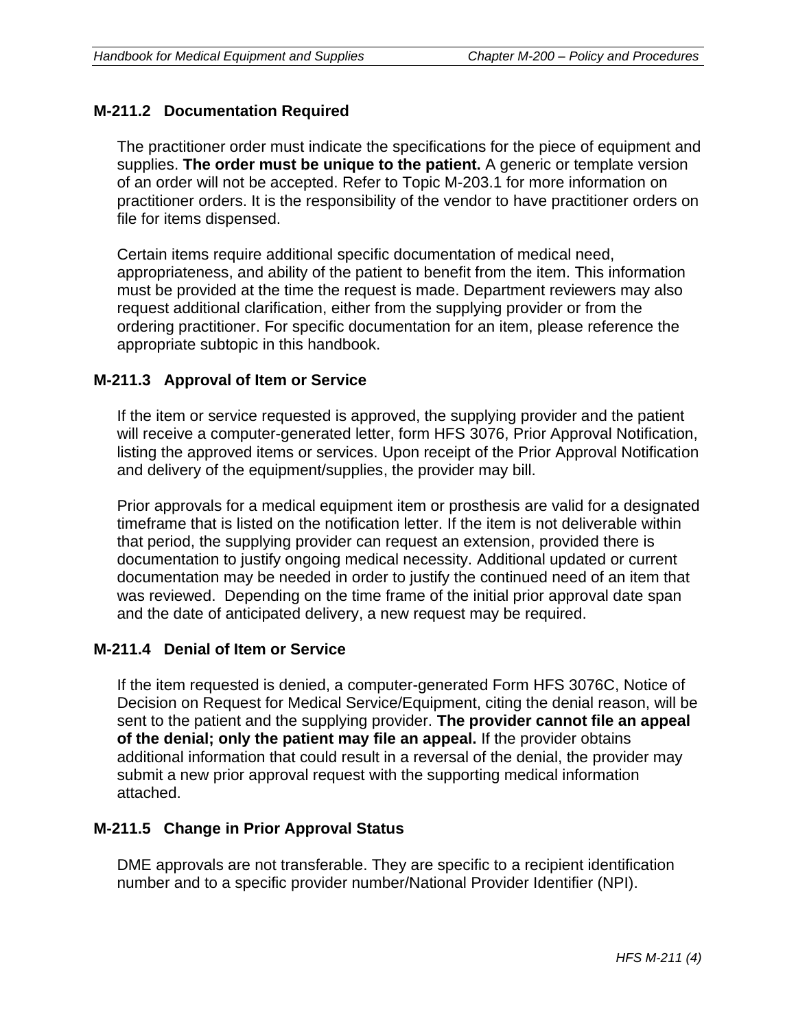## M-211.2 Documentation Required

The practitioner order must indicate the specifications for the piece of equipment and supplies. **The order must be unique to the patient.** A generic or template version of an order will not be accepted. Refer to Topic M-203.1 for more information on practitioner orders. It is the responsibility of the vendor to have practitioner orders on file for items dispensed.

Certain items require additional specific documentation of medical need, appropriateness, and ability of the patient to benefit from the item. This information must be provided at the time the request is made. Department reviewers may also request additional clarification, either from the supplying provider or from the ordering practitioner. For specific documentation for an item, please reference the appropriate subtopic in this handbook.

## M-211.3 Approval of Item or Service

If the item or service requested is approved, the supplying provider and the patient will receive a computer-generated letter, form HFS 3076, Prior Approval Notification, listing the approved items or services. Upon receipt of the Prior Approval Notification and delivery of the equipment/supplies, the provider may bill.

Prior approvals for a medical equipment item or prosthesis are valid for a designated timeframe that is listed on the notification letter. If the item is not deliverable within that period, the supplying provider can request an extension, provided there is documentation to justify ongoing medical necessity. Additional updated or current documentation may be needed in order to justify the continued need of an item that was reviewed. Depending on the time frame of the initial prior approval date span and the date of anticipated delivery, a new request may be required.

## M-211.4 Denial of Item or Service

If the item requested is denied, a computer-generated Form HFS 3076C, Notice of Decision on Request for Medical Service/Equipment, citing the denial reason, will be sent to the patient and the supplying provider. **The provider cannot file an appeal of the denial; only the patient may file an appeal.** If the provider obtains additional information that could result in a reversal of the denial, the provider may submit a new prior approval request with the supporting medical information attached.

## M-211.5 Change in Prior Approval Status

DME approvals are not transferable. They are specific to a recipient identification number and to a specific provider number/National Provider Identifier (NPI).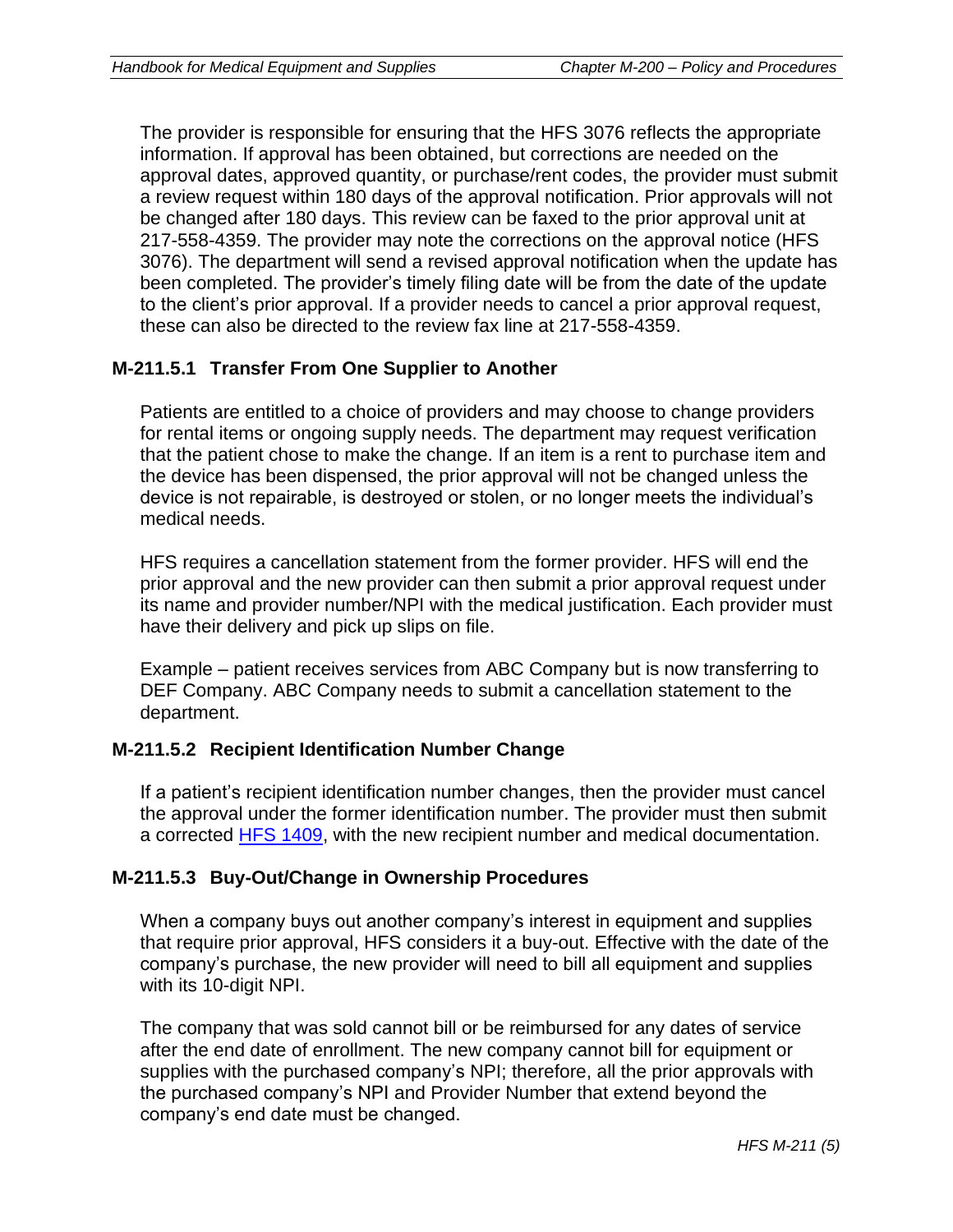The provider is responsible for ensuring that the HFS 3076 reflects the appropriate information. If approval has been obtained, but corrections are needed on the approval dates, approved quantity, or purchase/rent codes, the provider must submit a review request within 180 days of the approval notification. Prior approvals will not be changed after 180 days. This review can be faxed to the prior approval unit at 217-558-4359. The provider may note the corrections on the approval notice (HFS 3076). The department will send a revised approval notification when the update has been completed. The provider's timely filing date will be from the date of the update to the client's prior approval. If a provider needs to cancel a prior approval request, these can also be directed to the review fax line at 217-558-4359.

### M-211.5.1 Transfer From One Supplier to Another

Patients are entitled to a choice of providers and may choose to change providers for rental items or ongoing supply needs. The department may request verification that the patient chose to make the change. If an item is a rent to purchase item and the device has been dispensed, the prior approval will not be changed unless the device is not repairable, is destroyed or stolen, or no longer meets the individual's medical needs.

HFS requires a cancellation statement from the former provider. HFS will end the prior approval and the new provider can then submit a prior approval request under its name and provider number/NPI with the medical justification. Each provider must have their delivery and pick up slips on file.

Example – patient receives services from ABC Company but is now transferring to DEF Company. ABC Company needs to submit a cancellation statement to the department.

### M-211.5.2 Recipient Identification Number Change

If a patient's recipient identification number changes, then the provider must cancel the approval under the former identification number. The provider must then submit a corrected HFS 1409, with the new recipient number and medical documentation.

### M-211.5.3 Buy-Out/Change in Ownership Procedures

When a company buys out another company's interest in equipment and supplies that require prior approval, HFS considers it a buy-out. Effective with the date of the company's purchase, the new provider will need to bill all equipment and supplies with its 10-digit NPI.

The company that was sold cannot bill or be reimbursed for any dates of service after the end date of enrollment. The new company cannot bill for equipment or supplies with the purchased company's NPI; therefore, all the prior approvals with the purchased company's NPI and Provider Number that extend beyond the company's end date must be changed.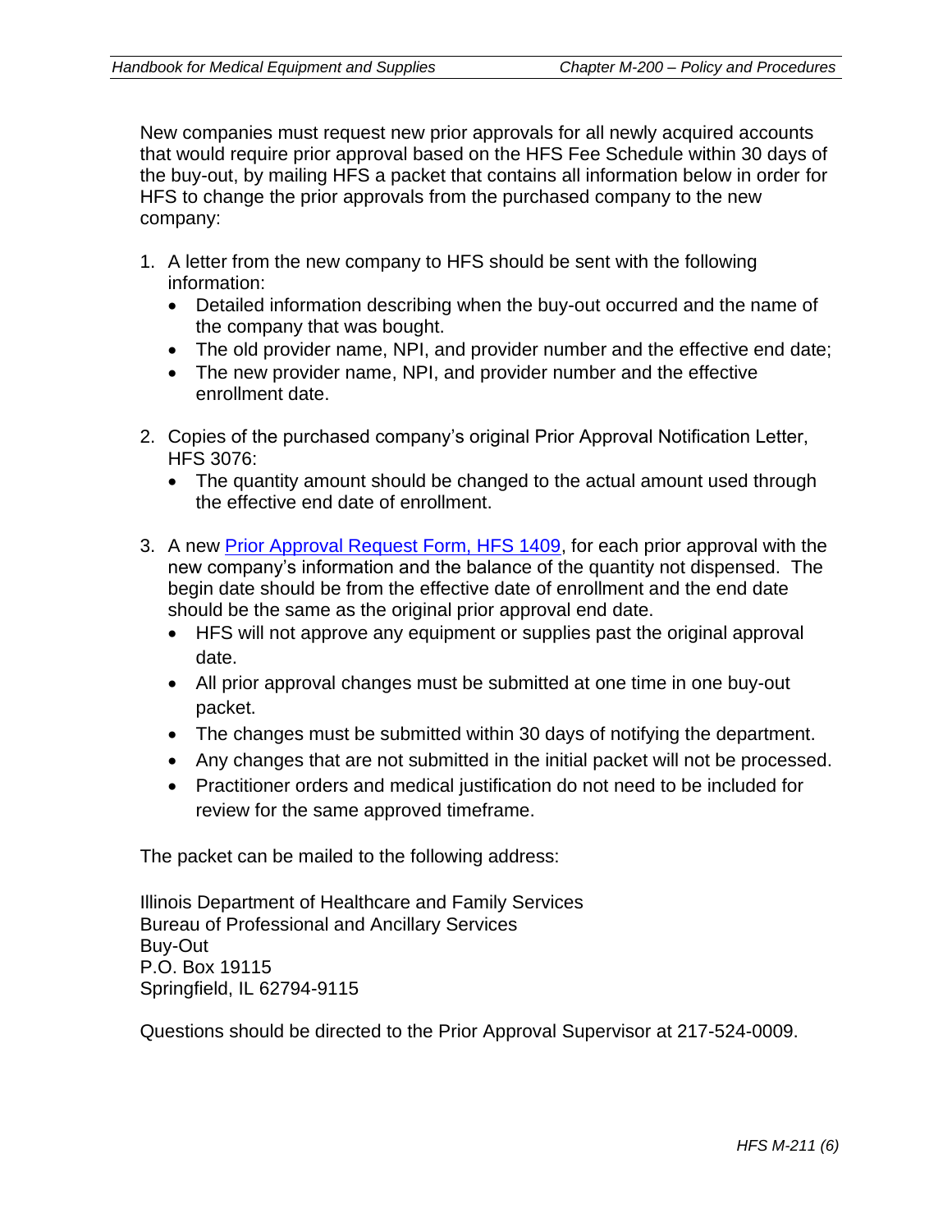New companies must request new prior approvals for all newly acquired accounts that would require prior approval based on the HFS Fee Schedule within 30 days of the buy-out, by mailing HFS a packet that contains all information below in order for HFS to change the prior approvals from the purchased company to the new company:

1. A letter from the new company to HFS should be sent with the following information:
   - Detailed information describing when the buy-out occurred and the name of the company that was bought.
   - The old provider name, NPI, and provider number and the effective end date;
   - The new provider name, NPI, and provider number and the effective enrollment date.

2. Copies of the purchased company's original Prior Approval Notification Letter, HFS 3076:
   - The quantity amount should be changed to the actual amount used through the effective end date of enrollment.

3. A new [Prior Approval Request Form, HFS 1409], for each prior approval with the new company's information and the balance of the quantity not dispensed. The begin date should be from the effective date of enrollment and the end date should be the same as the original prior approval end date.
   - HFS will not approve any equipment or supplies past the original approval date.
   - All prior approval changes must be submitted at one time in one buy-out packet.
   - The changes must be submitted within 30 days of notifying the department.
   - Any changes that are not submitted in the initial packet will not be processed.
   - Practitioner orders and medical justification do not need to be included for review for the same approved timeframe.

The packet can be mailed to the following address:

Illinois Department of Healthcare and Family Services
Bureau of Professional and Ancillary Services
Buy-Out
P.O. Box 19115
Springfield, IL 62794-9115

Questions should be directed to the Prior Approval Supervisor at 217-524-0009.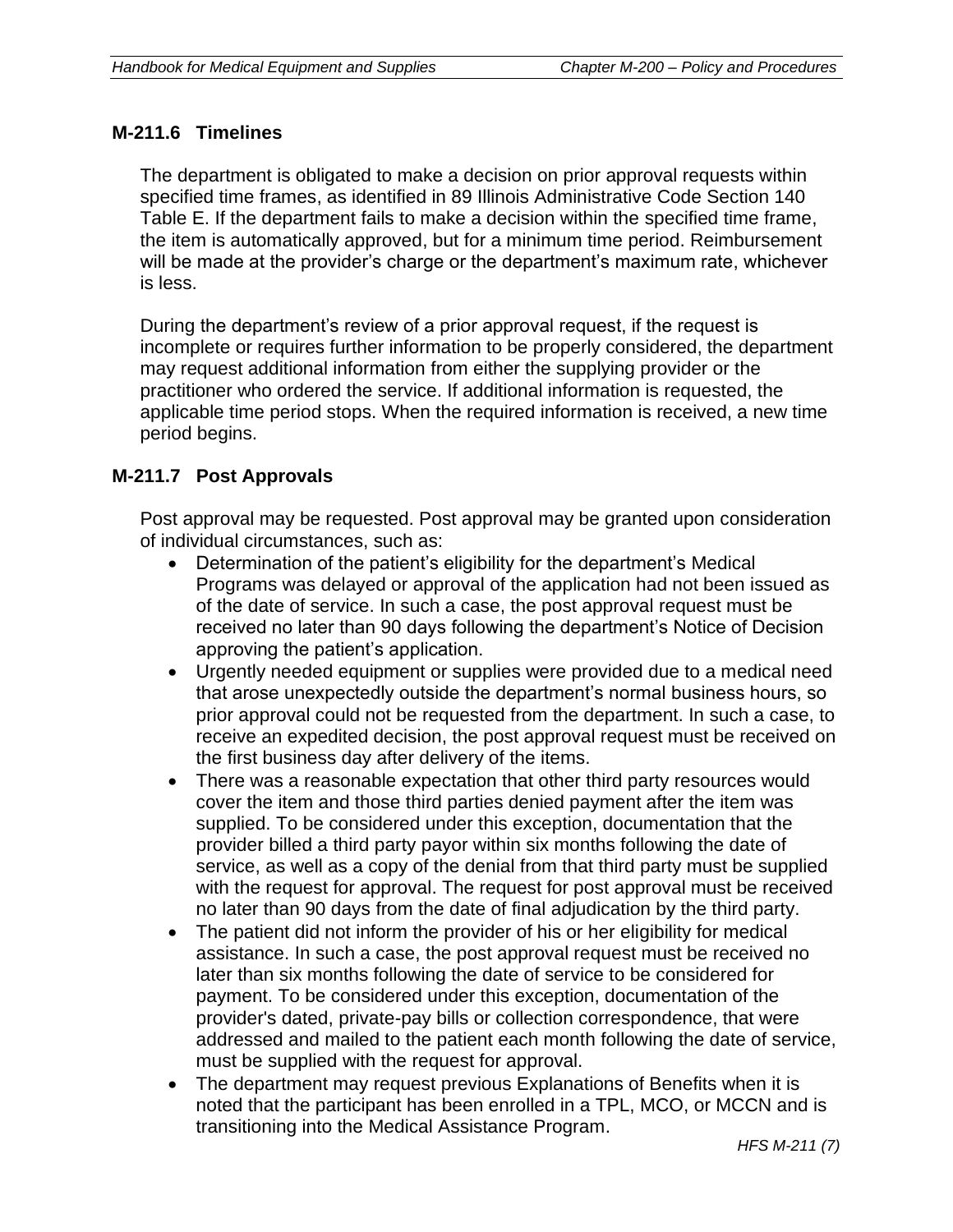## M-211.6 Timelines

The department is obligated to make a decision on prior approval requests within specified time frames, as identified in 89 Illinois Administrative Code Section 140 Table E. If the department fails to make a decision within the specified time frame, the item is automatically approved, but for a minimum time period. Reimbursement will be made at the provider's charge or the department's maximum rate, whichever is less.

During the department's review of a prior approval request, if the request is incomplete or requires further information to be properly considered, the department may request additional information from either the supplying provider or the practitioner who ordered the service. If additional information is requested, the applicable time period stops. When the required information is received, a new time period begins.

## M-211.7 Post Approvals

Post approval may be requested. Post approval may be granted upon consideration of individual circumstances, such as:

- Determination of the patient's eligibility for the department's Medical Programs was delayed or approval of the application had not been issued as of the date of service. In such a case, the post approval request must be received no later than 90 days following the department's Notice of Decision approving the patient's application.
- Urgently needed equipment or supplies were provided due to a medical need that arose unexpectedly outside the department's normal business hours, so prior approval could not be requested from the department. In such a case, to receive an expedited decision, the post approval request must be received on the first business day after delivery of the items.
- There was a reasonable expectation that other third party resources would cover the item and those third parties denied payment after the item was supplied. To be considered under this exception, documentation that the provider billed a third party payor within six months following the date of service, as well as a copy of the denial from that third party must be supplied with the request for approval. The request for post approval must be received no later than 90 days from the date of final adjudication by the third party.
- The patient did not inform the provider of his or her eligibility for medical assistance. In such a case, the post approval request must be received no later than six months following the date of service to be considered for payment. To be considered under this exception, documentation of the provider's dated, private-pay bills or collection correspondence, that were addressed and mailed to the patient each month following the date of service, must be supplied with the request for approval.
- The department may request previous Explanations of Benefits when it is noted that the participant has been enrolled in a TPL, MCO, or MCCN and is transitioning into the Medical Assistance Program.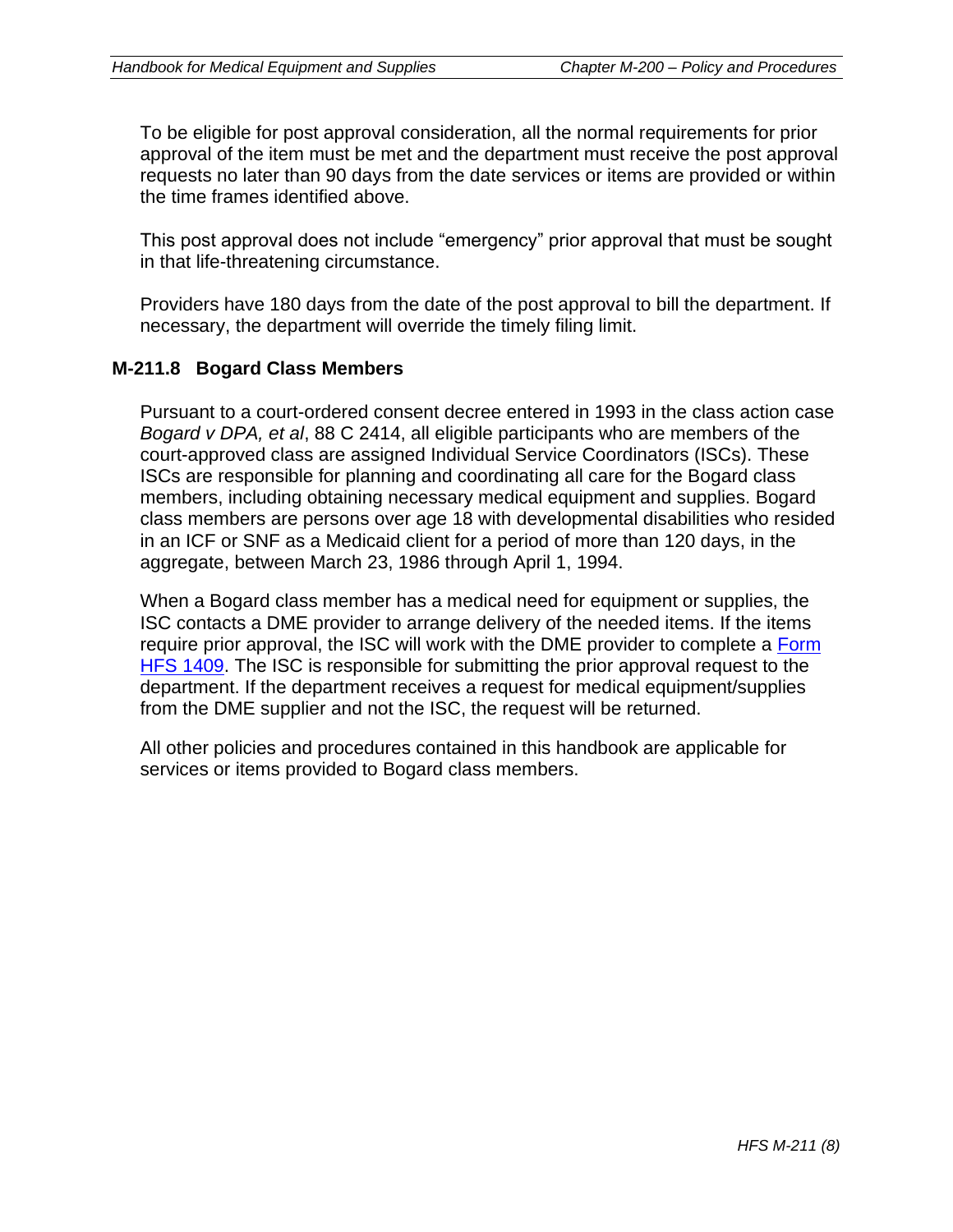To be eligible for post approval consideration, all the normal requirements for prior approval of the item must be met and the department must receive the post approval requests no later than 90 days from the date services or items are provided or within the time frames identified above.

This post approval does not include "emergency" prior approval that must be sought in that life-threatening circumstance.

Providers have 180 days from the date of the post approval to bill the department. If necessary, the department will override the timely filing limit.

## M-211.8 Bogard Class Members

Pursuant to a court-ordered consent decree entered in 1993 in the class action case *Bogard v DPA, et al*, 88 C 2414, all eligible participants who are members of the court-approved class are assigned Individual Service Coordinators (ISCs). These ISCs are responsible for planning and coordinating all care for the Bogard class members, including obtaining necessary medical equipment and supplies. Bogard class members are persons over age 18 with developmental disabilities who resided in an ICF or SNF as a Medicaid client for a period of more than 120 days, in the aggregate, between March 23, 1986 through April 1, 1994.

When a Bogard class member has a medical need for equipment or supplies, the ISC contacts a DME provider to arrange delivery of the needed items. If the items require prior approval, the ISC will work with the DME provider to complete a Form HFS 1409. The ISC is responsible for submitting the prior approval request to the department. If the department receives a request for medical equipment/supplies from the DME supplier and not the ISC, the request will be returned.

All other policies and procedures contained in this handbook are applicable for services or items provided to Bogard class members.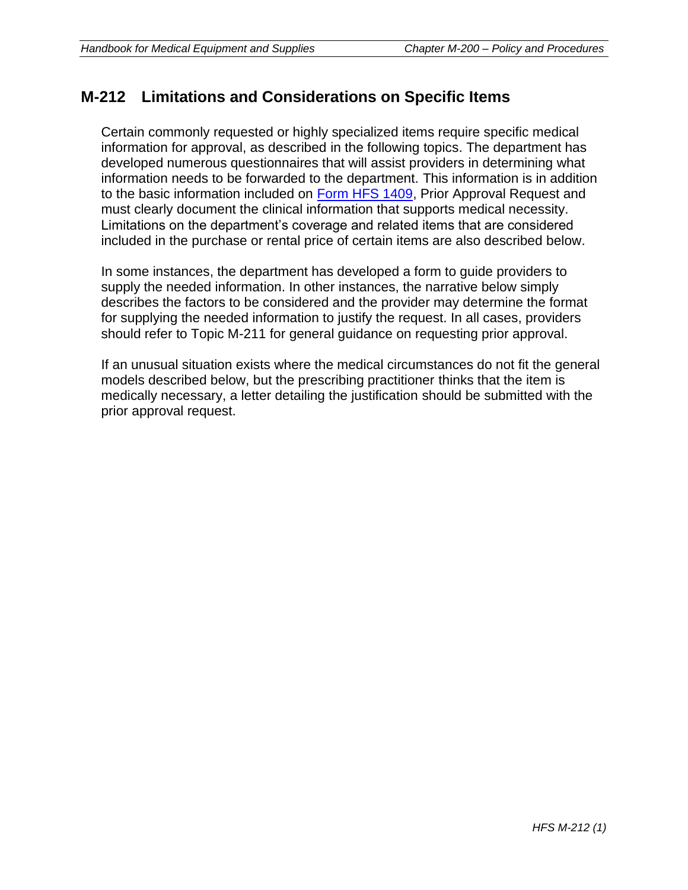## M-212 Limitations and Considerations on Specific Items

Certain commonly requested or highly specialized items require specific medical information for approval, as described in the following topics. The department has developed numerous questionnaires that will assist providers in determining what information needs to be forwarded to the department. This information is in addition to the basic information included on [Form HFS 1409](), Prior Approval Request and must clearly document the clinical information that supports medical necessity. Limitations on the department's coverage and related items that are considered included in the purchase or rental price of certain items are also described below.

In some instances, the department has developed a form to guide providers to supply the needed information. In other instances, the narrative below simply describes the factors to be considered and the provider may determine the format for supplying the needed information to justify the request. In all cases, providers should refer to Topic M-211 for general guidance on requesting prior approval.

If an unusual situation exists where the medical circumstances do not fit the general models described below, but the prescribing practitioner thinks that the item is medically necessary, a letter detailing the justification should be submitted with the prior approval request.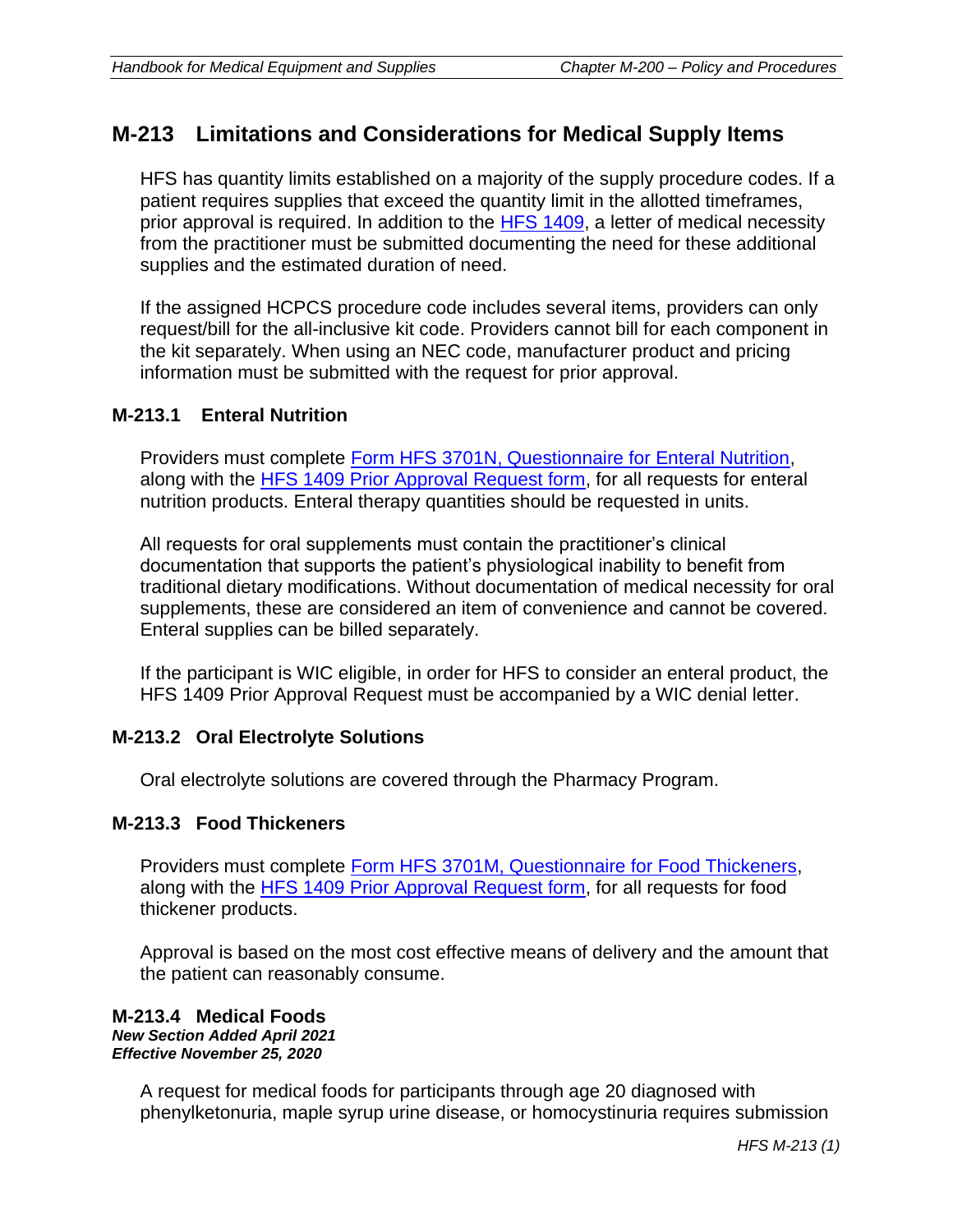## M-213 Limitations and Considerations for Medical Supply Items

HFS has quantity limits established on a majority of the supply procedure codes. If a patient requires supplies that exceed the quantity limit in the allotted timeframes, prior approval is required. In addition to the HFS 1409, a letter of medical necessity from the practitioner must be submitted documenting the need for these additional supplies and the estimated duration of need.

If the assigned HCPCS procedure code includes several items, providers can only request/bill for the all-inclusive kit code. Providers cannot bill for each component in the kit separately. When using an NEC code, manufacturer product and pricing information must be submitted with the request for prior approval.

### M-213.1 Enteral Nutrition

Providers must complete Form HFS 3701N, Questionnaire for Enteral Nutrition, along with the HFS 1409 Prior Approval Request form, for all requests for enteral nutrition products. Enteral therapy quantities should be requested in units.

All requests for oral supplements must contain the practitioner's clinical documentation that supports the patient's physiological inability to benefit from traditional dietary modifications. Without documentation of medical necessity for oral supplements, these are considered an item of convenience and cannot be covered. Enteral supplies can be billed separately.

If the participant is WIC eligible, in order for HFS to consider an enteral product, the HFS 1409 Prior Approval Request must be accompanied by a WIC denial letter.

### M-213.2 Oral Electrolyte Solutions

Oral electrolyte solutions are covered through the Pharmacy Program.

### M-213.3 Food Thickeners

Providers must complete Form HFS 3701M, Questionnaire for Food Thickeners, along with the HFS 1409 Prior Approval Request form, for all requests for food thickener products.

Approval is based on the most cost effective means of delivery and the amount that the patient can reasonably consume.

### M-213.4 Medical Foods

***New Section Added April 2021***
***Effective November 25, 2020***

A request for medical foods for participants through age 20 diagnosed with phenylketonuria, maple syrup urine disease, or homocystinuria requires submission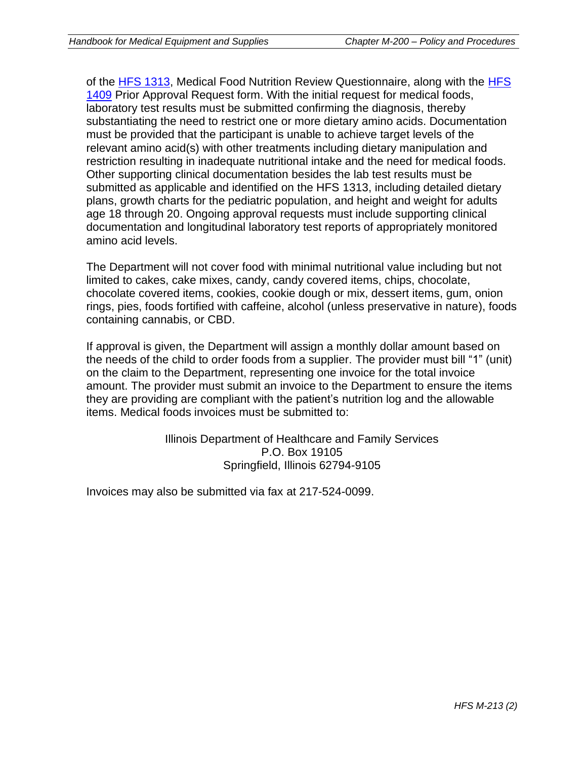of the [HFS 1313](), Medical Food Nutrition Review Questionnaire, along with the [HFS 1409]() Prior Approval Request form. With the initial request for medical foods, laboratory test results must be submitted confirming the diagnosis, thereby substantiating the need to restrict one or more dietary amino acids. Documentation must be provided that the participant is unable to achieve target levels of the relevant amino acid(s) with other treatments including dietary manipulation and restriction resulting in inadequate nutritional intake and the need for medical foods. Other supporting clinical documentation besides the lab test results must be submitted as applicable and identified on the HFS 1313, including detailed dietary plans, growth charts for the pediatric population, and height and weight for adults age 18 through 20. Ongoing approval requests must include supporting clinical documentation and longitudinal laboratory test reports of appropriately monitored amino acid levels.

The Department will not cover food with minimal nutritional value including but not limited to cakes, cake mixes, candy, candy covered items, chips, chocolate, chocolate covered items, cookies, cookie dough or mix, dessert items, gum, onion rings, pies, foods fortified with caffeine, alcohol (unless preservative in nature), foods containing cannabis, or CBD.

If approval is given, the Department will assign a monthly dollar amount based on the needs of the child to order foods from a supplier. The provider must bill "1" (unit) on the claim to the Department, representing one invoice for the total invoice amount. The provider must submit an invoice to the Department to ensure the items they are providing are compliant with the patient's nutrition log and the allowable items. Medical foods invoices must be submitted to:

Illinois Department of Healthcare and Family Services
P.O. Box 19105
Springfield, Illinois 62794-9105

Invoices may also be submitted via fax at 217-524-0099.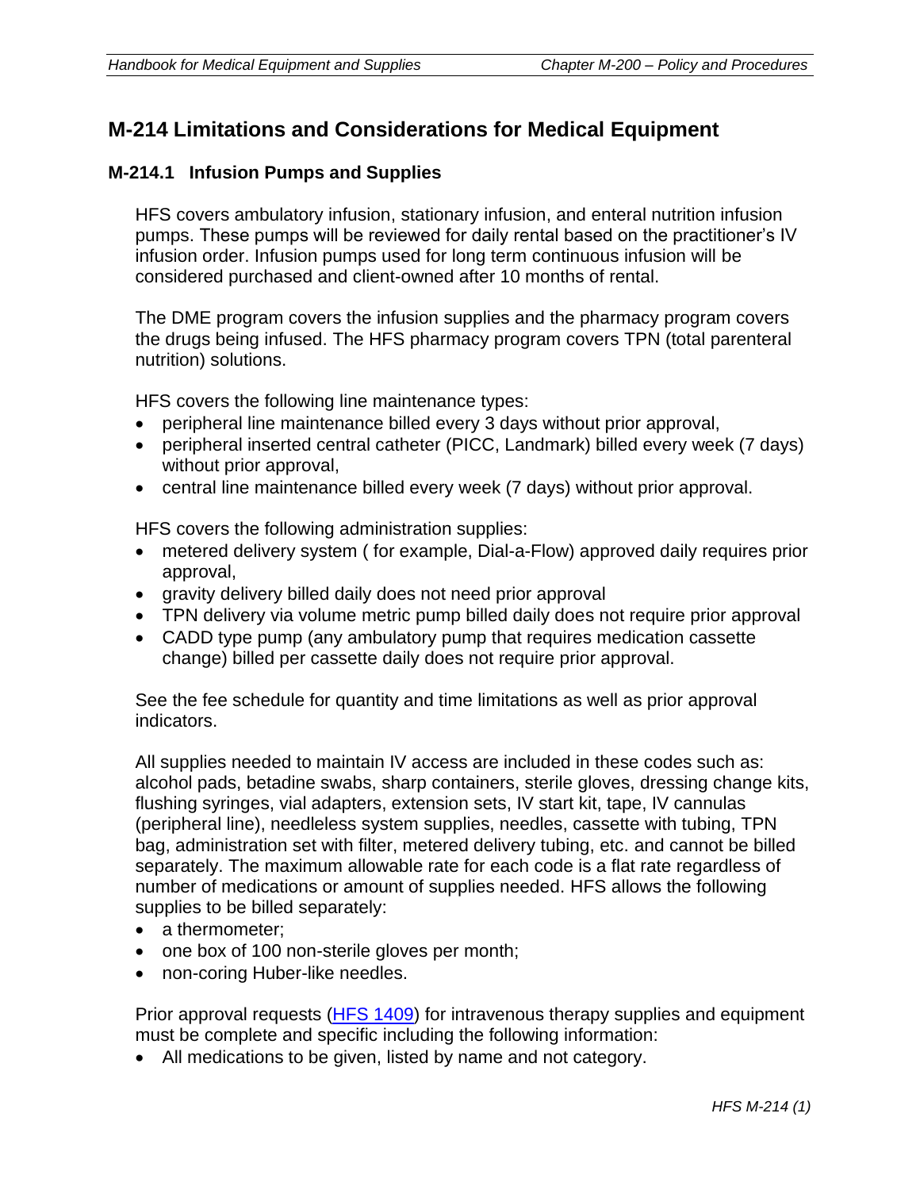## M-214 Limitations and Considerations for Medical Equipment

### M-214.1 Infusion Pumps and Supplies

HFS covers ambulatory infusion, stationary infusion, and enteral nutrition infusion pumps. These pumps will be reviewed for daily rental based on the practitioner's IV infusion order. Infusion pumps used for long term continuous infusion will be considered purchased and client-owned after 10 months of rental.

The DME program covers the infusion supplies and the pharmacy program covers the drugs being infused. The HFS pharmacy program covers TPN (total parenteral nutrition) solutions.

HFS covers the following line maintenance types:

- peripheral line maintenance billed every 3 days without prior approval,
- peripheral inserted central catheter (PICC, Landmark) billed every week (7 days) without prior approval,
- central line maintenance billed every week (7 days) without prior approval.

HFS covers the following administration supplies:

- metered delivery system ( for example, Dial-a-Flow) approved daily requires prior approval,
- gravity delivery billed daily does not need prior approval
- TPN delivery via volume metric pump billed daily does not require prior approval
- CADD type pump (any ambulatory pump that requires medication cassette change) billed per cassette daily does not require prior approval.

See the fee schedule for quantity and time limitations as well as prior approval indicators.

All supplies needed to maintain IV access are included in these codes such as: alcohol pads, betadine swabs, sharp containers, sterile gloves, dressing change kits, flushing syringes, vial adapters, extension sets, IV start kit, tape, IV cannulas (peripheral line), needleless system supplies, needles, cassette with tubing, TPN bag, administration set with filter, metered delivery tubing, etc. and cannot be billed separately. The maximum allowable rate for each code is a flat rate regardless of number of medications or amount of supplies needed. HFS allows the following supplies to be billed separately:

- a thermometer;
- one box of 100 non-sterile gloves per month;
- non-coring Huber-like needles.

Prior approval requests (HFS 1409) for intravenous therapy supplies and equipment must be complete and specific including the following information:

- All medications to be given, listed by name and not category.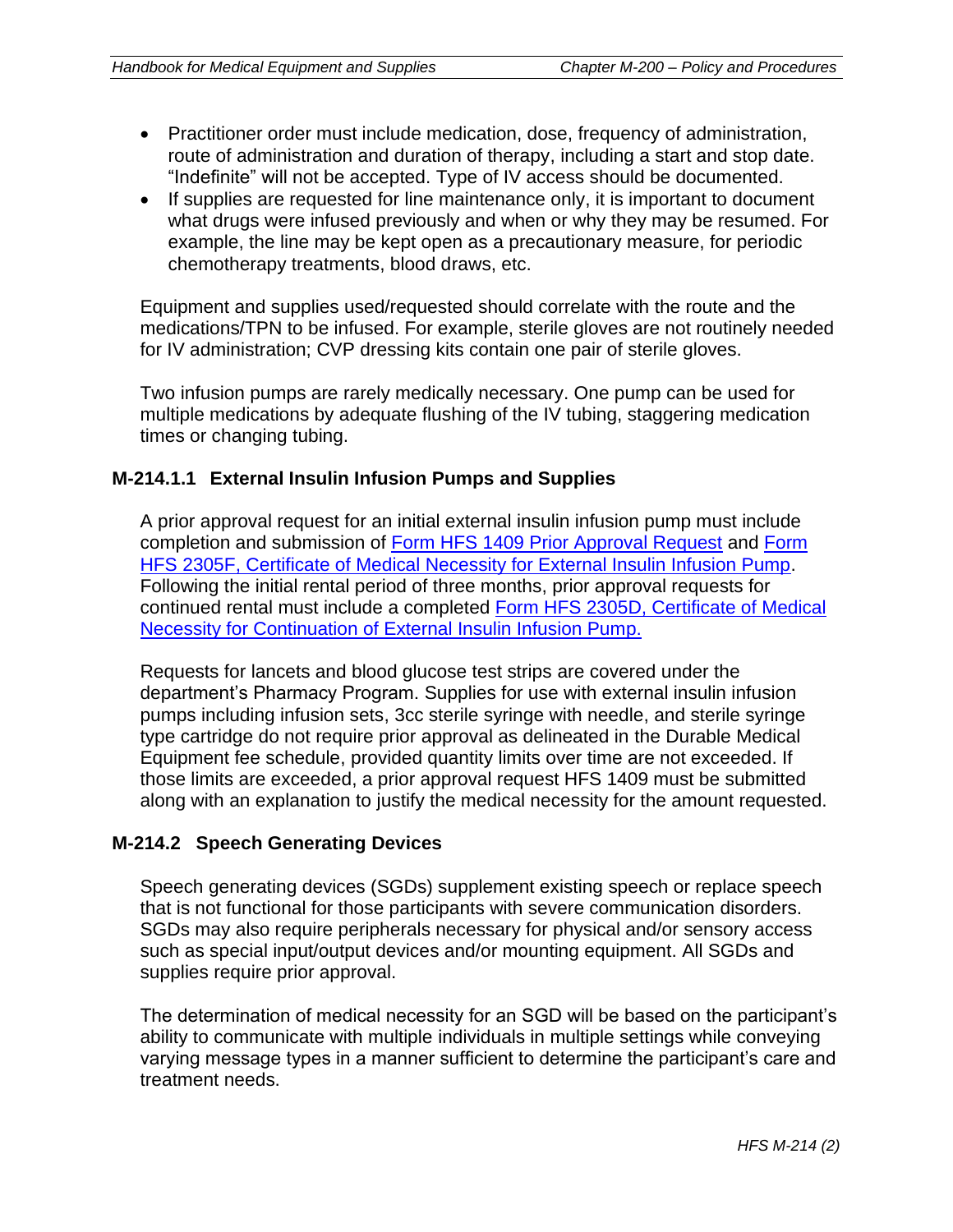- Practitioner order must include medication, dose, frequency of administration, route of administration and duration of therapy, including a start and stop date. “Indefinite” will not be accepted. Type of IV access should be documented.
- If supplies are requested for line maintenance only, it is important to document what drugs were infused previously and when or why they may be resumed. For example, the line may be kept open as a precautionary measure, for periodic chemotherapy treatments, blood draws, etc.

Equipment and supplies used/requested should correlate with the route and the medications/TPN to be infused. For example, sterile gloves are not routinely needed for IV administration; CVP dressing kits contain one pair of sterile gloves.

Two infusion pumps are rarely medically necessary. One pump can be used for multiple medications by adequate flushing of the IV tubing, staggering medication times or changing tubing.

### M-214.1.1 External Insulin Infusion Pumps and Supplies

A prior approval request for an initial external insulin infusion pump must include completion and submission of [Form HFS 1409 Prior Approval Request]() and [Form HFS 2305F, Certificate of Medical Necessity for External Insulin Infusion Pump](). Following the initial rental period of three months, prior approval requests for continued rental must include a completed [Form HFS 2305D, Certificate of Medical Necessity for Continuation of External Insulin Infusion Pump.]()

Requests for lancets and blood glucose test strips are covered under the department’s Pharmacy Program. Supplies for use with external insulin infusion pumps including infusion sets, 3cc sterile syringe with needle, and sterile syringe type cartridge do not require prior approval as delineated in the Durable Medical Equipment fee schedule, provided quantity limits over time are not exceeded. If those limits are exceeded, a prior approval request HFS 1409 must be submitted along with an explanation to justify the medical necessity for the amount requested.

### M-214.2 Speech Generating Devices

Speech generating devices (SGDs) supplement existing speech or replace speech that is not functional for those participants with severe communication disorders. SGDs may also require peripherals necessary for physical and/or sensory access such as special input/output devices and/or mounting equipment. All SGDs and supplies require prior approval.

The determination of medical necessity for an SGD will be based on the participant’s ability to communicate with multiple individuals in multiple settings while conveying varying message types in a manner sufficient to determine the participant’s care and treatment needs.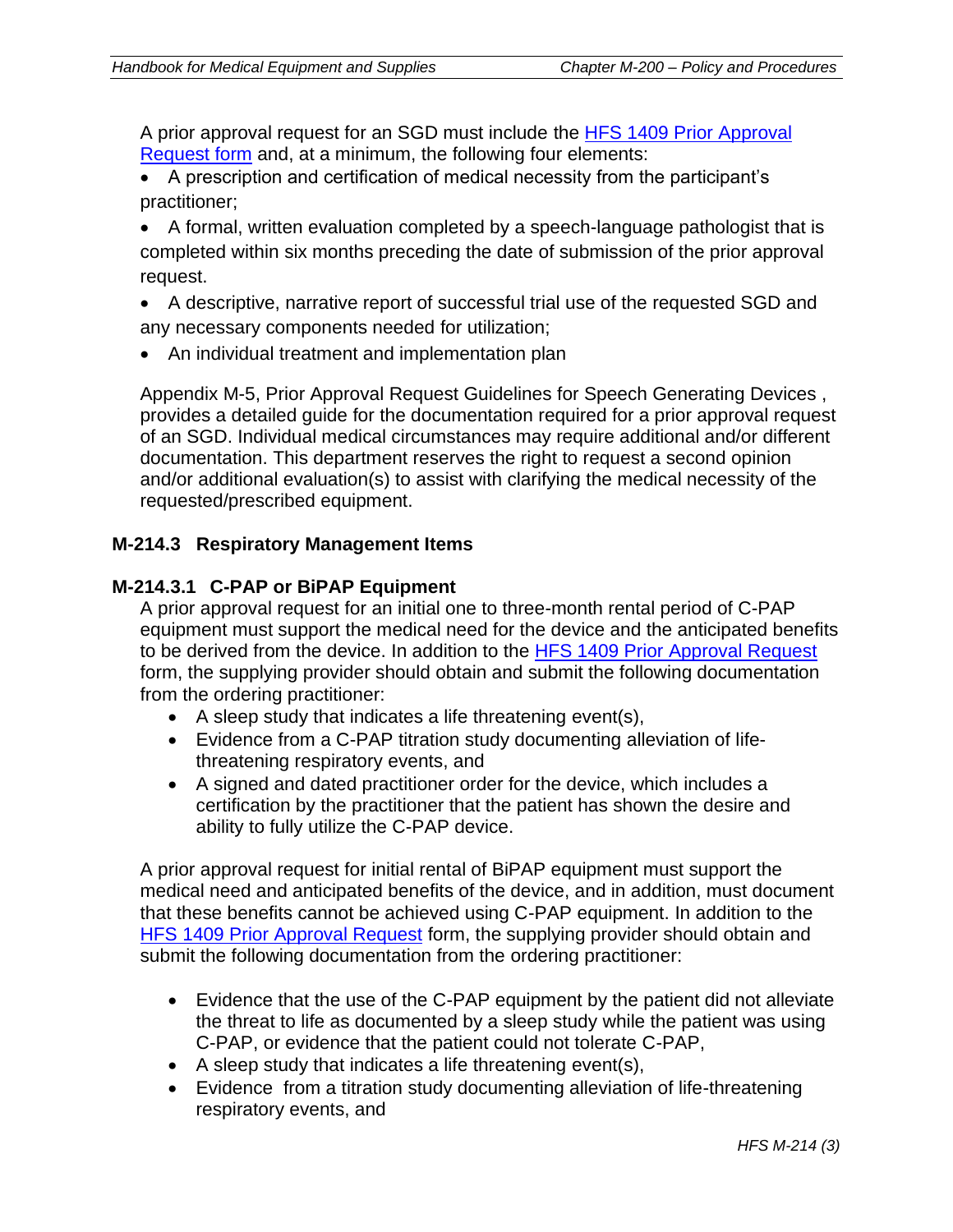A prior approval request for an SGD must include the [HFS 1409 Prior Approval Request form] and, at a minimum, the following four elements:

- A prescription and certification of medical necessity from the participant's practitioner;
- A formal, written evaluation completed by a speech-language pathologist that is completed within six months preceding the date of submission of the prior approval request.
- A descriptive, narrative report of successful trial use of the requested SGD and any necessary components needed for utilization;
- An individual treatment and implementation plan

Appendix M-5, Prior Approval Request Guidelines for Speech Generating Devices , provides a detailed guide for the documentation required for a prior approval request of an SGD. Individual medical circumstances may require additional and/or different documentation. This department reserves the right to request a second opinion and/or additional evaluation(s) to assist with clarifying the medical necessity of the requested/prescribed equipment.

### M-214.3 Respiratory Management Items

#### M-214.3.1 C-PAP or BiPAP Equipment

A prior approval request for an initial one to three-month rental period of C-PAP equipment must support the medical need for the device and the anticipated benefits to be derived from the device. In addition to the [HFS 1409 Prior Approval Request] form, the supplying provider should obtain and submit the following documentation from the ordering practitioner:

- A sleep study that indicates a life threatening event(s),
- Evidence from a C-PAP titration study documenting alleviation of life-threatening respiratory events, and
- A signed and dated practitioner order for the device, which includes a certification by the practitioner that the patient has shown the desire and ability to fully utilize the C-PAP device.

A prior approval request for initial rental of BiPAP equipment must support the medical need and anticipated benefits of the device, and in addition, must document that these benefits cannot be achieved using C-PAP equipment. In addition to the [HFS 1409 Prior Approval Request] form, the supplying provider should obtain and submit the following documentation from the ordering practitioner:

- Evidence that the use of the C-PAP equipment by the patient did not alleviate the threat to life as documented by a sleep study while the patient was using C-PAP, or evidence that the patient could not tolerate C-PAP,
- A sleep study that indicates a life threatening event(s),
- Evidence from a titration study documenting alleviation of life-threatening respiratory events, and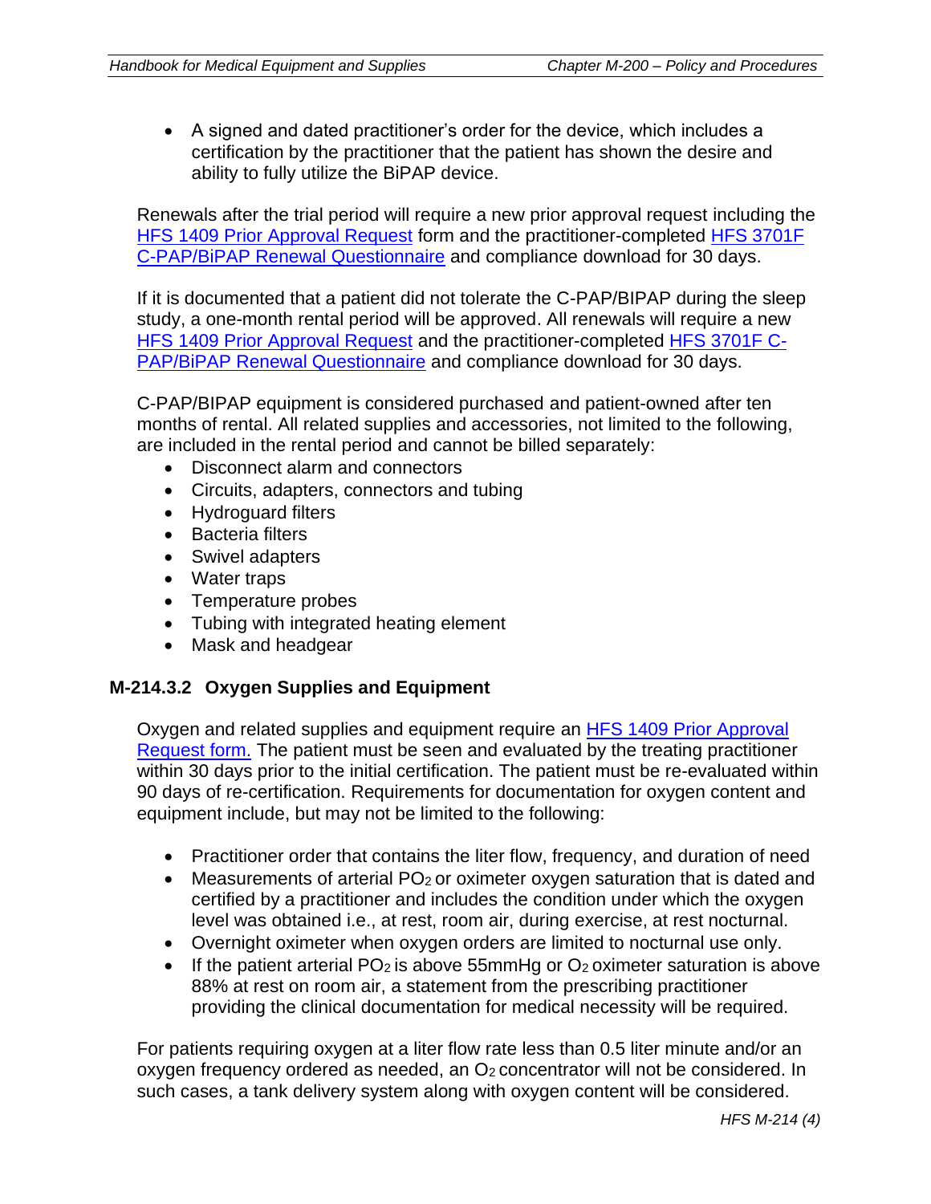- A signed and dated practitioner's order for the device, which includes a certification by the practitioner that the patient has shown the desire and ability to fully utilize the BiPAP device.

Renewals after the trial period will require a new prior approval request including the HFS 1409 Prior Approval Request form and the practitioner-completed HFS 3701F C-PAP/BiPAP Renewal Questionnaire and compliance download for 30 days.

If it is documented that a patient did not tolerate the C-PAP/BIPAP during the sleep study, a one-month rental period will be approved. All renewals will require a new HFS 1409 Prior Approval Request and the practitioner-completed HFS 3701F C-PAP/BiPAP Renewal Questionnaire and compliance download for 30 days.

C-PAP/BIPAP equipment is considered purchased and patient-owned after ten months of rental. All related supplies and accessories, not limited to the following, are included in the rental period and cannot be billed separately:

- Disconnect alarm and connectors
- Circuits, adapters, connectors and tubing
- Hydroguard filters
- Bacteria filters
- Swivel adapters
- Water traps
- Temperature probes
- Tubing with integrated heating element
- Mask and headgear

### M-214.3.2 Oxygen Supplies and Equipment

Oxygen and related supplies and equipment require an HFS 1409 Prior Approval Request form. The patient must be seen and evaluated by the treating practitioner within 30 days prior to the initial certification. The patient must be re-evaluated within 90 days of re-certification. Requirements for documentation for oxygen content and equipment include, but may not be limited to the following:

- Practitioner order that contains the liter flow, frequency, and duration of need
- Measurements of arterial $PO_2$ or oximeter oxygen saturation that is dated and certified by a practitioner and includes the condition under which the oxygen level was obtained i.e., at rest, room air, during exercise, at rest nocturnal.
- Overnight oximeter when oxygen orders are limited to nocturnal use only.
- If the patient arterial $PO_2$ is above 55mmHg or $O_2$ oximeter saturation is above 88% at rest on room air, a statement from the prescribing practitioner providing the clinical documentation for medical necessity will be required.

For patients requiring oxygen at a liter flow rate less than 0.5 liter minute and/or an oxygen frequency ordered as needed, an $O_2$ concentrator will not be considered. In such cases, a tank delivery system along with oxygen content will be considered.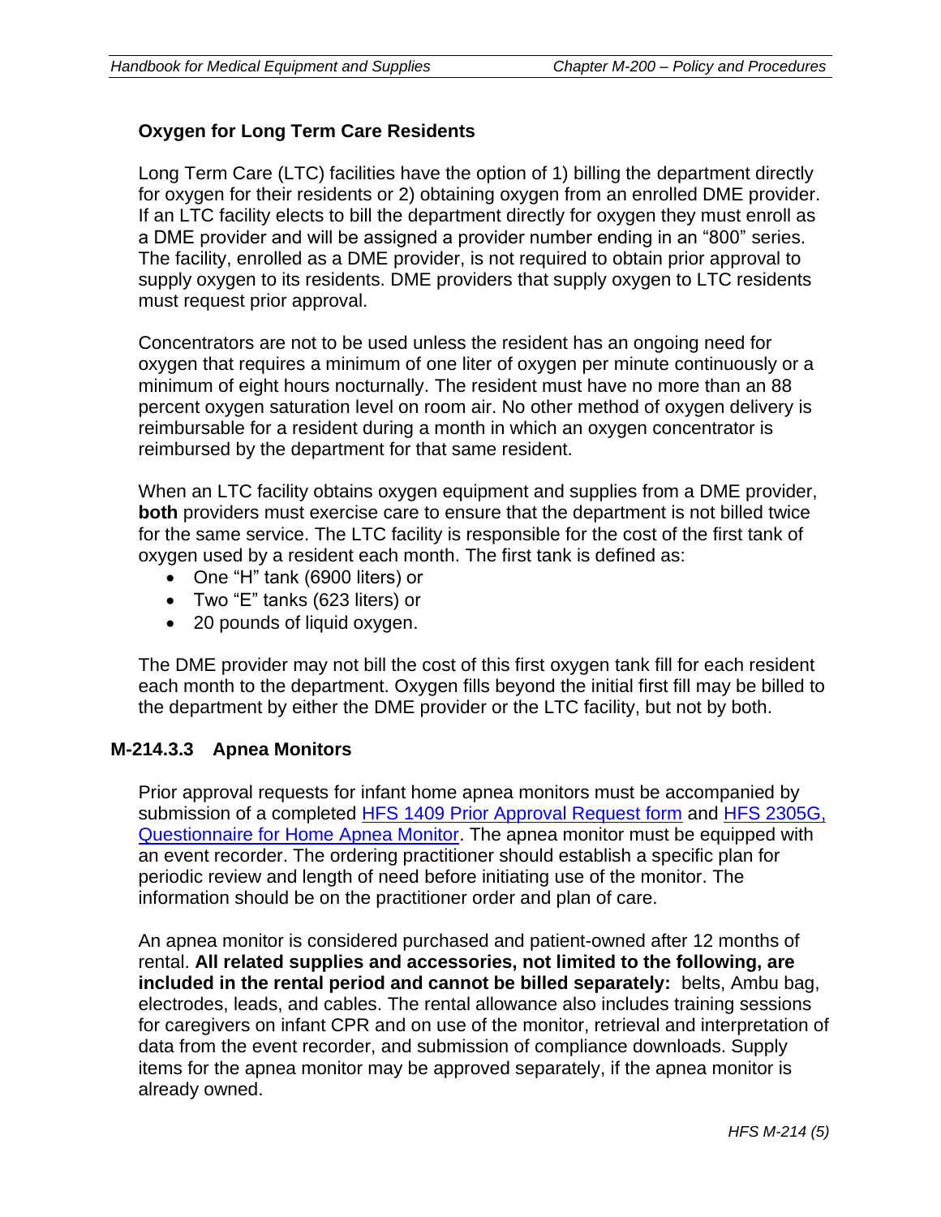### Oxygen for Long Term Care Residents

Long Term Care (LTC) facilities have the option of 1) billing the department directly for oxygen for their residents or 2) obtaining oxygen from an enrolled DME provider. If an LTC facility elects to bill the department directly for oxygen they must enroll as a DME provider and will be assigned a provider number ending in an "800" series. The facility, enrolled as a DME provider, is not required to obtain prior approval to supply oxygen to its residents. DME providers that supply oxygen to LTC residents must request prior approval.

Concentrators are not to be used unless the resident has an ongoing need for oxygen that requires a minimum of one liter of oxygen per minute continuously or a minimum of eight hours nocturnally. The resident must have no more than an 88 percent oxygen saturation level on room air. No other method of oxygen delivery is reimbursable for a resident during a month in which an oxygen concentrator is reimbursed by the department for that same resident.

When an LTC facility obtains oxygen equipment and supplies from a DME provider, **both** providers must exercise care to ensure that the department is not billed twice for the same service. The LTC facility is responsible for the cost of the first tank of oxygen used by a resident each month. The first tank is defined as:

- One "H" tank (6900 liters) or
- Two "E" tanks (623 liters) or
- 20 pounds of liquid oxygen.

The DME provider may not bill the cost of this first oxygen tank fill for each resident each month to the department. Oxygen fills beyond the initial first fill may be billed to the department by either the DME provider or the LTC facility, but not by both.

## M-214.3.3 Apnea Monitors

Prior approval requests for infant home apnea monitors must be accompanied by submission of a completed HFS 1409 Prior Approval Request form and HFS 2305G, Questionnaire for Home Apnea Monitor. The apnea monitor must be equipped with an event recorder. The ordering practitioner should establish a specific plan for periodic review and length of need before initiating use of the monitor. The information should be on the practitioner order and plan of care.

An apnea monitor is considered purchased and patient-owned after 12 months of rental. **All related supplies and accessories, not limited to the following, are included in the rental period and cannot be billed separately:** belts, Ambu bag, electrodes, leads, and cables. The rental allowance also includes training sessions for caregivers on infant CPR and on use of the monitor, retrieval and interpretation of data from the event recorder, and submission of compliance downloads. Supply items for the apnea monitor may be approved separately, if the apnea monitor is already owned.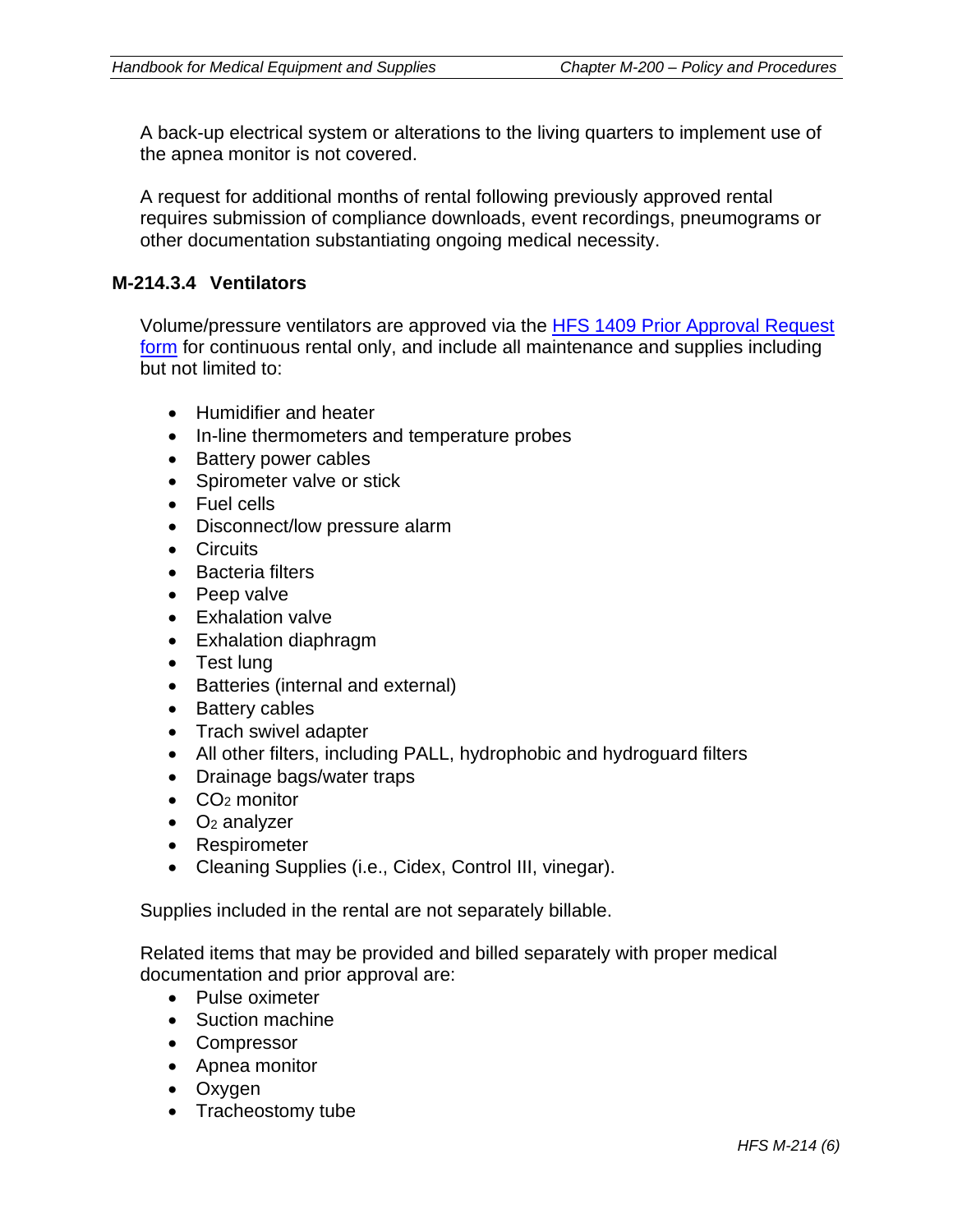A back-up electrical system or alterations to the living quarters to implement use of the apnea monitor is not covered.

A request for additional months of rental following previously approved rental requires submission of compliance downloads, event recordings, pneumograms or other documentation substantiating ongoing medical necessity.

### M-214.3.4 Ventilators

Volume/pressure ventilators are approved via the HFS 1409 Prior Approval Request form for continuous rental only, and include all maintenance and supplies including but not limited to:

- Humidifier and heater
- In-line thermometers and temperature probes
- Battery power cables
- Spirometer valve or stick
- Fuel cells
- Disconnect/low pressure alarm
- Circuits
- Bacteria filters
- Peep valve
- Exhalation valve
- Exhalation diaphragm
- Test lung
- Batteries (internal and external)
- Battery cables
- Trach swivel adapter
- All other filters, including PALL, hydrophobic and hydroguard filters
- Drainage bags/water traps
- $CO_2$ monitor
- $O_2$ analyzer
- Respirometer
- Cleaning Supplies (i.e., Cidex, Control III, vinegar).

Supplies included in the rental are not separately billable.

Related items that may be provided and billed separately with proper medical documentation and prior approval are:

- Pulse oximeter
- Suction machine
- Compressor
- Apnea monitor
- Oxygen
- Tracheostomy tube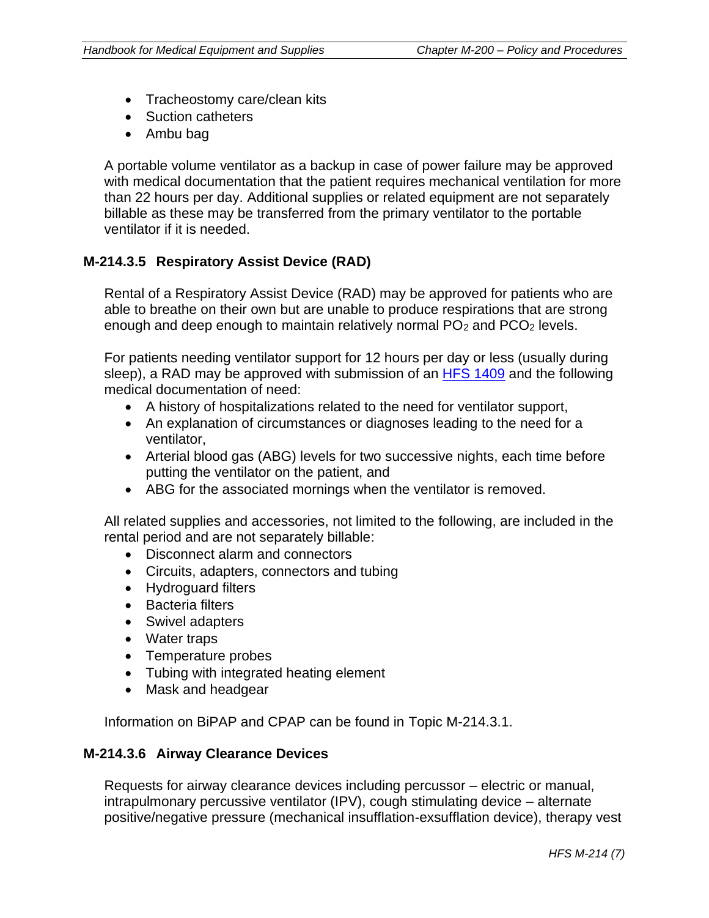- Tracheostomy care/clean kits
- Suction catheters
- Ambu bag

A portable volume ventilator as a backup in case of power failure may be approved with medical documentation that the patient requires mechanical ventilation for more than 22 hours per day. Additional supplies or related equipment are not separately billable as these may be transferred from the primary ventilator to the portable ventilator if it is needed.

### M-214.3.5 Respiratory Assist Device (RAD)

Rental of a Respiratory Assist Device (RAD) may be approved for patients who are able to breathe on their own but are unable to produce respirations that are strong enough and deep enough to maintain relatively normal $PO_2$ and $PCO_2$ levels.

For patients needing ventilator support for 12 hours per day or less (usually during sleep), a RAD may be approved with submission of an [HFS 1409] and the following medical documentation of need:

- A history of hospitalizations related to the need for ventilator support,
- An explanation of circumstances or diagnoses leading to the need for a ventilator,
- Arterial blood gas (ABG) levels for two successive nights, each time before putting the ventilator on the patient, and
- ABG for the associated mornings when the ventilator is removed.

All related supplies and accessories, not limited to the following, are included in the rental period and are not separately billable:

- Disconnect alarm and connectors
- Circuits, adapters, connectors and tubing
- Hydroguard filters
- Bacteria filters
- Swivel adapters
- Water traps
- Temperature probes
- Tubing with integrated heating element
- Mask and headgear

Information on BiPAP and CPAP can be found in Topic M-214.3.1.

### M-214.3.6 Airway Clearance Devices

Requests for airway clearance devices including percussor – electric or manual, intrapulmonary percussive ventilator (IPV), cough stimulating device – alternate positive/negative pressure (mechanical insufflation-exsufflation device), therapy vest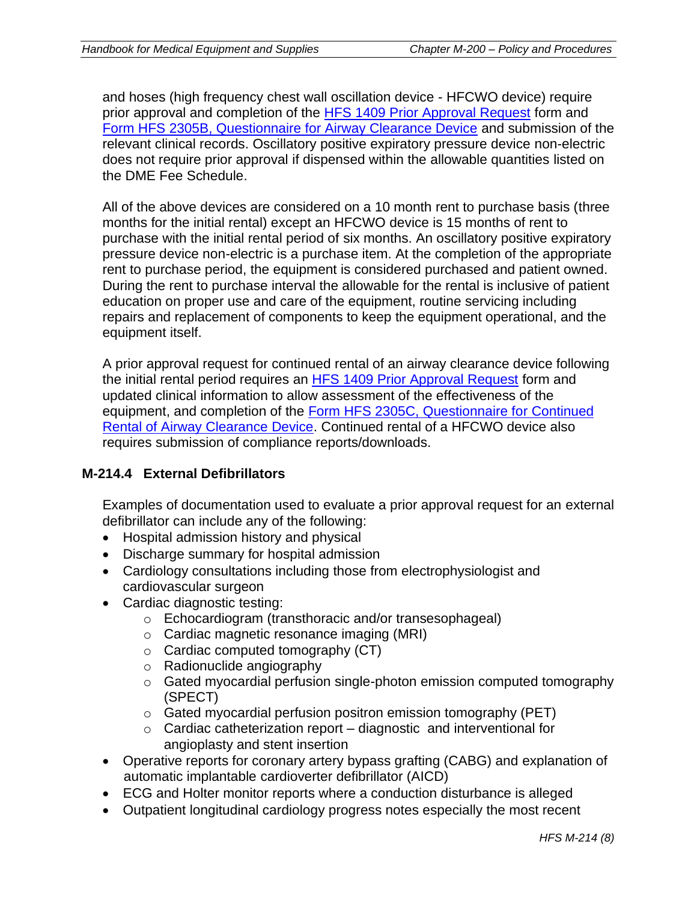and hoses (high frequency chest wall oscillation device - HFCWO device) require prior approval and completion of the HFS 1409 Prior Approval Request form and Form HFS 2305B, Questionnaire for Airway Clearance Device and submission of the relevant clinical records. Oscillatory positive expiratory pressure device non-electric does not require prior approval if dispensed within the allowable quantities listed on the DME Fee Schedule.

All of the above devices are considered on a 10 month rent to purchase basis (three months for the initial rental) except an HFCWO device is 15 months of rent to purchase with the initial rental period of six months. An oscillatory positive expiratory pressure device non-electric is a purchase item. At the completion of the appropriate rent to purchase period, the equipment is considered purchased and patient owned. During the rent to purchase interval the allowable for the rental is inclusive of patient education on proper use and care of the equipment, routine servicing including repairs and replacement of components to keep the equipment operational, and the equipment itself.

A prior approval request for continued rental of an airway clearance device following the initial rental period requires an HFS 1409 Prior Approval Request form and updated clinical information to allow assessment of the effectiveness of the equipment, and completion of the Form HFS 2305C, Questionnaire for Continued Rental of Airway Clearance Device. Continued rental of a HFCWO device also requires submission of compliance reports/downloads.

### M-214.4 External Defibrillators

Examples of documentation used to evaluate a prior approval request for an external defibrillator can include any of the following:

- Hospital admission history and physical
- Discharge summary for hospital admission
- Cardiology consultations including those from electrophysiologist and cardiovascular surgeon
- Cardiac diagnostic testing:
  - Echocardiogram (transthoracic and/or transesophageal)
  - Cardiac magnetic resonance imaging (MRI)
  - Cardiac computed tomography (CT)
  - Radionuclide angiography
  - Gated myocardial perfusion single-photon emission computed tomography (SPECT)
  - Gated myocardial perfusion positron emission tomography (PET)
  - Cardiac catheterization report – diagnostic and interventional for angioplasty and stent insertion
- Operative reports for coronary artery bypass grafting (CABG) and explanation of automatic implantable cardioverter defibrillator (AICD)
- ECG and Holter monitor reports where a conduction disturbance is alleged
- Outpatient longitudinal cardiology progress notes especially the most recent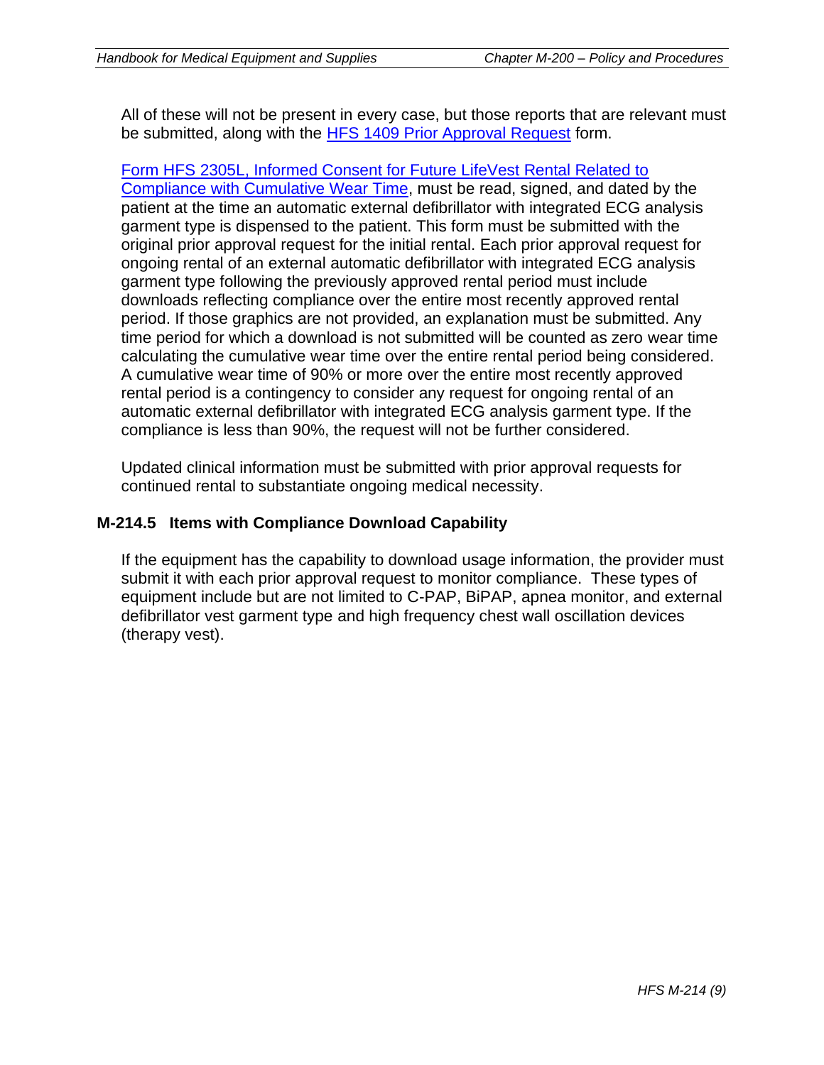All of these will not be present in every case, but those reports that are relevant must be submitted, along with the [HFS 1409 Prior Approval Request](#) form.

[Form HFS 2305L, Informed Consent for Future LifeVest Rental Related to Compliance with Cumulative Wear Time](#), must be read, signed, and dated by the patient at the time an automatic external defibrillator with integrated ECG analysis garment type is dispensed to the patient. This form must be submitted with the original prior approval request for the initial rental. Each prior approval request for ongoing rental of an external automatic defibrillator with integrated ECG analysis garment type following the previously approved rental period must include downloads reflecting compliance over the entire most recently approved rental period. If those graphics are not provided, an explanation must be submitted. Any time period for which a download is not submitted will be counted as zero wear time calculating the cumulative wear time over the entire rental period being considered. A cumulative wear time of 90% or more over the entire most recently approved rental period is a contingency to consider any request for ongoing rental of an automatic external defibrillator with integrated ECG analysis garment type. If the compliance is less than 90%, the request will not be further considered.

Updated clinical information must be submitted with prior approval requests for continued rental to substantiate ongoing medical necessity.

### M-214.5 Items with Compliance Download Capability

If the equipment has the capability to download usage information, the provider must submit it with each prior approval request to monitor compliance. These types of equipment include but are not limited to C-PAP, BiPAP, apnea monitor, and external defibrillator vest garment type and high frequency chest wall oscillation devices (therapy vest).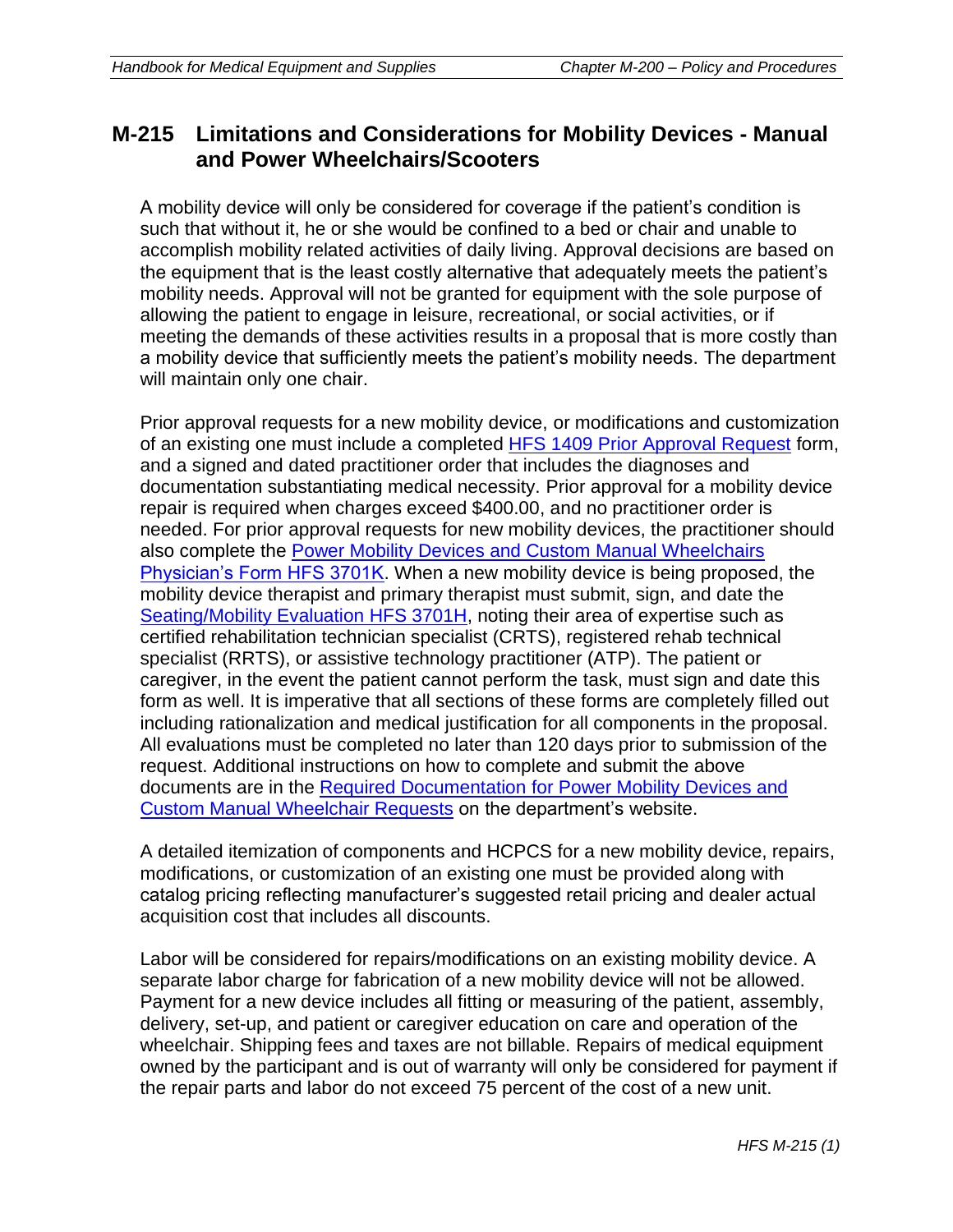## M-215 Limitations and Considerations for Mobility Devices - Manual and Power Wheelchairs/Scooters

A mobility device will only be considered for coverage if the patient's condition is such that without it, he or she would be confined to a bed or chair and unable to accomplish mobility related activities of daily living. Approval decisions are based on the equipment that is the least costly alternative that adequately meets the patient's mobility needs. Approval will not be granted for equipment with the sole purpose of allowing the patient to engage in leisure, recreational, or social activities, or if meeting the demands of these activities results in a proposal that is more costly than a mobility device that sufficiently meets the patient's mobility needs. The department will maintain only one chair.

Prior approval requests for a new mobility device, or modifications and customization of an existing one must include a completed HFS 1409 Prior Approval Request form, and a signed and dated practitioner order that includes the diagnoses and documentation substantiating medical necessity. Prior approval for a mobility device repair is required when charges exceed $400.00, and no practitioner order is needed. For prior approval requests for new mobility devices, the practitioner should also complete the Power Mobility Devices and Custom Manual Wheelchairs Physician's Form HFS 3701K. When a new mobility device is being proposed, the mobility device therapist and primary therapist must submit, sign, and date the Seating/Mobility Evaluation HFS 3701H, noting their area of expertise such as certified rehabilitation technician specialist (CRTS), registered rehab technical specialist (RRTS), or assistive technology practitioner (ATP). The patient or caregiver, in the event the patient cannot perform the task, must sign and date this form as well. It is imperative that all sections of these forms are completely filled out including rationalization and medical justification for all components in the proposal. All evaluations must be completed no later than 120 days prior to submission of the request. Additional instructions on how to complete and submit the above documents are in the Required Documentation for Power Mobility Devices and Custom Manual Wheelchair Requests on the department's website.

A detailed itemization of components and HCPCS for a new mobility device, repairs, modifications, or customization of an existing one must be provided along with catalog pricing reflecting manufacturer's suggested retail pricing and dealer actual acquisition cost that includes all discounts.

Labor will be considered for repairs/modifications on an existing mobility device. A separate labor charge for fabrication of a new mobility device will not be allowed. Payment for a new device includes all fitting or measuring of the patient, assembly, delivery, set-up, and patient or caregiver education on care and operation of the wheelchair. Shipping fees and taxes are not billable. Repairs of medical equipment owned by the participant and is out of warranty will only be considered for payment if the repair parts and labor do not exceed 75 percent of the cost of a new unit.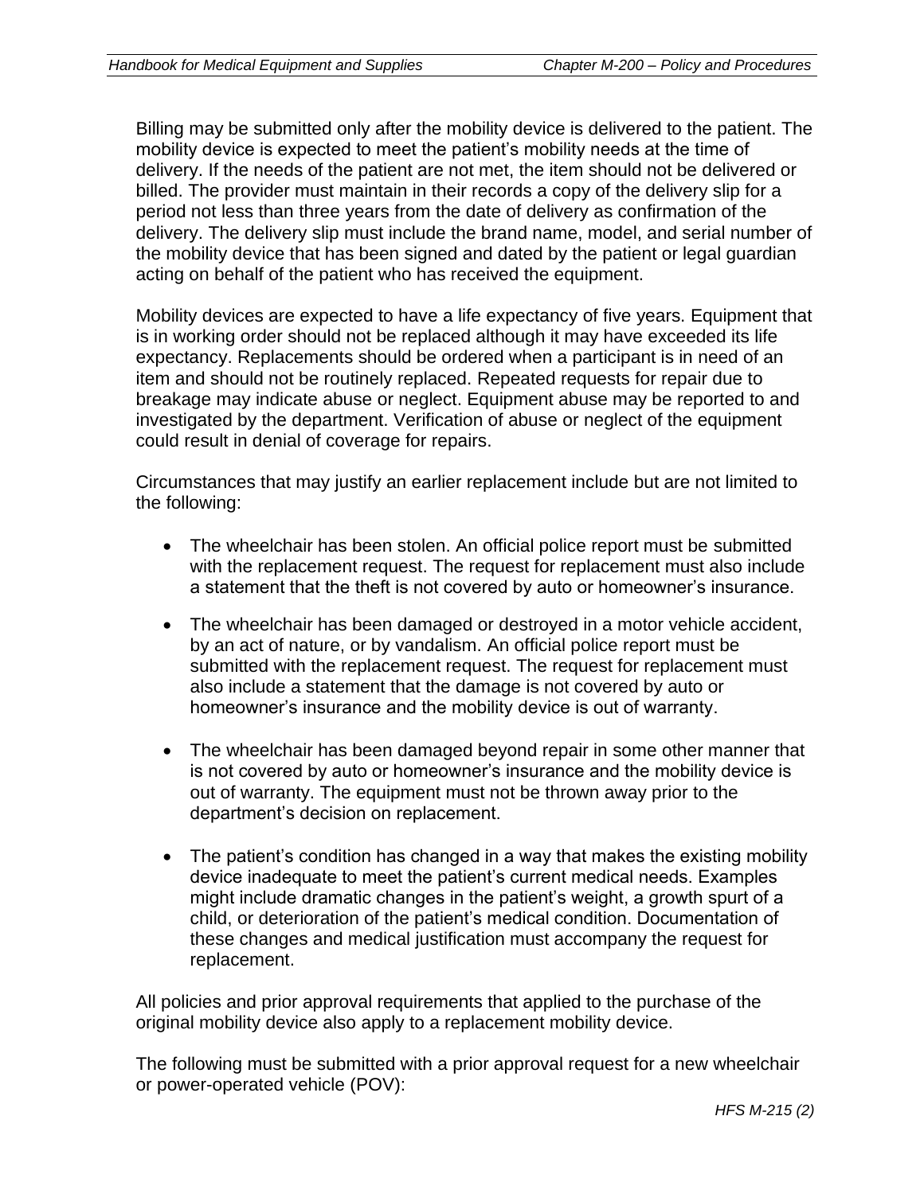Billing may be submitted only after the mobility device is delivered to the patient. The mobility device is expected to meet the patient's mobility needs at the time of delivery. If the needs of the patient are not met, the item should not be delivered or billed. The provider must maintain in their records a copy of the delivery slip for a period not less than three years from the date of delivery as confirmation of the delivery. The delivery slip must include the brand name, model, and serial number of the mobility device that has been signed and dated by the patient or legal guardian acting on behalf of the patient who has received the equipment.

Mobility devices are expected to have a life expectancy of five years. Equipment that is in working order should not be replaced although it may have exceeded its life expectancy. Replacements should be ordered when a participant is in need of an item and should not be routinely replaced. Repeated requests for repair due to breakage may indicate abuse or neglect. Equipment abuse may be reported to and investigated by the department. Verification of abuse or neglect of the equipment could result in denial of coverage for repairs.

Circumstances that may justify an earlier replacement include but are not limited to the following:

- The wheelchair has been stolen. An official police report must be submitted with the replacement request. The request for replacement must also include a statement that the theft is not covered by auto or homeowner's insurance.
- The wheelchair has been damaged or destroyed in a motor vehicle accident, by an act of nature, or by vandalism. An official police report must be submitted with the replacement request. The request for replacement must also include a statement that the damage is not covered by auto or homeowner's insurance and the mobility device is out of warranty.
- The wheelchair has been damaged beyond repair in some other manner that is not covered by auto or homeowner's insurance and the mobility device is out of warranty. The equipment must not be thrown away prior to the department's decision on replacement.
- The patient's condition has changed in a way that makes the existing mobility device inadequate to meet the patient's current medical needs. Examples might include dramatic changes in the patient's weight, a growth spurt of a child, or deterioration of the patient's medical condition. Documentation of these changes and medical justification must accompany the request for replacement.

All policies and prior approval requirements that applied to the purchase of the original mobility device also apply to a replacement mobility device.

The following must be submitted with a prior approval request for a new wheelchair or power-operated vehicle (POV):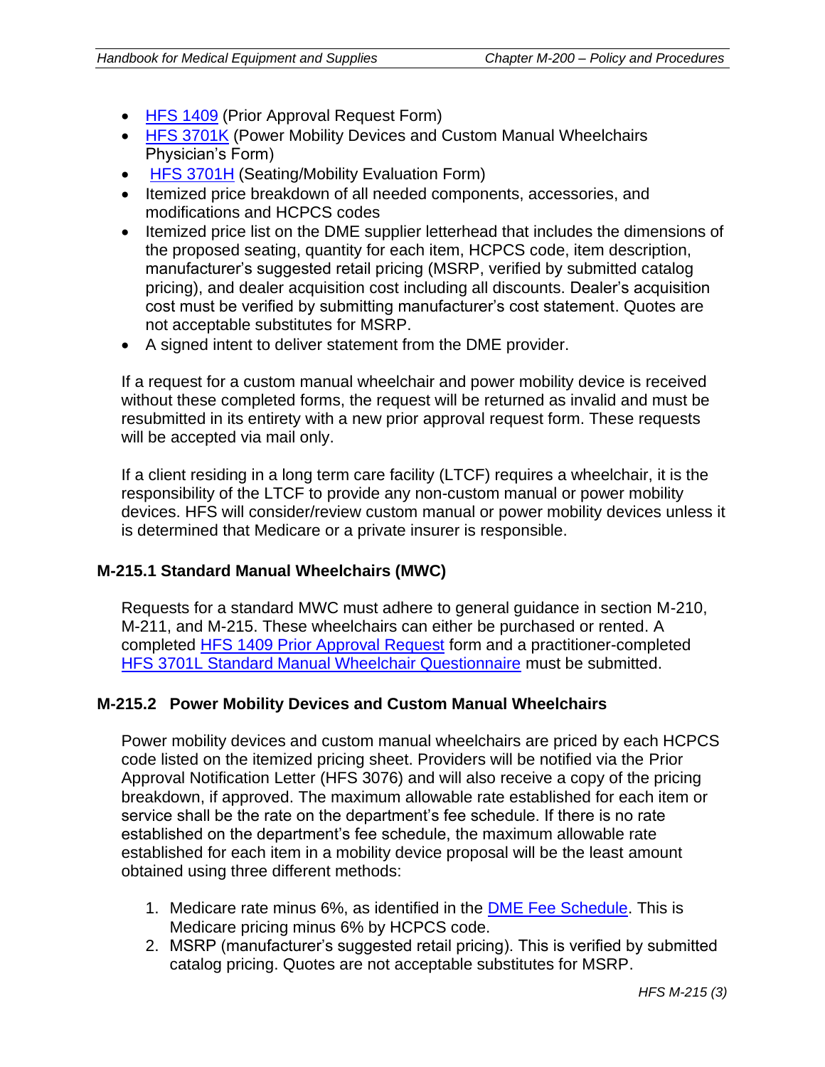- HFS 1409 (Prior Approval Request Form)
- HFS 3701K (Power Mobility Devices and Custom Manual Wheelchairs Physician's Form)
- HFS 3701H (Seating/Mobility Evaluation Form)
- Itemized price breakdown of all needed components, accessories, and modifications and HCPCS codes
- Itemized price list on the DME supplier letterhead that includes the dimensions of the proposed seating, quantity for each item, HCPCS code, item description, manufacturer's suggested retail pricing (MSRP, verified by submitted catalog pricing), and dealer acquisition cost including all discounts. Dealer's acquisition cost must be verified by submitting manufacturer's cost statement. Quotes are not acceptable substitutes for MSRP.
- A signed intent to deliver statement from the DME provider.

If a request for a custom manual wheelchair and power mobility device is received without these completed forms, the request will be returned as invalid and must be resubmitted in its entirety with a new prior approval request form. These requests will be accepted via mail only.

If a client residing in a long term care facility (LTCF) requires a wheelchair, it is the responsibility of the LTCF to provide any non-custom manual or power mobility devices. HFS will consider/review custom manual or power mobility devices unless it is determined that Medicare or a private insurer is responsible.

### M-215.1 Standard Manual Wheelchairs (MWC)

Requests for a standard MWC must adhere to general guidance in section M-210, M-211, and M-215. These wheelchairs can either be purchased or rented. A completed HFS 1409 Prior Approval Request form and a practitioner-completed HFS 3701L Standard Manual Wheelchair Questionnaire must be submitted.

### M-215.2 Power Mobility Devices and Custom Manual Wheelchairs

Power mobility devices and custom manual wheelchairs are priced by each HCPCS code listed on the itemized pricing sheet. Providers will be notified via the Prior Approval Notification Letter (HFS 3076) and will also receive a copy of the pricing breakdown, if approved. The maximum allowable rate established for each item or service shall be the rate on the department's fee schedule. If there is no rate established on the department's fee schedule, the maximum allowable rate established for each item in a mobility device proposal will be the least amount obtained using three different methods:

1. Medicare rate minus 6%, as identified in the DME Fee Schedule. This is Medicare pricing minus 6% by HCPCS code.
2. MSRP (manufacturer's suggested retail pricing). This is verified by submitted catalog pricing. Quotes are not acceptable substitutes for MSRP.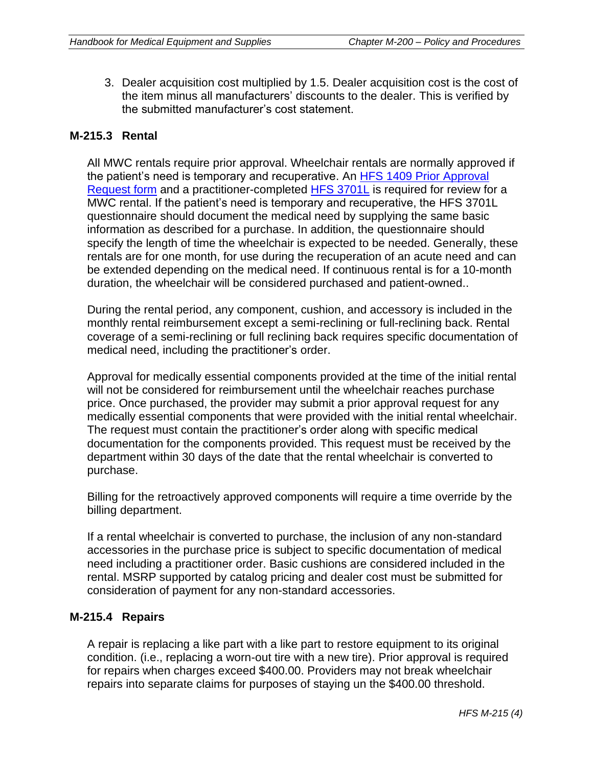3. Dealer acquisition cost multiplied by 1.5. Dealer acquisition cost is the cost of the item minus all manufacturers' discounts to the dealer. This is verified by the submitted manufacturer's cost statement.

### M-215.3 Rental

All MWC rentals require prior approval. Wheelchair rentals are normally approved if the patient's need is temporary and recuperative. An HFS 1409 Prior Approval Request form and a practitioner-completed HFS 3701L is required for review for a MWC rental. If the patient's need is temporary and recuperative, the HFS 3701L questionnaire should document the medical need by supplying the same basic information as described for a purchase. In addition, the questionnaire should specify the length of time the wheelchair is expected to be needed. Generally, these rentals are for one month, for use during the recuperation of an acute need and can be extended depending on the medical need. If continuous rental is for a 10-month duration, the wheelchair will be considered purchased and patient-owned..

During the rental period, any component, cushion, and accessory is included in the monthly rental reimbursement except a semi-reclining or full-reclining back. Rental coverage of a semi-reclining or full reclining back requires specific documentation of medical need, including the practitioner's order.

Approval for medically essential components provided at the time of the initial rental will not be considered for reimbursement until the wheelchair reaches purchase price. Once purchased, the provider may submit a prior approval request for any medically essential components that were provided with the initial rental wheelchair. The request must contain the practitioner's order along with specific medical documentation for the components provided. This request must be received by the department within 30 days of the date that the rental wheelchair is converted to purchase.

Billing for the retroactively approved components will require a time override by the billing department.

If a rental wheelchair is converted to purchase, the inclusion of any non-standard accessories in the purchase price is subject to specific documentation of medical need including a practitioner order. Basic cushions are considered included in the rental. MSRP supported by catalog pricing and dealer cost must be submitted for consideration of payment for any non-standard accessories.

### M-215.4 Repairs

A repair is replacing a like part with a like part to restore equipment to its original condition. (i.e., replacing a worn-out tire with a new tire). Prior approval is required for repairs when charges exceed $400.00. Providers may not break wheelchair repairs into separate claims for purposes of staying un the $400.00 threshold.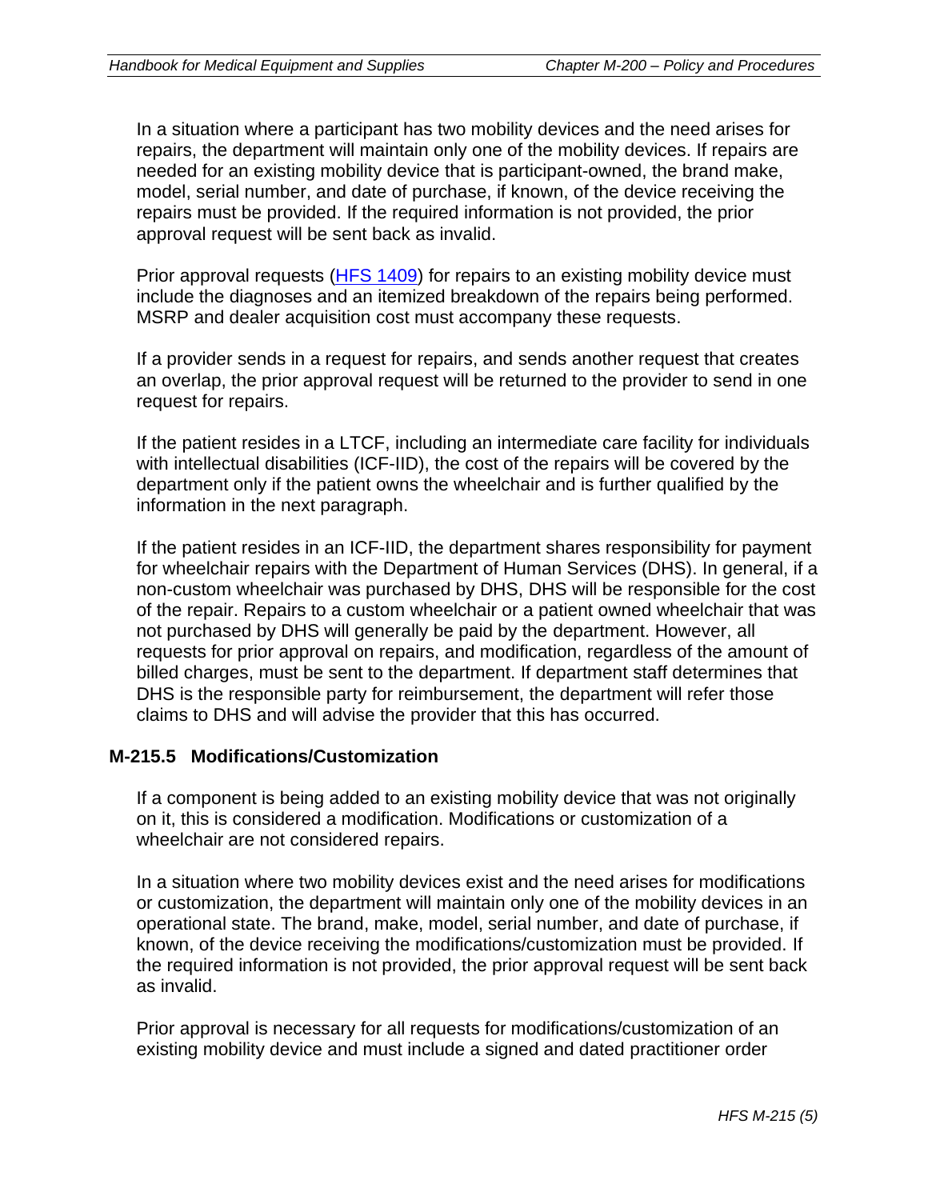In a situation where a participant has two mobility devices and the need arises for repairs, the department will maintain only one of the mobility devices. If repairs are needed for an existing mobility device that is participant-owned, the brand make, model, serial number, and date of purchase, if known, of the device receiving the repairs must be provided. If the required information is not provided, the prior approval request will be sent back as invalid.

Prior approval requests (HFS 1409) for repairs to an existing mobility device must include the diagnoses and an itemized breakdown of the repairs being performed. MSRP and dealer acquisition cost must accompany these requests.

If a provider sends in a request for repairs, and sends another request that creates an overlap, the prior approval request will be returned to the provider to send in one request for repairs.

If the patient resides in a LTCF, including an intermediate care facility for individuals with intellectual disabilities (ICF-IID), the cost of the repairs will be covered by the department only if the patient owns the wheelchair and is further qualified by the information in the next paragraph.

If the patient resides in an ICF-IID, the department shares responsibility for payment for wheelchair repairs with the Department of Human Services (DHS). In general, if a non-custom wheelchair was purchased by DHS, DHS will be responsible for the cost of the repair. Repairs to a custom wheelchair or a patient owned wheelchair that was not purchased by DHS will generally be paid by the department. However, all requests for prior approval on repairs, and modification, regardless of the amount of billed charges, must be sent to the department. If department staff determines that DHS is the responsible party for reimbursement, the department will refer those claims to DHS and will advise the provider that this has occurred.

## M-215.5 Modifications/Customization

If a component is being added to an existing mobility device that was not originally on it, this is considered a modification. Modifications or customization of a wheelchair are not considered repairs.

In a situation where two mobility devices exist and the need arises for modifications or customization, the department will maintain only one of the mobility devices in an operational state. The brand, make, model, serial number, and date of purchase, if known, of the device receiving the modifications/customization must be provided. If the required information is not provided, the prior approval request will be sent back as invalid.

Prior approval is necessary for all requests for modifications/customization of an existing mobility device and must include a signed and dated practitioner order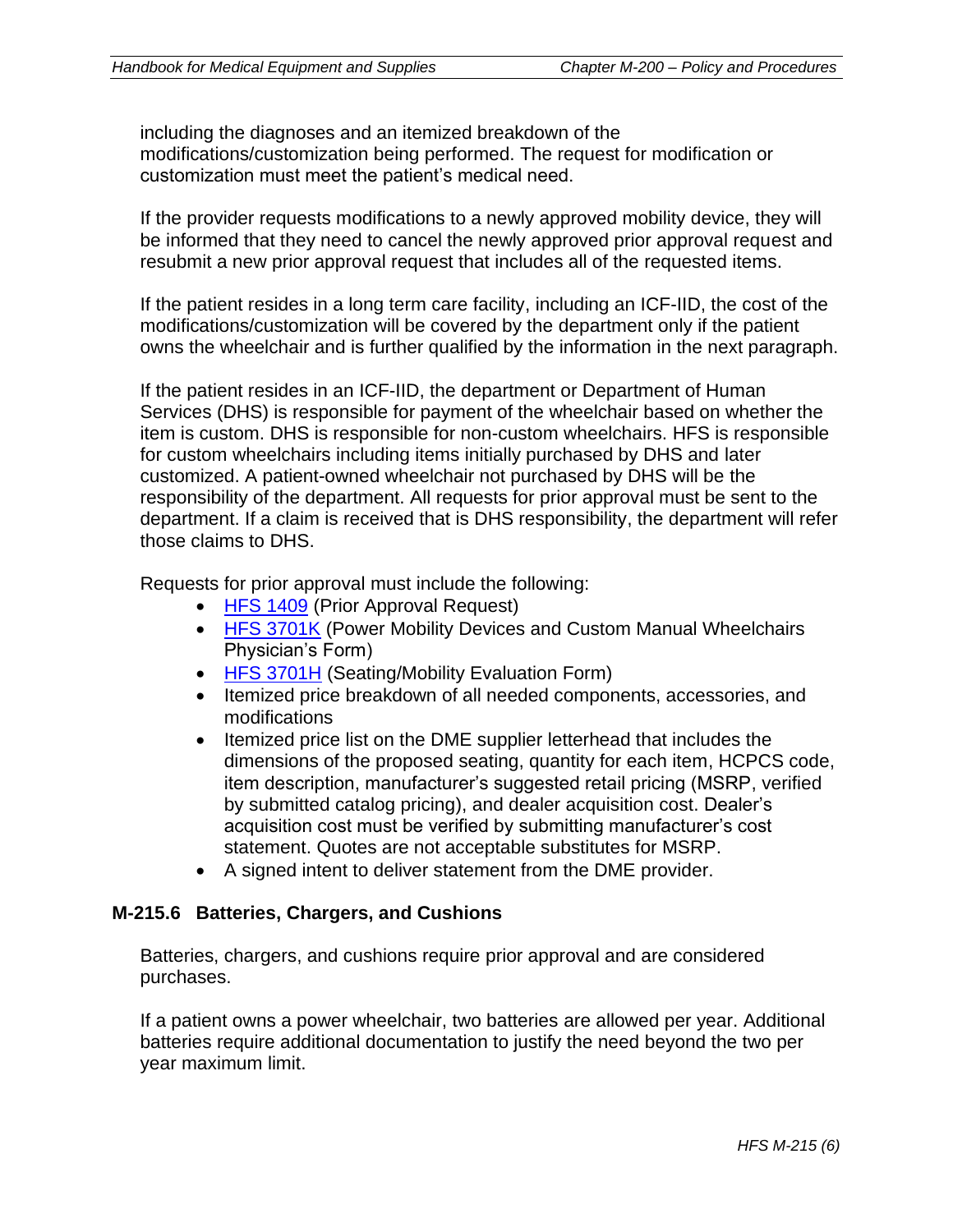including the diagnoses and an itemized breakdown of the modifications/customization being performed. The request for modification or customization must meet the patient's medical need.

If the provider requests modifications to a newly approved mobility device, they will be informed that they need to cancel the newly approved prior approval request and resubmit a new prior approval request that includes all of the requested items.

If the patient resides in a long term care facility, including an ICF-IID, the cost of the modifications/customization will be covered by the department only if the patient owns the wheelchair and is further qualified by the information in the next paragraph.

If the patient resides in an ICF-IID, the department or Department of Human Services (DHS) is responsible for payment of the wheelchair based on whether the item is custom. DHS is responsible for non-custom wheelchairs. HFS is responsible for custom wheelchairs including items initially purchased by DHS and later customized. A patient-owned wheelchair not purchased by DHS will be the responsibility of the department. All requests for prior approval must be sent to the department. If a claim is received that is DHS responsibility, the department will refer those claims to DHS.

Requests for prior approval must include the following:

- HFS 1409 (Prior Approval Request)
- HFS 3701K (Power Mobility Devices and Custom Manual Wheelchairs Physician's Form)
- HFS 3701H (Seating/Mobility Evaluation Form)
- Itemized price breakdown of all needed components, accessories, and modifications
- Itemized price list on the DME supplier letterhead that includes the dimensions of the proposed seating, quantity for each item, HCPCS code, item description, manufacturer's suggested retail pricing (MSRP, verified by submitted catalog pricing), and dealer acquisition cost. Dealer's acquisition cost must be verified by submitting manufacturer's cost statement. Quotes are not acceptable substitutes for MSRP.
- A signed intent to deliver statement from the DME provider.

### M-215.6 Batteries, Chargers, and Cushions

Batteries, chargers, and cushions require prior approval and are considered purchases.

If a patient owns a power wheelchair, two batteries are allowed per year. Additional batteries require additional documentation to justify the need beyond the two per year maximum limit.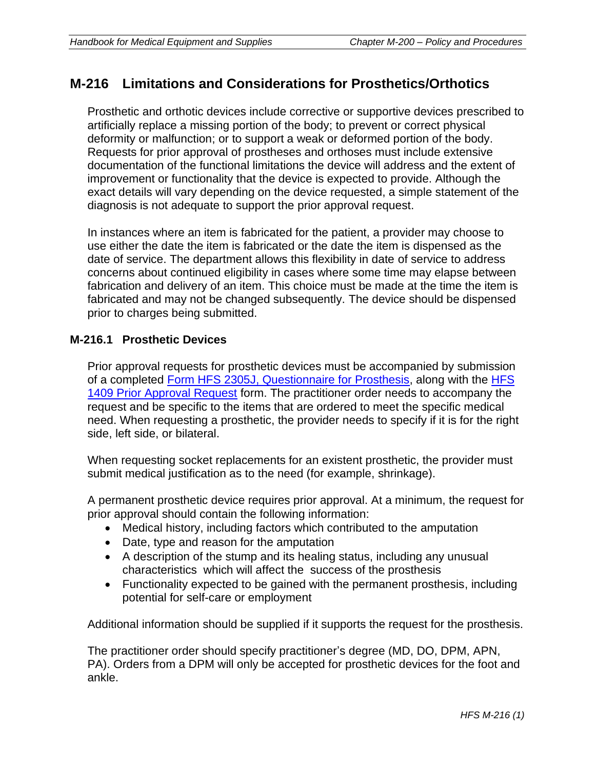## M-216 Limitations and Considerations for Prosthetics/Orthotics

Prosthetic and orthotic devices include corrective or supportive devices prescribed to artificially replace a missing portion of the body; to prevent or correct physical deformity or malfunction; or to support a weak or deformed portion of the body. Requests for prior approval of prostheses and orthoses must include extensive documentation of the functional limitations the device will address and the extent of improvement or functionality that the device is expected to provide. Although the exact details will vary depending on the device requested, a simple statement of the diagnosis is not adequate to support the prior approval request.

In instances where an item is fabricated for the patient, a provider may choose to use either the date the item is fabricated or the date the item is dispensed as the date of service. The department allows this flexibility in date of service to address concerns about continued eligibility in cases where some time may elapse between fabrication and delivery of an item. This choice must be made at the time the item is fabricated and may not be changed subsequently. The device should be dispensed prior to charges being submitted.

### M-216.1 Prosthetic Devices

Prior approval requests for prosthetic devices must be accompanied by submission of a completed Form HFS 2305J, Questionnaire for Prosthesis, along with the HFS 1409 Prior Approval Request form. The practitioner order needs to accompany the request and be specific to the items that are ordered to meet the specific medical need. When requesting a prosthetic, the provider needs to specify if it is for the right side, left side, or bilateral.

When requesting socket replacements for an existent prosthetic, the provider must submit medical justification as to the need (for example, shrinkage).

A permanent prosthetic device requires prior approval. At a minimum, the request for prior approval should contain the following information:

- Medical history, including factors which contributed to the amputation
- Date, type and reason for the amputation
- A description of the stump and its healing status, including any unusual characteristics which will affect the success of the prosthesis
- Functionality expected to be gained with the permanent prosthesis, including potential for self-care or employment

Additional information should be supplied if it supports the request for the prosthesis.

The practitioner order should specify practitioner's degree (MD, DO, DPM, APN, PA). Orders from a DPM will only be accepted for prosthetic devices for the foot and ankle.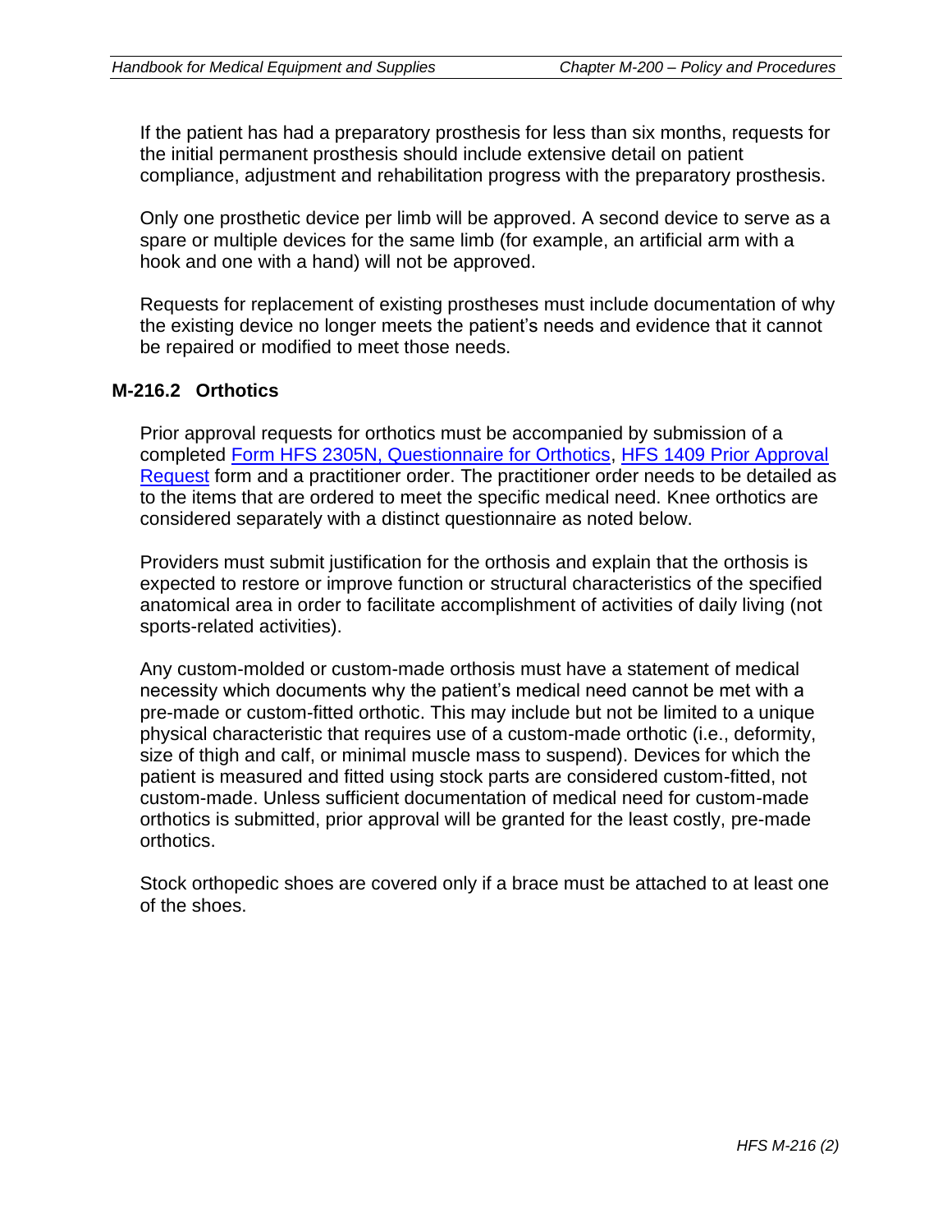If the patient has had a preparatory prosthesis for less than six months, requests for the initial permanent prosthesis should include extensive detail on patient compliance, adjustment and rehabilitation progress with the preparatory prosthesis.

Only one prosthetic device per limb will be approved. A second device to serve as a spare or multiple devices for the same limb (for example, an artificial arm with a hook and one with a hand) will not be approved.

Requests for replacement of existing prostheses must include documentation of why the existing device no longer meets the patient's needs and evidence that it cannot be repaired or modified to meet those needs.

## M-216.2 Orthotics

Prior approval requests for orthotics must be accompanied by submission of a completed Form HFS 2305N, Questionnaire for Orthotics, HFS 1409 Prior Approval Request form and a practitioner order. The practitioner order needs to be detailed as to the items that are ordered to meet the specific medical need. Knee orthotics are considered separately with a distinct questionnaire as noted below.

Providers must submit justification for the orthosis and explain that the orthosis is expected to restore or improve function or structural characteristics of the specified anatomical area in order to facilitate accomplishment of activities of daily living (not sports-related activities).

Any custom-molded or custom-made orthosis must have a statement of medical necessity which documents why the patient's medical need cannot be met with a pre-made or custom-fitted orthotic. This may include but not be limited to a unique physical characteristic that requires use of a custom-made orthotic (i.e., deformity, size of thigh and calf, or minimal muscle mass to suspend). Devices for which the patient is measured and fitted using stock parts are considered custom-fitted, not custom-made. Unless sufficient documentation of medical need for custom-made orthotics is submitted, prior approval will be granted for the least costly, pre-made orthotics.

Stock orthopedic shoes are covered only if a brace must be attached to at least one of the shoes.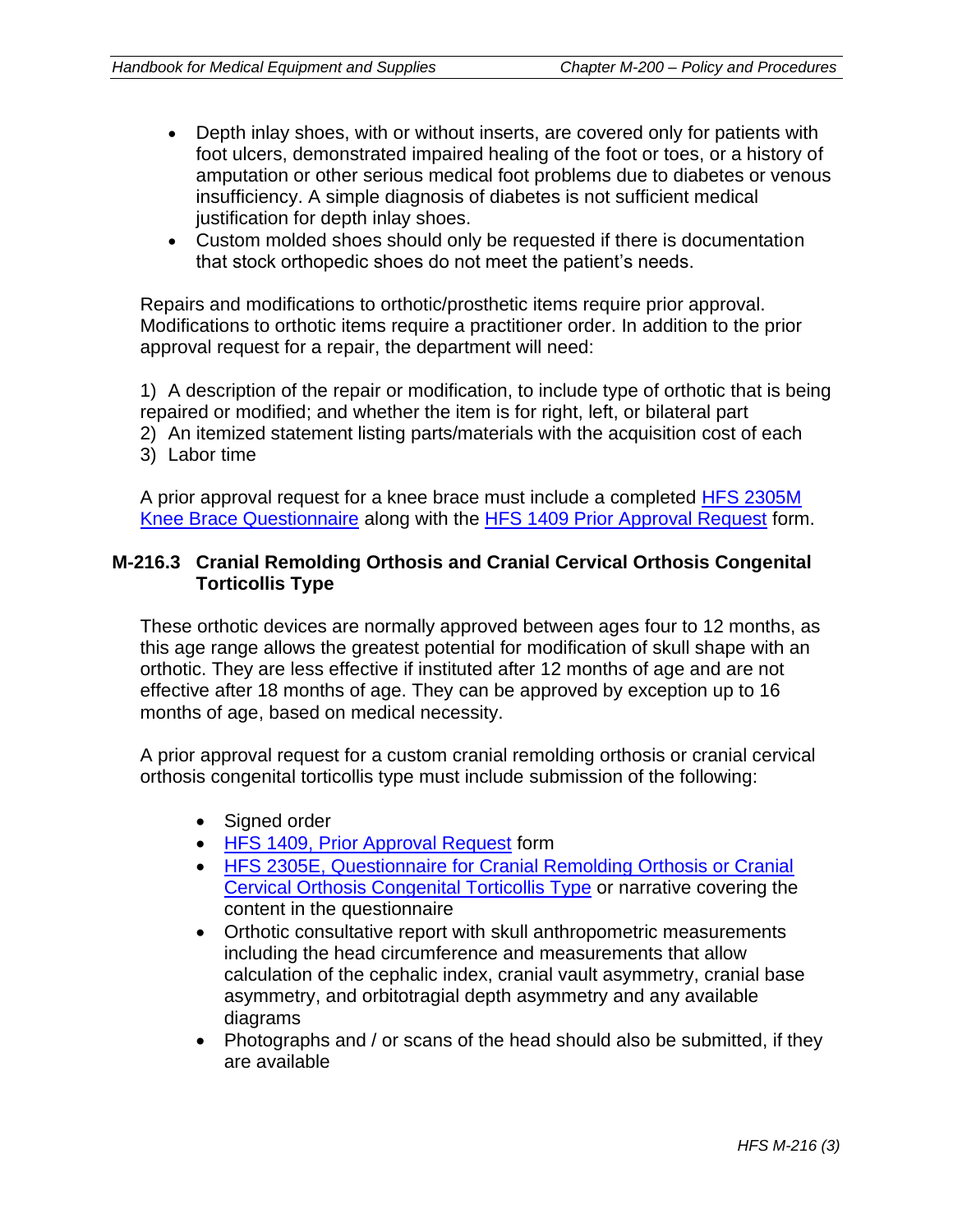- Depth inlay shoes, with or without inserts, are covered only for patients with foot ulcers, demonstrated impaired healing of the foot or toes, or a history of amputation or other serious medical foot problems due to diabetes or venous insufficiency. A simple diagnosis of diabetes is not sufficient medical justification for depth inlay shoes.
- Custom molded shoes should only be requested if there is documentation that stock orthopedic shoes do not meet the patient's needs.

Repairs and modifications to orthotic/prosthetic items require prior approval. Modifications to orthotic items require a practitioner order. In addition to the prior approval request for a repair, the department will need:

1) A description of the repair or modification, to include type of orthotic that is being repaired or modified; and whether the item is for right, left, or bilateral part
2) An itemized statement listing parts/materials with the acquisition cost of each
3) Labor time

A prior approval request for a knee brace must include a completed HFS 2305M Knee Brace Questionnaire along with the HFS 1409 Prior Approval Request form.

### M-216.3 Cranial Remolding Orthosis and Cranial Cervical Orthosis Congenital Torticollis Type

These orthotic devices are normally approved between ages four to 12 months, as this age range allows the greatest potential for modification of skull shape with an orthotic. They are less effective if instituted after 12 months of age and are not effective after 18 months of age. They can be approved by exception up to 16 months of age, based on medical necessity.

A prior approval request for a custom cranial remolding orthosis or cranial cervical orthosis congenital torticollis type must include submission of the following:

- Signed order
- HFS 1409, Prior Approval Request form
- HFS 2305E, Questionnaire for Cranial Remolding Orthosis or Cranial Cervical Orthosis Congenital Torticollis Type or narrative covering the content in the questionnaire
- Orthotic consultative report with skull anthropometric measurements including the head circumference and measurements that allow calculation of the cephalic index, cranial vault asymmetry, cranial base asymmetry, and orbitotragial depth asymmetry and any available diagrams
- Photographs and / or scans of the head should also be submitted, if they are available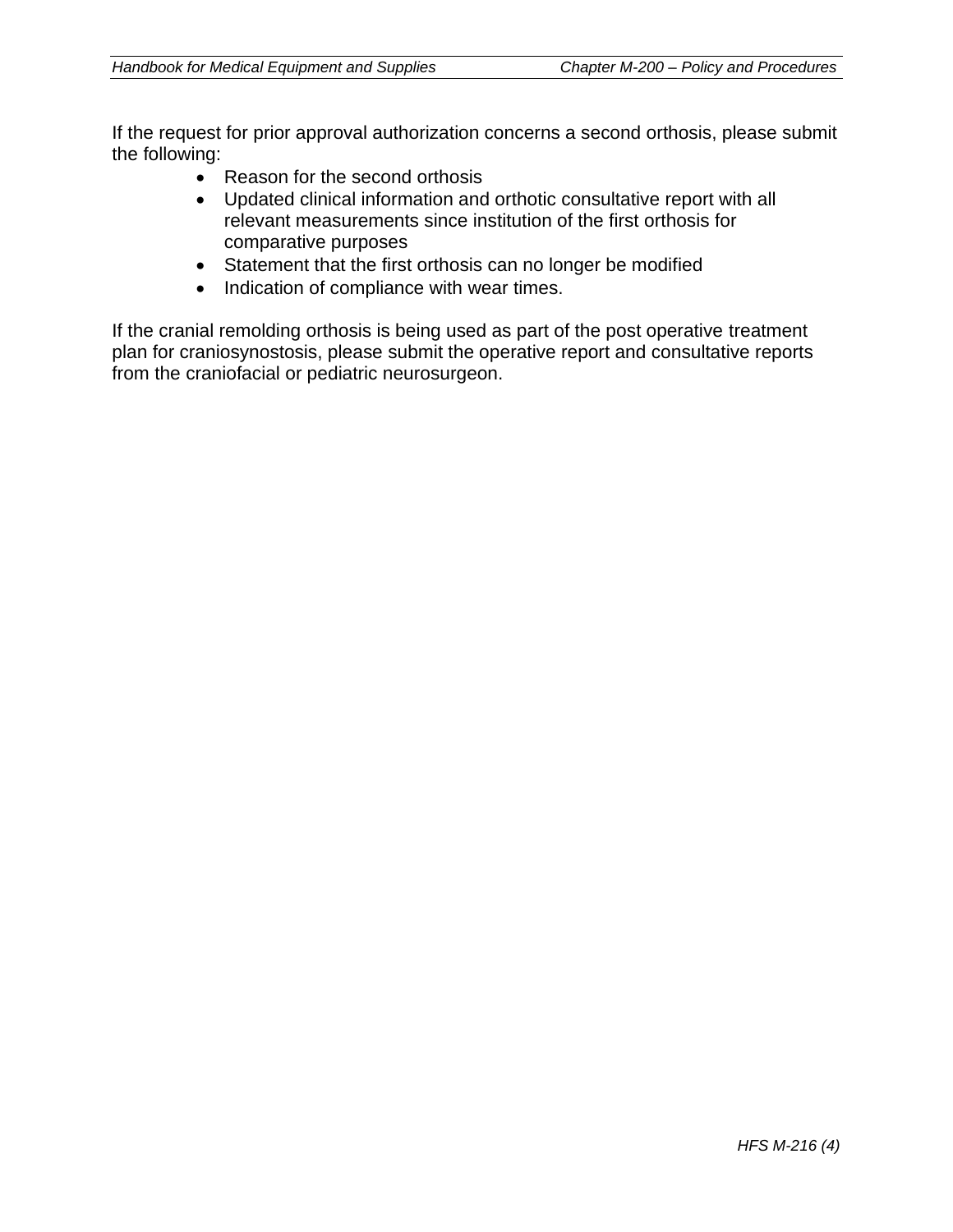If the request for prior approval authorization concerns a second orthosis, please submit the following:

- Reason for the second orthosis
- Updated clinical information and orthotic consultative report with all relevant measurements since institution of the first orthosis for comparative purposes
- Statement that the first orthosis can no longer be modified
- Indication of compliance with wear times.

If the cranial remolding orthosis is being used as part of the post operative treatment plan for craniosynostosis, please submit the operative report and consultative reports from the craniofacial or pediatric neurosurgeon.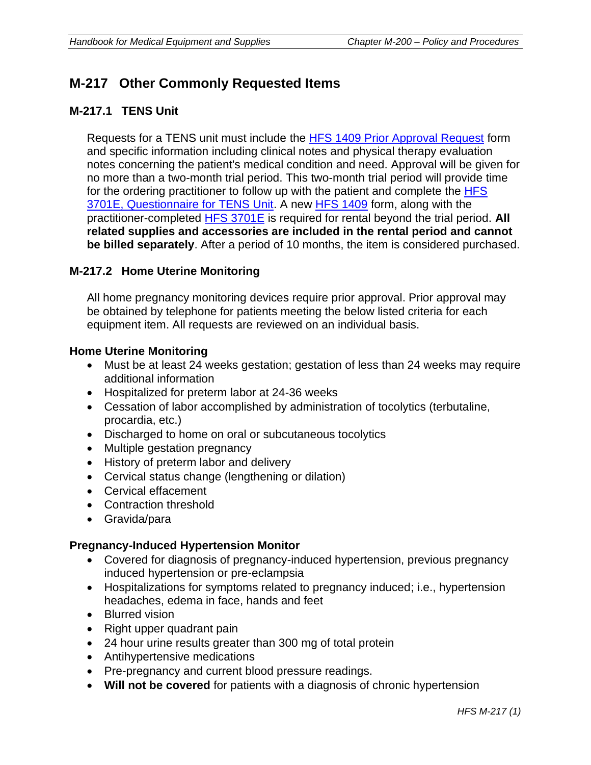## M-217 Other Commonly Requested Items

### M-217.1 TENS Unit

Requests for a TENS unit must include the HFS 1409 Prior Approval Request form and specific information including clinical notes and physical therapy evaluation notes concerning the patient's medical condition and need. Approval will be given for no more than a two-month trial period. This two-month trial period will provide time for the ordering practitioner to follow up with the patient and complete the HFS 3701E, Questionnaire for TENS Unit. A new HFS 1409 form, along with the practitioner-completed HFS 3701E is required for rental beyond the trial period. **All related supplies and accessories are included in the rental period and cannot be billed separately**. After a period of 10 months, the item is considered purchased.

### M-217.2 Home Uterine Monitoring

All home pregnancy monitoring devices require prior approval. Prior approval may be obtained by telephone for patients meeting the below listed criteria for each equipment item. All requests are reviewed on an individual basis.

**Home Uterine Monitoring**

- Must be at least 24 weeks gestation; gestation of less than 24 weeks may require additional information
- Hospitalized for preterm labor at 24-36 weeks
- Cessation of labor accomplished by administration of tocolytics (terbutaline, procardia, etc.)
- Discharged to home on oral or subcutaneous tocolytics
- Multiple gestation pregnancy
- History of preterm labor and delivery
- Cervical status change (lengthening or dilation)
- Cervical effacement
- Contraction threshold
- Gravida/para

**Pregnancy-Induced Hypertension Monitor**

- Covered for diagnosis of pregnancy-induced hypertension, previous pregnancy induced hypertension or pre-eclampsia
- Hospitalizations for symptoms related to pregnancy induced; i.e., hypertension headaches, edema in face, hands and feet
- Blurred vision
- Right upper quadrant pain
- 24 hour urine results greater than 300 mg of total protein
- Antihypertensive medications
- Pre-pregnancy and current blood pressure readings.
- **Will not be covered** for patients with a diagnosis of chronic hypertension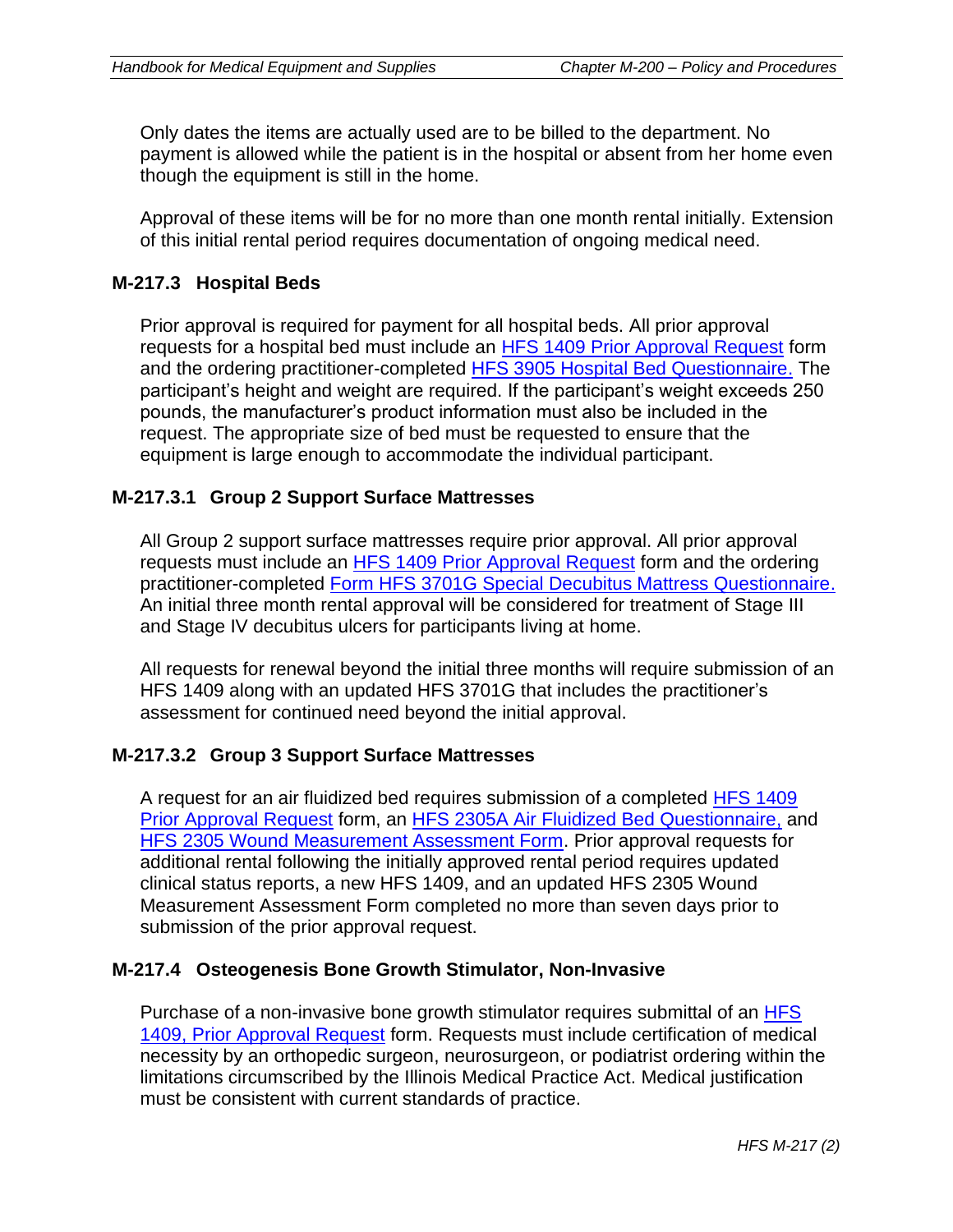Only dates the items are actually used are to be billed to the department. No payment is allowed while the patient is in the hospital or absent from her home even though the equipment is still in the home.

Approval of these items will be for no more than one month rental initially. Extension of this initial rental period requires documentation of ongoing medical need.

### M-217.3 Hospital Beds

Prior approval is required for payment for all hospital beds. All prior approval requests for a hospital bed must include an HFS 1409 Prior Approval Request form and the ordering practitioner-completed HFS 3905 Hospital Bed Questionnaire. The participant's height and weight are required. If the participant's weight exceeds 250 pounds, the manufacturer's product information must also be included in the request. The appropriate size of bed must be requested to ensure that the equipment is large enough to accommodate the individual participant.

#### M-217.3.1 Group 2 Support Surface Mattresses

All Group 2 support surface mattresses require prior approval. All prior approval requests must include an HFS 1409 Prior Approval Request form and the ordering practitioner-completed Form HFS 3701G Special Decubitus Mattress Questionnaire. An initial three month rental approval will be considered for treatment of Stage III and Stage IV decubitus ulcers for participants living at home.

All requests for renewal beyond the initial three months will require submission of an HFS 1409 along with an updated HFS 3701G that includes the practitioner's assessment for continued need beyond the initial approval.

#### M-217.3.2 Group 3 Support Surface Mattresses

A request for an air fluidized bed requires submission of a completed HFS 1409 Prior Approval Request form, an HFS 2305A Air Fluidized Bed Questionnaire, and HFS 2305 Wound Measurement Assessment Form. Prior approval requests for additional rental following the initially approved rental period requires updated clinical status reports, a new HFS 1409, and an updated HFS 2305 Wound Measurement Assessment Form completed no more than seven days prior to submission of the prior approval request.

### M-217.4 Osteogenesis Bone Growth Stimulator, Non-Invasive

Purchase of a non-invasive bone growth stimulator requires submittal of an HFS 1409, Prior Approval Request form. Requests must include certification of medical necessity by an orthopedic surgeon, neurosurgeon, or podiatrist ordering within the limitations circumscribed by the Illinois Medical Practice Act. Medical justification must be consistent with current standards of practice.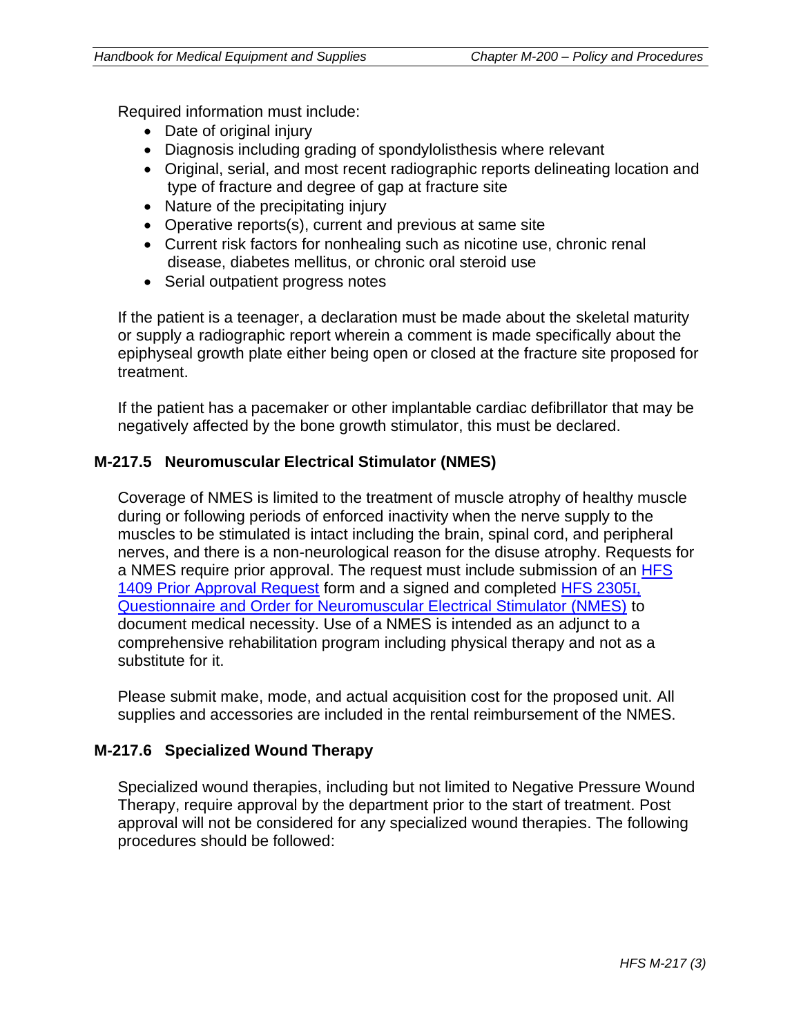Required information must include:

- Date of original injury
- Diagnosis including grading of spondylolisthesis where relevant
- Original, serial, and most recent radiographic reports delineating location and type of fracture and degree of gap at fracture site
- Nature of the precipitating injury
- Operative reports(s), current and previous at same site
- Current risk factors for nonhealing such as nicotine use, chronic renal disease, diabetes mellitus, or chronic oral steroid use
- Serial outpatient progress notes

If the patient is a teenager, a declaration must be made about the skeletal maturity or supply a radiographic report wherein a comment is made specifically about the epiphyseal growth plate either being open or closed at the fracture site proposed for treatment.

If the patient has a pacemaker or other implantable cardiac defibrillator that may be negatively affected by the bone growth stimulator, this must be declared.

### M-217.5 Neuromuscular Electrical Stimulator (NMES)

Coverage of NMES is limited to the treatment of muscle atrophy of healthy muscle during or following periods of enforced inactivity when the nerve supply to the muscles to be stimulated is intact including the brain, spinal cord, and peripheral nerves, and there is a non-neurological reason for the disuse atrophy. Requests for a NMES require prior approval. The request must include submission of an HFS 1409 Prior Approval Request form and a signed and completed HFS 2305I, Questionnaire and Order for Neuromuscular Electrical Stimulator (NMES) to document medical necessity. Use of a NMES is intended as an adjunct to a comprehensive rehabilitation program including physical therapy and not as a substitute for it.

Please submit make, mode, and actual acquisition cost for the proposed unit. All supplies and accessories are included in the rental reimbursement of the NMES.

### M-217.6 Specialized Wound Therapy

Specialized wound therapies, including but not limited to Negative Pressure Wound Therapy, require approval by the department prior to the start of treatment. Post approval will not be considered for any specialized wound therapies. The following procedures should be followed: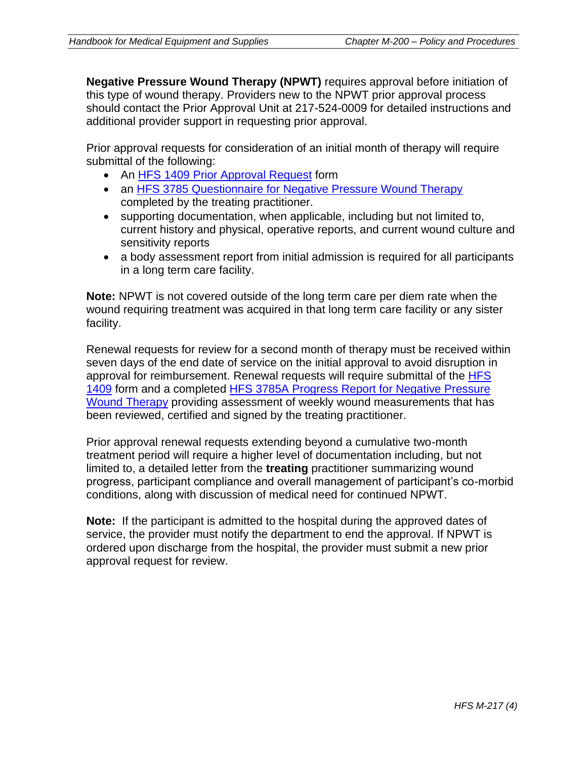**Negative Pressure Wound Therapy (NPWT)** requires approval before initiation of this type of wound therapy. Providers new to the NPWT prior approval process should contact the Prior Approval Unit at 217-524-0009 for detailed instructions and additional provider support in requesting prior approval.

Prior approval requests for consideration of an initial month of therapy will require submittal of the following:

- An HFS 1409 Prior Approval Request form
- an HFS 3785 Questionnaire for Negative Pressure Wound Therapy completed by the treating practitioner.
- supporting documentation, when applicable, including but not limited to, current history and physical, operative reports, and current wound culture and sensitivity reports
- a body assessment report from initial admission is required for all participants in a long term care facility.

**Note:** NPWT is not covered outside of the long term care per diem rate when the wound requiring treatment was acquired in that long term care facility or any sister facility.

Renewal requests for review for a second month of therapy must be received within seven days of the end date of service on the initial approval to avoid disruption in approval for reimbursement. Renewal requests will require submittal of the HFS 1409 form and a completed HFS 3785A Progress Report for Negative Pressure Wound Therapy providing assessment of weekly wound measurements that has been reviewed, certified and signed by the treating practitioner.

Prior approval renewal requests extending beyond a cumulative two-month treatment period will require a higher level of documentation including, but not limited to, a detailed letter from the **treating** practitioner summarizing wound progress, participant compliance and overall management of participant's co-morbid conditions, along with discussion of medical need for continued NPWT.

**Note:** If the participant is admitted to the hospital during the approved dates of service, the provider must notify the department to end the approval. If NPWT is ordered upon discharge from the hospital, the provider must submit a new prior approval request for review.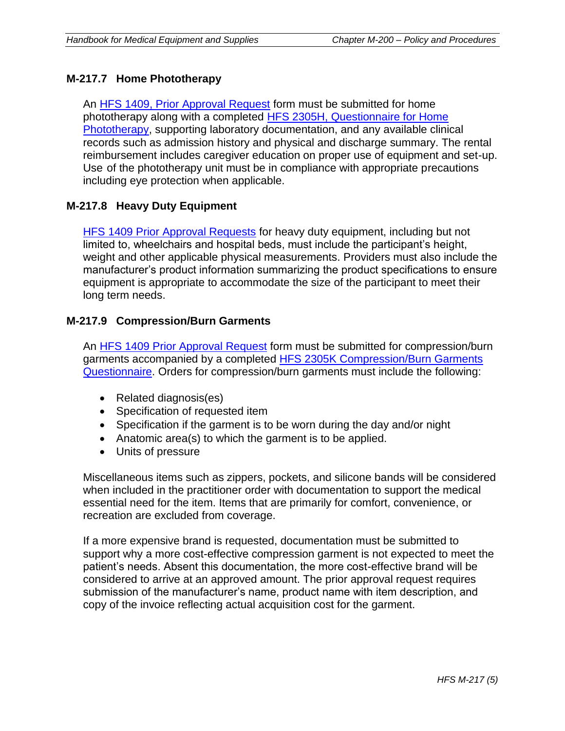### M-217.7 Home Phototherapy

An HFS 1409, Prior Approval Request form must be submitted for home phototherapy along with a completed HFS 2305H, Questionnaire for Home Phototherapy, supporting laboratory documentation, and any available clinical records such as admission history and physical and discharge summary. The rental reimbursement includes caregiver education on proper use of equipment and set-up. Use of the phototherapy unit must be in compliance with appropriate precautions including eye protection when applicable.

### M-217.8 Heavy Duty Equipment

HFS 1409 Prior Approval Requests for heavy duty equipment, including but not limited to, wheelchairs and hospital beds, must include the participant's height, weight and other applicable physical measurements. Providers must also include the manufacturer's product information summarizing the product specifications to ensure equipment is appropriate to accommodate the size of the participant to meet their long term needs.

### M-217.9 Compression/Burn Garments

An HFS 1409 Prior Approval Request form must be submitted for compression/burn garments accompanied by a completed HFS 2305K Compression/Burn Garments Questionnaire. Orders for compression/burn garments must include the following:

- Related diagnosis(es)
- Specification of requested item
- Specification if the garment is to be worn during the day and/or night
- Anatomic area(s) to which the garment is to be applied.
- Units of pressure

Miscellaneous items such as zippers, pockets, and silicone bands will be considered when included in the practitioner order with documentation to support the medical essential need for the item. Items that are primarily for comfort, convenience, or recreation are excluded from coverage.

If a more expensive brand is requested, documentation must be submitted to support why a more cost-effective compression garment is not expected to meet the patient's needs. Absent this documentation, the more cost-effective brand will be considered to arrive at an approved amount. The prior approval request requires submission of the manufacturer's name, product name with item description, and copy of the invoice reflecting actual acquisition cost for the garment.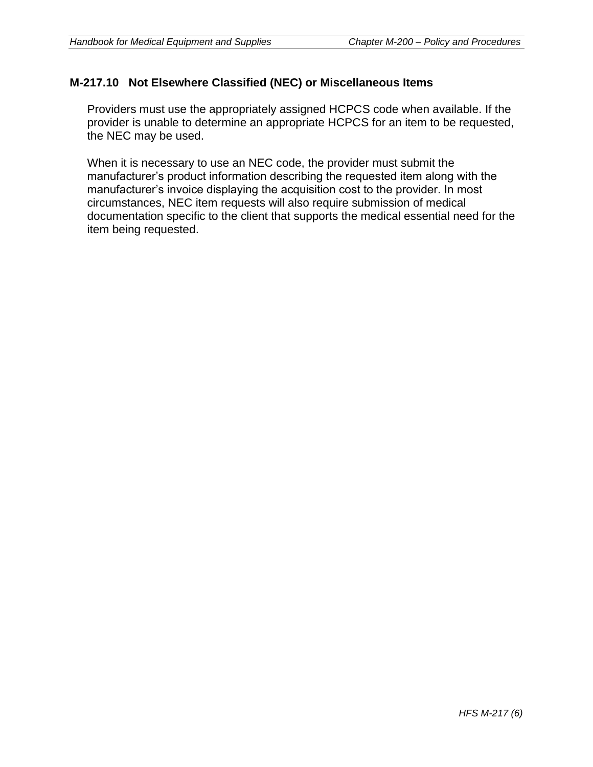## M-217.10 Not Elsewhere Classified (NEC) or Miscellaneous Items

Providers must use the appropriately assigned HCPCS code when available. If the provider is unable to determine an appropriate HCPCS for an item to be requested, the NEC may be used.

When it is necessary to use an NEC code, the provider must submit the manufacturer's product information describing the requested item along with the manufacturer's invoice displaying the acquisition cost to the provider. In most circumstances, NEC item requests will also require submission of medical documentation specific to the client that supports the medical essential need for the item being requested.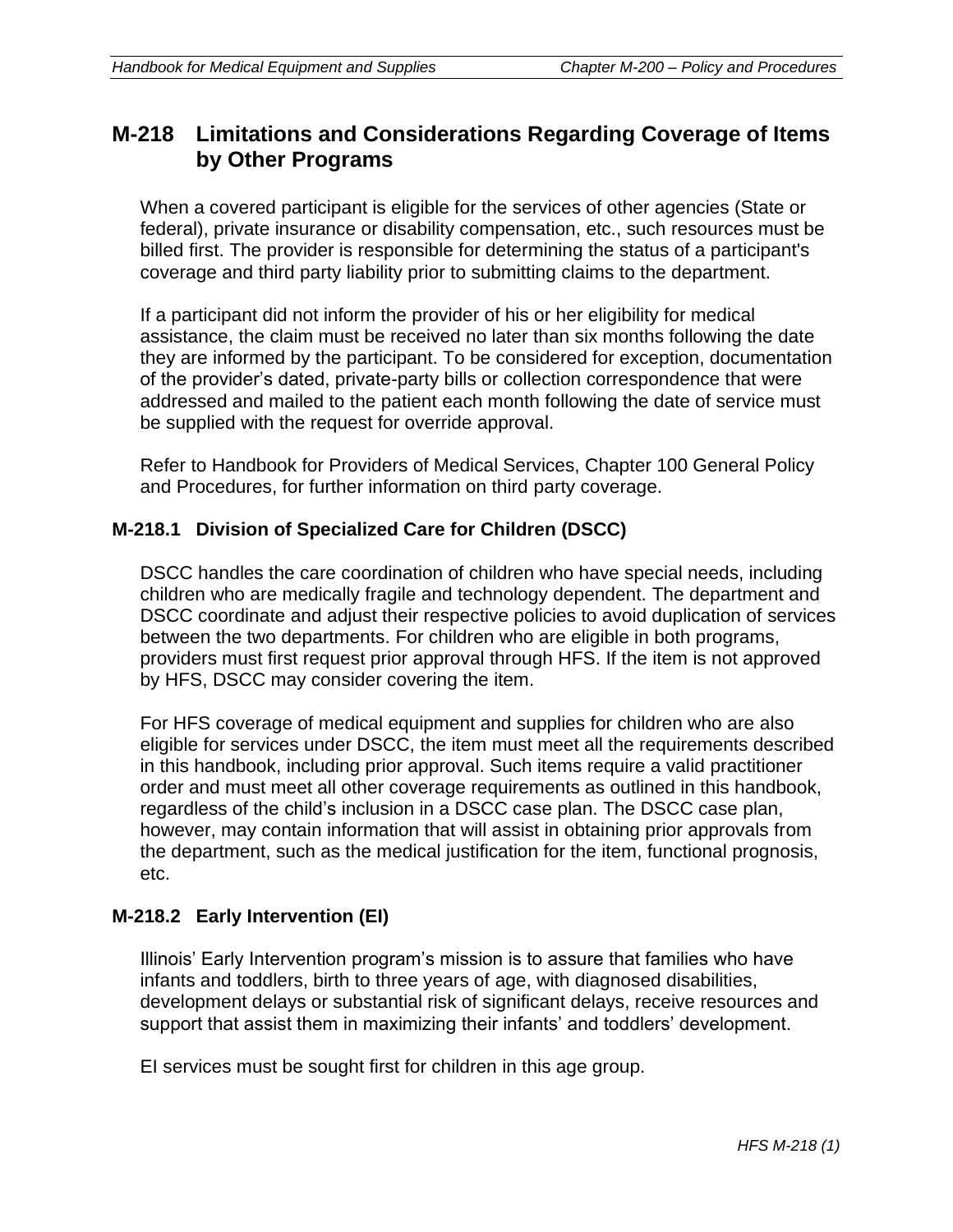## M-218 Limitations and Considerations Regarding Coverage of Items by Other Programs

When a covered participant is eligible for the services of other agencies (State or federal), private insurance or disability compensation, etc., such resources must be billed first. The provider is responsible for determining the status of a participant's coverage and third party liability prior to submitting claims to the department.

If a participant did not inform the provider of his or her eligibility for medical assistance, the claim must be received no later than six months following the date they are informed by the participant. To be considered for exception, documentation of the provider's dated, private-party bills or collection correspondence that were addressed and mailed to the patient each month following the date of service must be supplied with the request for override approval.

Refer to Handbook for Providers of Medical Services, Chapter 100 General Policy and Procedures, for further information on third party coverage.

### M-218.1 Division of Specialized Care for Children (DSCC)

DSCC handles the care coordination of children who have special needs, including children who are medically fragile and technology dependent. The department and DSCC coordinate and adjust their respective policies to avoid duplication of services between the two departments. For children who are eligible in both programs, providers must first request prior approval through HFS. If the item is not approved by HFS, DSCC may consider covering the item.

For HFS coverage of medical equipment and supplies for children who are also eligible for services under DSCC, the item must meet all the requirements described in this handbook, including prior approval. Such items require a valid practitioner order and must meet all other coverage requirements as outlined in this handbook, regardless of the child's inclusion in a DSCC case plan. The DSCC case plan, however, may contain information that will assist in obtaining prior approvals from the department, such as the medical justification for the item, functional prognosis, etc.

### M-218.2 Early Intervention (EI)

Illinois' Early Intervention program's mission is to assure that families who have infants and toddlers, birth to three years of age, with diagnosed disabilities, development delays or substantial risk of significant delays, receive resources and support that assist them in maximizing their infants' and toddlers' development.

EI services must be sought first for children in this age group.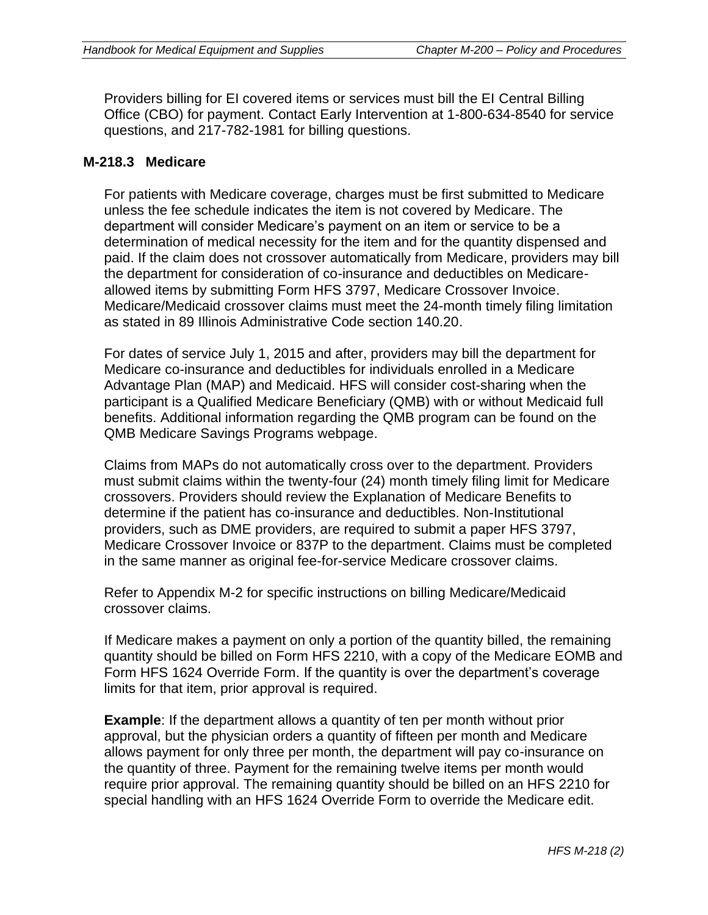Providers billing for EI covered items or services must bill the EI Central Billing Office (CBO) for payment. Contact Early Intervention at 1-800-634-8540 for service questions, and 217-782-1981 for billing questions.

### M-218.3 Medicare

For patients with Medicare coverage, charges must be first submitted to Medicare unless the fee schedule indicates the item is not covered by Medicare. The department will consider Medicare's payment on an item or service to be a determination of medical necessity for the item and for the quantity dispensed and paid. If the claim does not crossover automatically from Medicare, providers may bill the department for consideration of co-insurance and deductibles on Medicare-allowed items by submitting Form HFS 3797, Medicare Crossover Invoice. Medicare/Medicaid crossover claims must meet the 24-month timely filing limitation as stated in 89 Illinois Administrative Code section 140.20.

For dates of service July 1, 2015 and after, providers may bill the department for Medicare co-insurance and deductibles for individuals enrolled in a Medicare Advantage Plan (MAP) and Medicaid. HFS will consider cost-sharing when the participant is a Qualified Medicare Beneficiary (QMB) with or without Medicaid full benefits. Additional information regarding the QMB program can be found on the QMB Medicare Savings Programs webpage.

Claims from MAPs do not automatically cross over to the department. Providers must submit claims within the twenty-four (24) month timely filing limit for Medicare crossovers. Providers should review the Explanation of Medicare Benefits to determine if the patient has co-insurance and deductibles. Non-Institutional providers, such as DME providers, are required to submit a paper HFS 3797, Medicare Crossover Invoice or 837P to the department. Claims must be completed in the same manner as original fee-for-service Medicare crossover claims.

Refer to Appendix M-2 for specific instructions on billing Medicare/Medicaid crossover claims.

If Medicare makes a payment on only a portion of the quantity billed, the remaining quantity should be billed on Form HFS 2210, with a copy of the Medicare EOMB and Form HFS 1624 Override Form. If the quantity is over the department's coverage limits for that item, prior approval is required.

**Example**: If the department allows a quantity of ten per month without prior approval, but the physician orders a quantity of fifteen per month and Medicare allows payment for only three per month, the department will pay co-insurance on the quantity of three. Payment for the remaining twelve items per month would require prior approval. The remaining quantity should be billed on an HFS 2210 for special handling with an HFS 1624 Override Form to override the Medicare edit.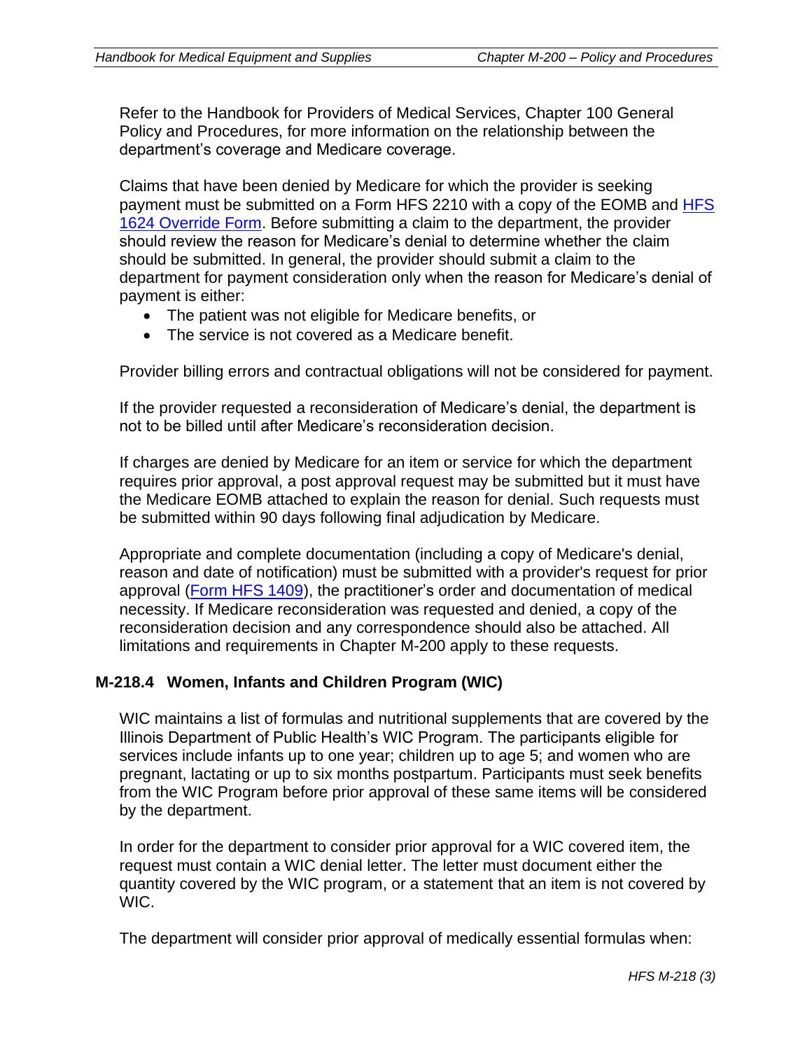Refer to the Handbook for Providers of Medical Services, Chapter 100 General Policy and Procedures, for more information on the relationship between the department's coverage and Medicare coverage.

Claims that have been denied by Medicare for which the provider is seeking payment must be submitted on a Form HFS 2210 with a copy of the EOMB and [HFS 1624 Override Form](). Before submitting a claim to the department, the provider should review the reason for Medicare's denial to determine whether the claim should be submitted. In general, the provider should submit a claim to the department for payment consideration only when the reason for Medicare's denial of payment is either:

- The patient was not eligible for Medicare benefits, or
- The service is not covered as a Medicare benefit.

Provider billing errors and contractual obligations will not be considered for payment.

If the provider requested a reconsideration of Medicare's denial, the department is not to be billed until after Medicare's reconsideration decision.

If charges are denied by Medicare for an item or service for which the department requires prior approval, a post approval request may be submitted but it must have the Medicare EOMB attached to explain the reason for denial. Such requests must be submitted within 90 days following final adjudication by Medicare.

Appropriate and complete documentation (including a copy of Medicare's denial, reason and date of notification) must be submitted with a provider's request for prior approval ([Form HFS 1409]()), the practitioner's order and documentation of medical necessity. If Medicare reconsideration was requested and denied, a copy of the reconsideration decision and any correspondence should also be attached. All limitations and requirements in Chapter M-200 apply to these requests.

### M-218.4 Women, Infants and Children Program (WIC)

WIC maintains a list of formulas and nutritional supplements that are covered by the Illinois Department of Public Health's WIC Program. The participants eligible for services include infants up to one year; children up to age 5; and women who are pregnant, lactating or up to six months postpartum. Participants must seek benefits from the WIC Program before prior approval of these same items will be considered by the department.

In order for the department to consider prior approval for a WIC covered item, the request must contain a WIC denial letter. The letter must document either the quantity covered by the WIC program, or a statement that an item is not covered by WIC.

The department will consider prior approval of medically essential formulas when: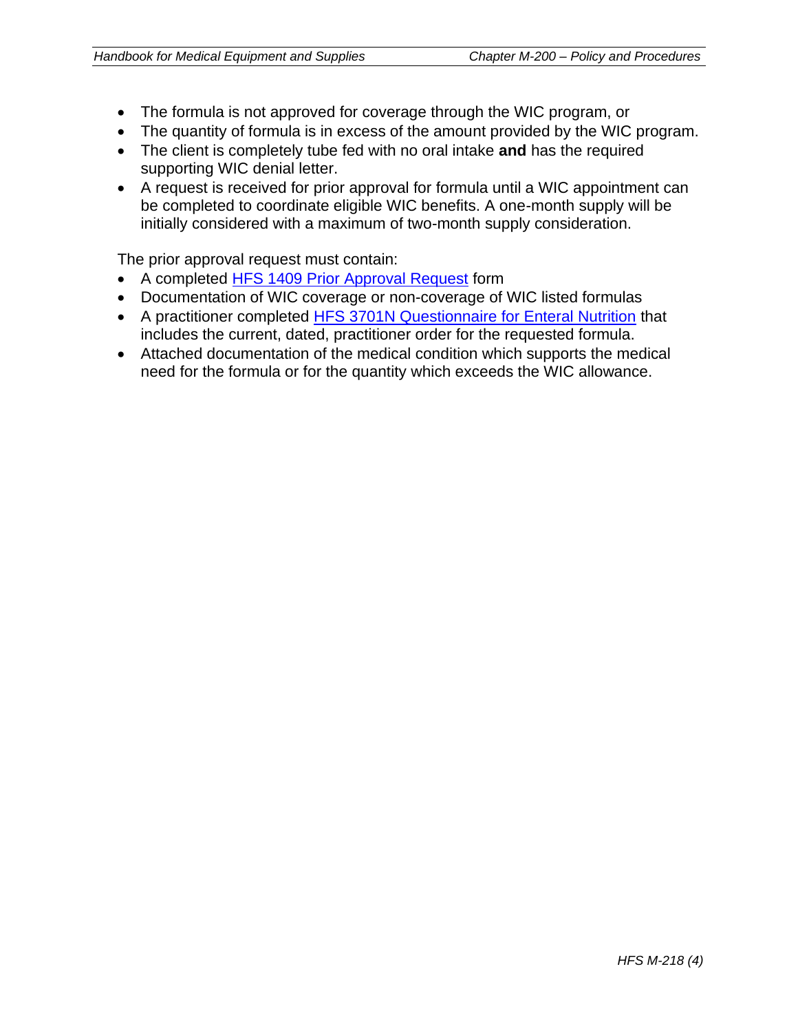- The formula is not approved for coverage through the WIC program, or
- The quantity of formula is in excess of the amount provided by the WIC program.
- The client is completely tube fed with no oral intake **and** has the required supporting WIC denial letter.
- A request is received for prior approval for formula until a WIC appointment can be completed to coordinate eligible WIC benefits. A one-month supply will be initially considered with a maximum of two-month supply consideration.

The prior approval request must contain:

- A completed HFS 1409 Prior Approval Request form
- Documentation of WIC coverage or non-coverage of WIC listed formulas
- A practitioner completed HFS 3701N Questionnaire for Enteral Nutrition that includes the current, dated, practitioner order for the requested formula.
- Attached documentation of the medical condition which supports the medical need for the formula or for the quantity which exceeds the WIC allowance.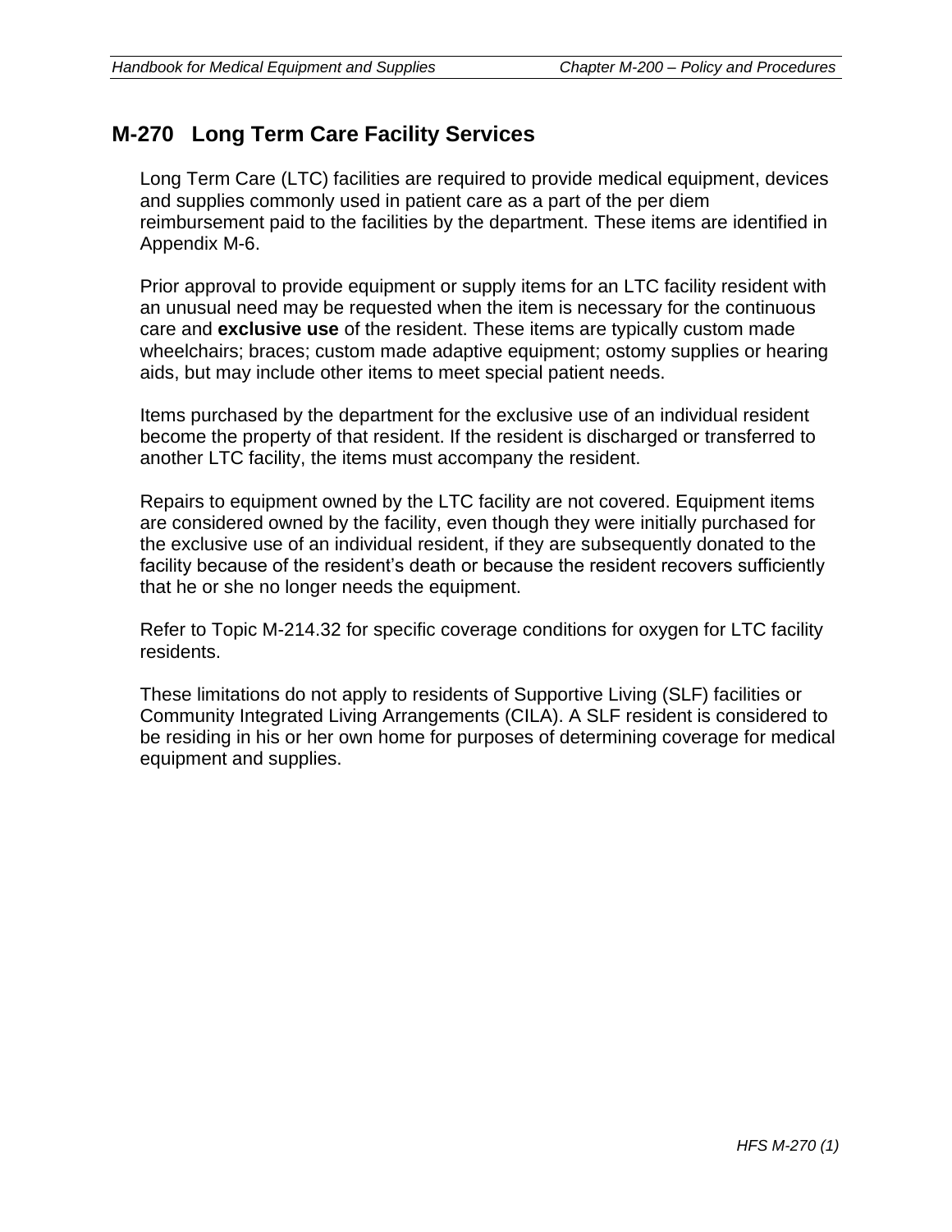## M-270 Long Term Care Facility Services

Long Term Care (LTC) facilities are required to provide medical equipment, devices and supplies commonly used in patient care as a part of the per diem reimbursement paid to the facilities by the department. These items are identified in Appendix M-6.

Prior approval to provide equipment or supply items for an LTC facility resident with an unusual need may be requested when the item is necessary for the continuous care and **exclusive use** of the resident. These items are typically custom made wheelchairs; braces; custom made adaptive equipment; ostomy supplies or hearing aids, but may include other items to meet special patient needs.

Items purchased by the department for the exclusive use of an individual resident become the property of that resident. If the resident is discharged or transferred to another LTC facility, the items must accompany the resident.

Repairs to equipment owned by the LTC facility are not covered. Equipment items are considered owned by the facility, even though they were initially purchased for the exclusive use of an individual resident, if they are subsequently donated to the facility because of the resident's death or because the resident recovers sufficiently that he or she no longer needs the equipment.

Refer to Topic M-214.32 for specific coverage conditions for oxygen for LTC facility residents.

These limitations do not apply to residents of Supportive Living (SLF) facilities or Community Integrated Living Arrangements (CILA). A SLF resident is considered to be residing in his or her own home for purposes of determining coverage for medical equipment and supplies.